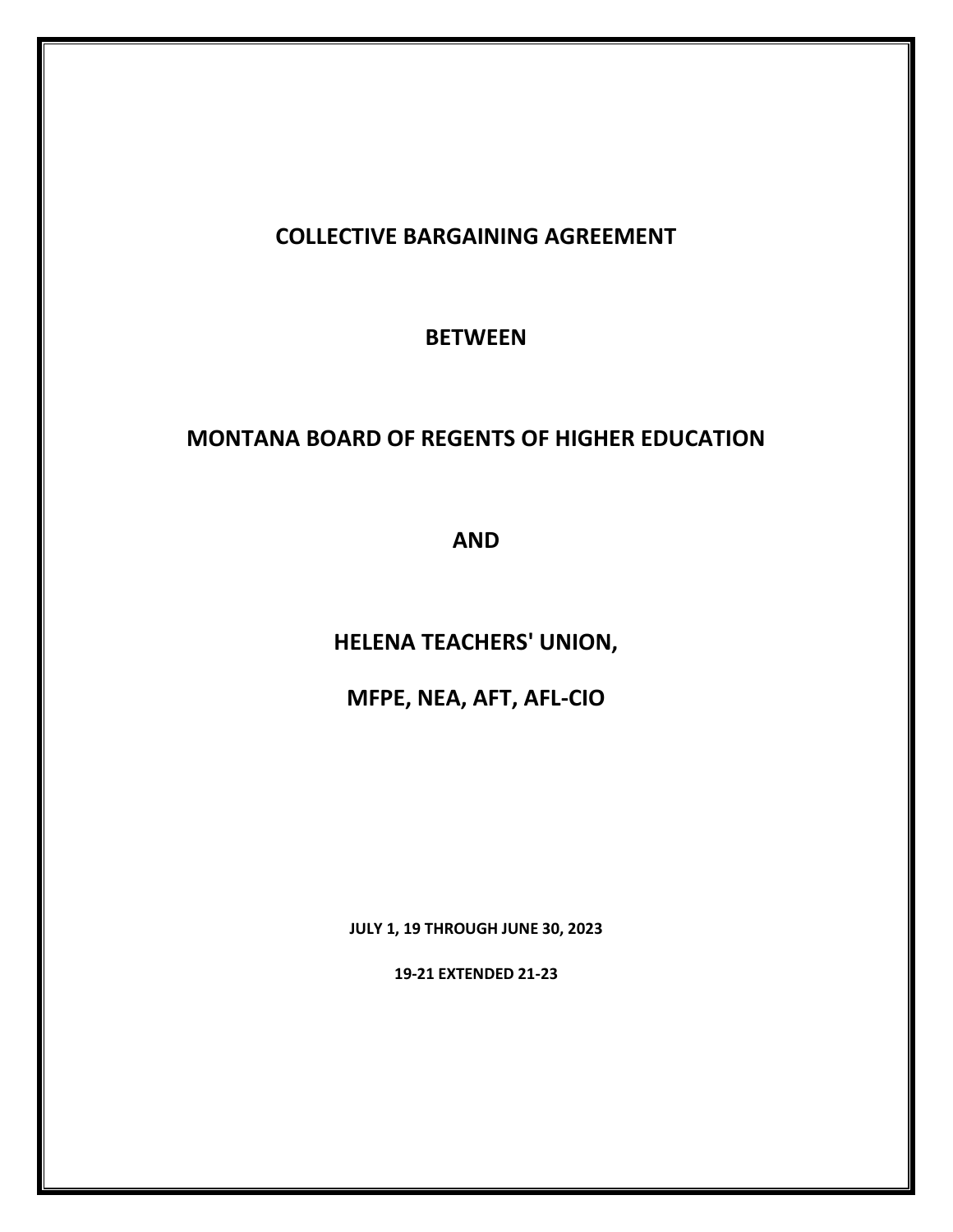# COLLECTIVE BARGAINING AGREEMENT

# BETWEEN

# MONTANA BOARD OF REGENTS OF HIGHER EDUCATION

# AND

# HELENA TEACHERS' UNION,

# MFPE, NEA, AFT, AFL-CIO

**JULY 1, 19 THROUGH JUNE 30, 2023**

**19-21 EXTENDED 21-23**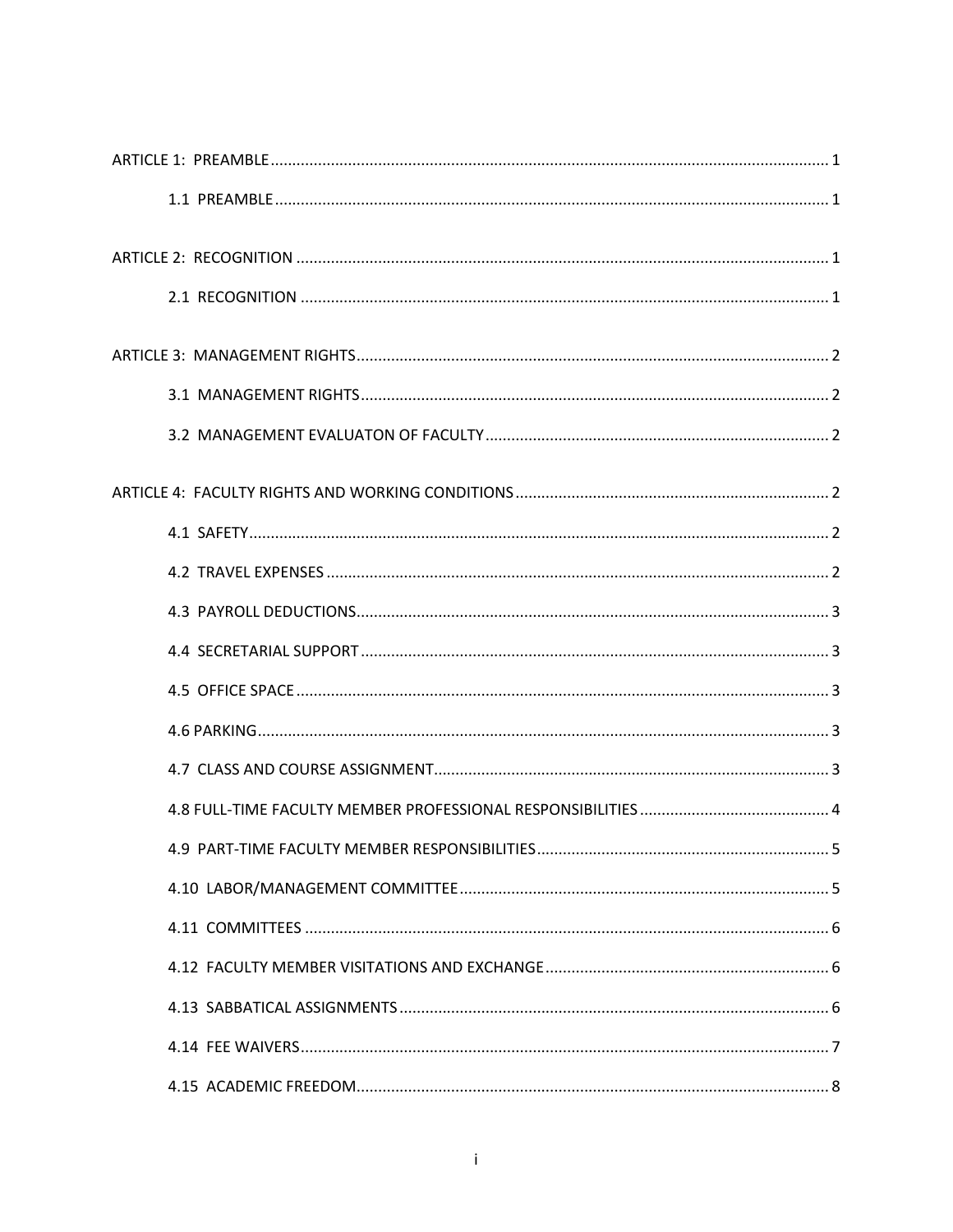ARTICLE 1: PREAMBLE .................................................................................................................... 1

1.1 PREAMBLE .................................................................................................................... 1

ARTICLE 2: RECOGNITION .............................................................................................................. 1

2.1 RECOGNITION .............................................................................................................. 1

ARTICLE 3: MANAGEMENT RIGHTS ................................................................................................ 2

3.1 MANAGEMENT RIGHTS ................................................................................................ 2

3.2 MANAGEMENT EVALUATON OF FACULTY ................................................................... 2

ARTICLE 4: FACULTY RIGHTS AND WORKING CONDITIONS ........................................................... 2

4.1 SAFETY .......................................................................................................................... 2

4.2 TRAVEL EXPENSES ........................................................................................................ 2

4.3 PAYROLL DEDUCTIONS ................................................................................................. 3

4.4 SECRETARIAL SUPPORT ................................................................................................ 3

4.5 OFFICE SPACE ............................................................................................................... 3

4.6 PARKING ........................................................................................................................ 3

4.7 CLASS AND COURSE ASSIGNMENT ............................................................................... 3

4.8 FULL-TIME FACULTY MEMBER PROFESSIONAL RESPONSIBILITIES ............................... 4

4.9 PART-TIME FACULTY MEMBER RESPONSIBILITIES ....................................................... 5

4.10 LABOR/MANAGEMENT COMMITTEE .......................................................................... 5

4.11 COMMITTEES .............................................................................................................. 6

4.12 FACULTY MEMBER VISITATIONS AND EXCHANGE ...................................................... 6

4.13 SABBATICAL ASSIGNMENTS ....................................................................................... 6

4.14 FEE WAIVERS ............................................................................................................... 7

4.15 ACADEMIC FREEDOM ................................................................................................. 8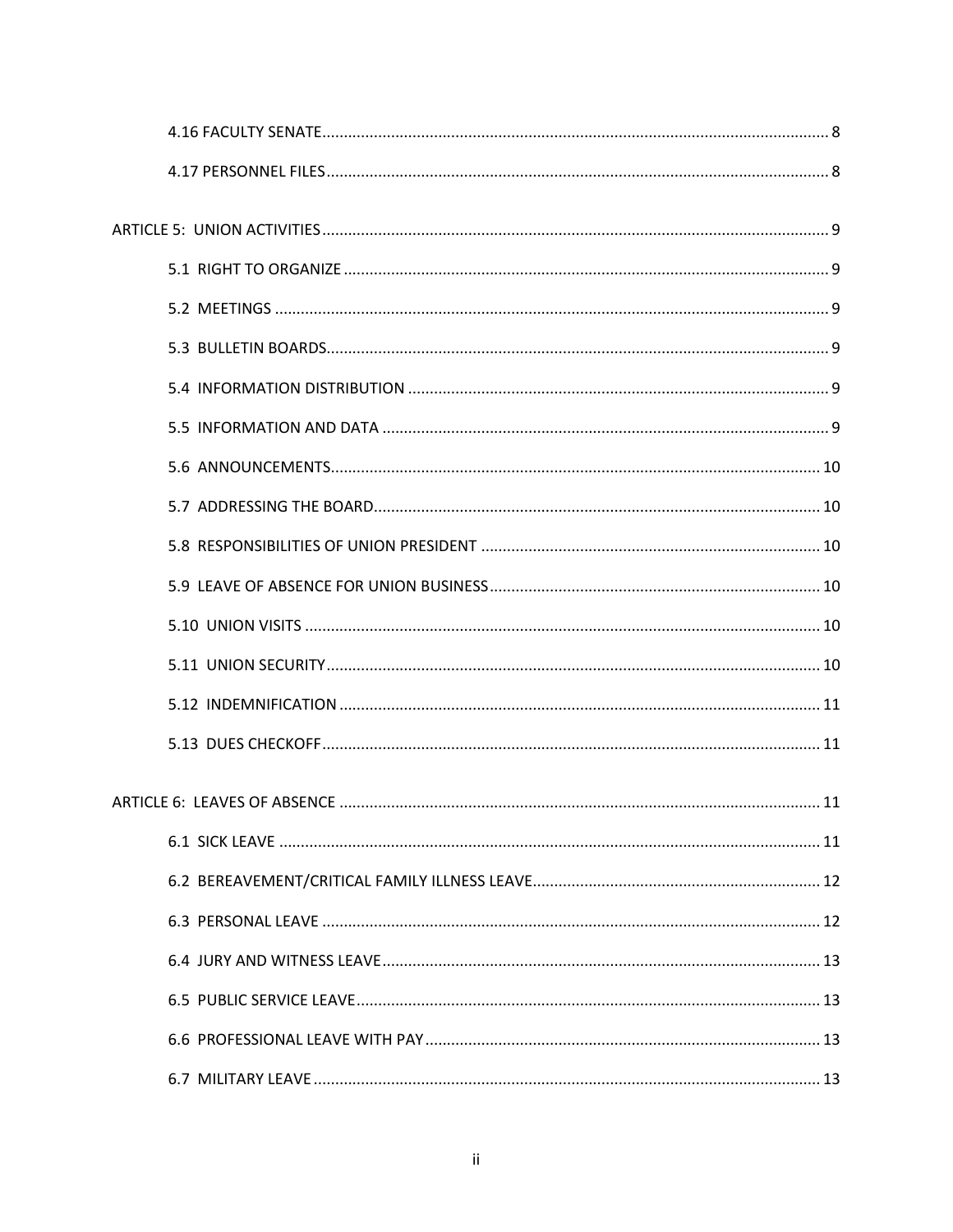4.16 FACULTY SENATE .......... 8

4.17 PERSONNEL FILES .......... 8

ARTICLE 5: UNION ACTIVITIES .......... 9

5.1 RIGHT TO ORGANIZE .......... 9

5.2 MEETINGS .......... 9

5.3 BULLETIN BOARDS .......... 9

5.4 INFORMATION DISTRIBUTION .......... 9

5.5 INFORMATION AND DATA .......... 9

5.6 ANNOUNCEMENTS .......... 10

5.7 ADDRESSING THE BOARD .......... 10

5.8 RESPONSIBILITIES OF UNION PRESIDENT .......... 10

5.9 LEAVE OF ABSENCE FOR UNION BUSINESS .......... 10

5.10 UNION VISITS .......... 10

5.11 UNION SECURITY .......... 10

5.12 INDEMNIFICATION .......... 11

5.13 DUES CHECKOFF .......... 11

ARTICLE 6: LEAVES OF ABSENCE .......... 11

6.1 SICK LEAVE .......... 11

6.2 BEREAVEMENT/CRITICAL FAMILY ILLNESS LEAVE .......... 12

6.3 PERSONAL LEAVE .......... 12

6.4 JURY AND WITNESS LEAVE .......... 13

6.5 PUBLIC SERVICE LEAVE .......... 13

6.6 PROFESSIONAL LEAVE WITH PAY .......... 13

6.7 MILITARY LEAVE .......... 13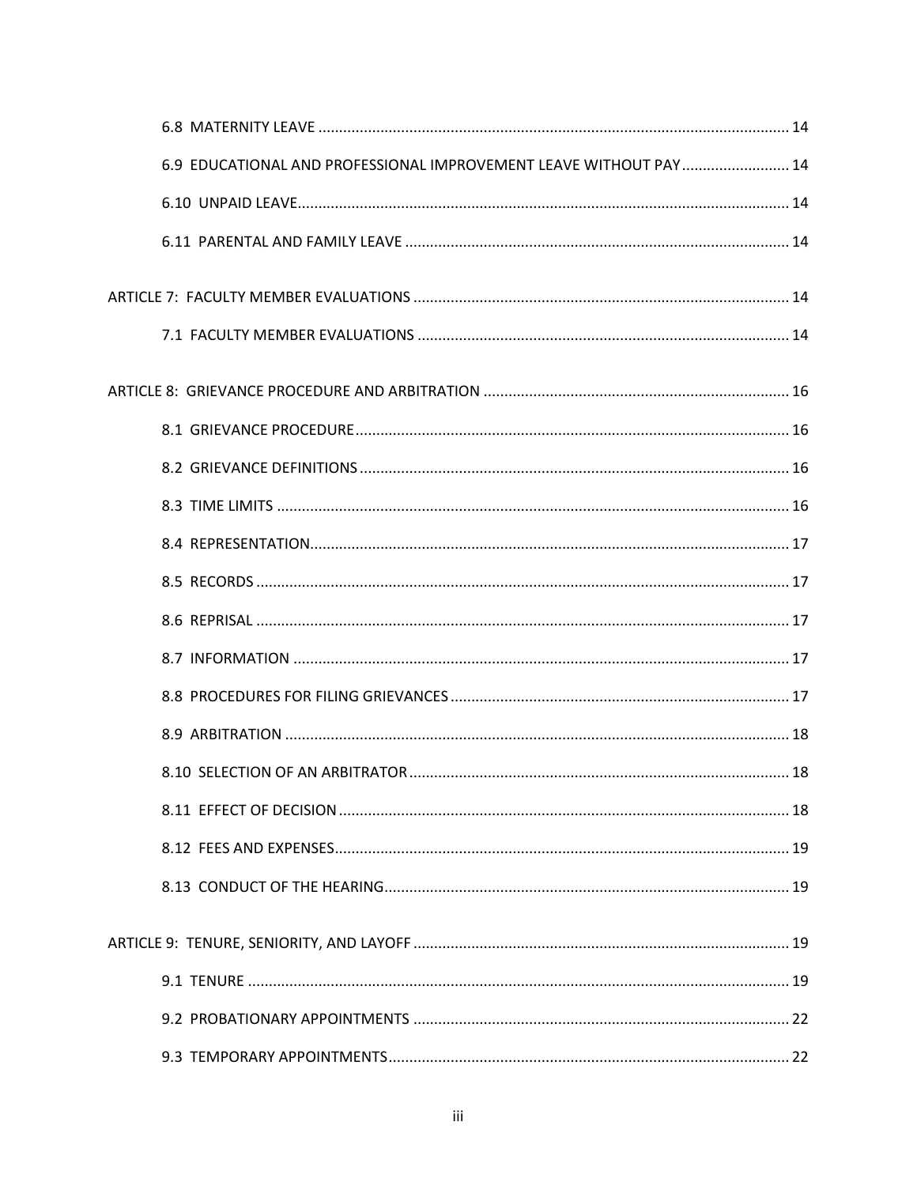6.8 MATERNITY LEAVE ................................................................................................................. 14

6.9 EDUCATIONAL AND PROFESSIONAL IMPROVEMENT LEAVE WITHOUT PAY ......................... 14

6.10 UNPAID LEAVE ...................................................................................................................... 14

6.11 PARENTAL AND FAMILY LEAVE ............................................................................................ 14

ARTICLE 7: FACULTY MEMBER EVALUATIONS .......................................................................................... 14

7.1 FACULTY MEMBER EVALUATIONS ......................................................................................... 14

ARTICLE 8: GRIEVANCE PROCEDURE AND ARBITRATION .......................................................................... 16

8.1 GRIEVANCE PROCEDURE ........................................................................................................ 16

8.2 GRIEVANCE DEFINITIONS ....................................................................................................... 16

8.3 TIME LIMITS ........................................................................................................................... 16

8.4 REPRESENTATION ................................................................................................................... 17

8.5 RECORDS ................................................................................................................................ 17

8.6 REPRISAL ................................................................................................................................ 17

8.7 INFORMATION ....................................................................................................................... 17

8.8 PROCEDURES FOR FILING GRIEVANCES ................................................................................. 17

8.9 ARBITRATION ......................................................................................................................... 18

8.10 SELECTION OF AN ARBITRATOR ........................................................................................... 18

8.11 EFFECT OF DECISION ............................................................................................................ 18

8.12 FEES AND EXPENSES ............................................................................................................. 19

8.13 CONDUCT OF THE HEARING ................................................................................................. 19

ARTICLE 9: TENURE, SENIORITY, AND LAYOFF .......................................................................................... 19

9.1 TENURE .................................................................................................................................. 19

9.2 PROBATIONARY APPOINTMENTS .......................................................................................... 22

9.3 TEMPORARY APPOINTMENTS ................................................................................................ 22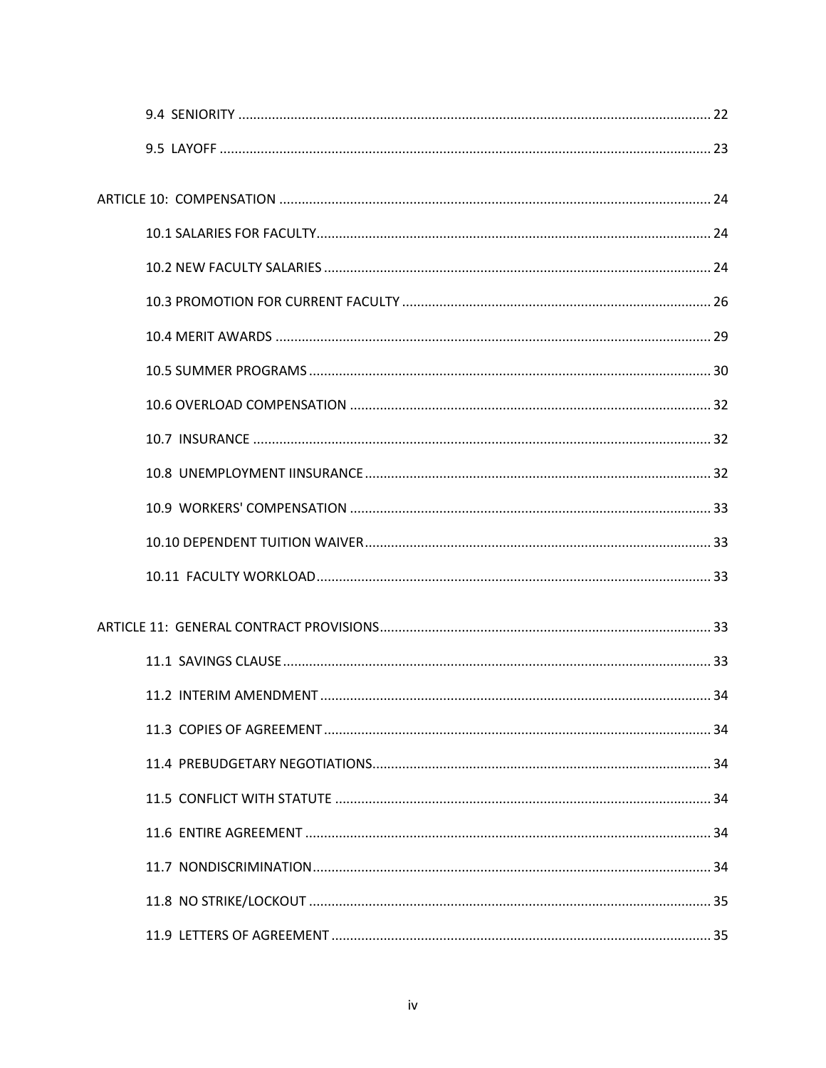9.4 SENIORITY .......... 22

9.5 LAYOFF .......... 23

ARTICLE 10: COMPENSATION .......... 24

10.1 SALARIES FOR FACULTY .......... 24

10.2 NEW FACULTY SALARIES .......... 24

10.3 PROMOTION FOR CURRENT FACULTY .......... 26

10.4 MERIT AWARDS .......... 29

10.5 SUMMER PROGRAMS .......... 30

10.6 OVERLOAD COMPENSATION .......... 32

10.7 INSURANCE .......... 32

10.8 UNEMPLOYMENT IINSURANCE .......... 32

10.9 WORKERS' COMPENSATION .......... 33

10.10 DEPENDENT TUITION WAIVER .......... 33

10.11 FACULTY WORKLOAD .......... 33

ARTICLE 11: GENERAL CONTRACT PROVISIONS .......... 33

11.1 SAVINGS CLAUSE .......... 33

11.2 INTERIM AMENDMENT .......... 34

11.3 COPIES OF AGREEMENT .......... 34

11.4 PREBUDGETARY NEGOTIATIONS .......... 34

11.5 CONFLICT WITH STATUTE .......... 34

11.6 ENTIRE AGREEMENT .......... 34

11.7 NONDISCRIMINATION .......... 34

11.8 NO STRIKE/LOCKOUT .......... 35

11.9 LETTERS OF AGREEMENT .......... 35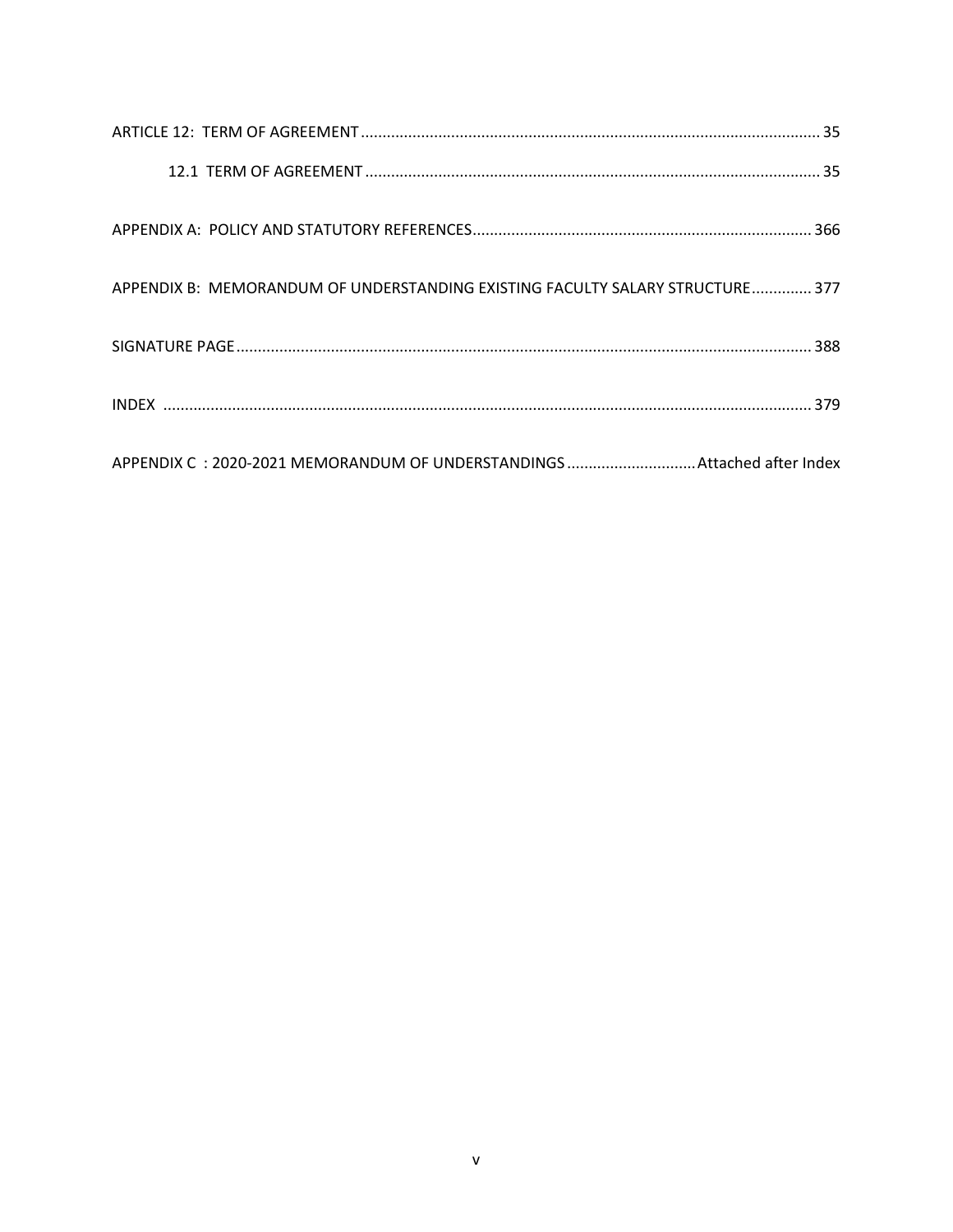ARTICLE 12: TERM OF AGREEMENT .......... 35

  12.1 TERM OF AGREEMENT .......... 35

APPENDIX A: POLICY AND STATUTORY REFERENCES .......... 366

APPENDIX B: MEMORANDUM OF UNDERSTANDING EXISTING FACULTY SALARY STRUCTURE .......... 377

SIGNATURE PAGE .......... 388

INDEX .......... 379

APPENDIX C : 2020-2021 MEMORANDUM OF UNDERSTANDINGS .......... Attached after Index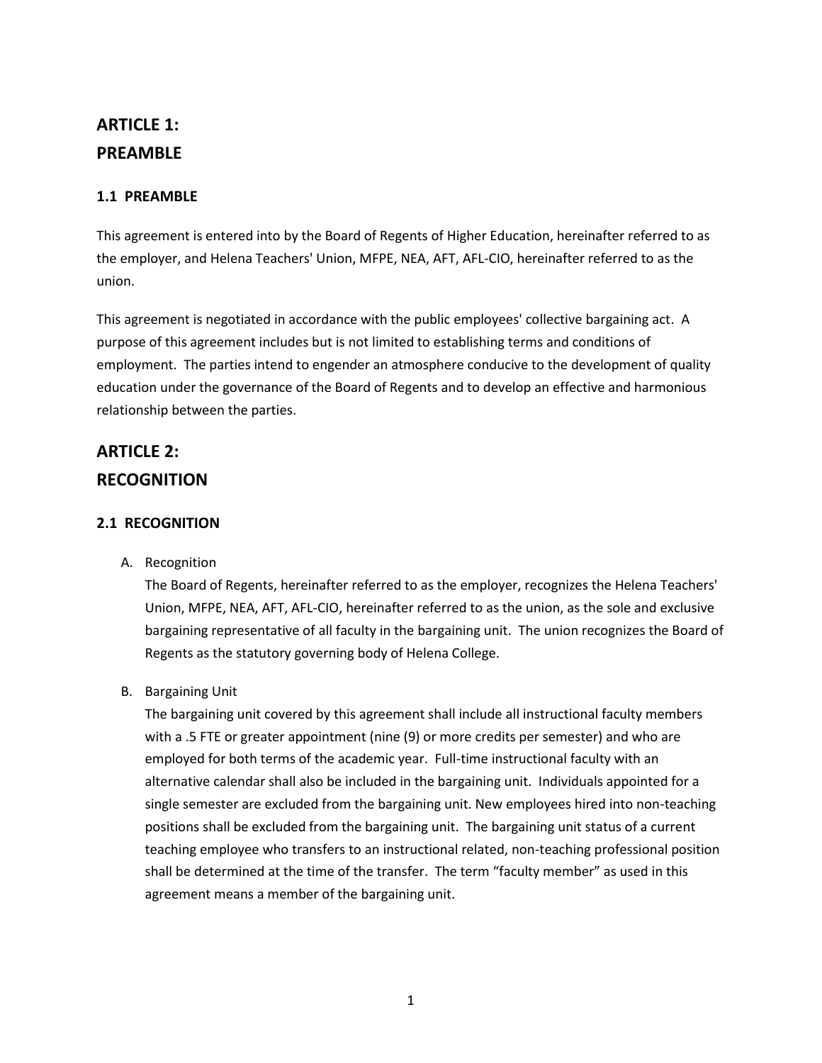# ARTICLE 1: PREAMBLE

## 1.1 PREAMBLE

This agreement is entered into by the Board of Regents of Higher Education, hereinafter referred to as the employer, and Helena Teachers' Union, MFPE, NEA, AFT, AFL-CIO, hereinafter referred to as the union.

This agreement is negotiated in accordance with the public employees' collective bargaining act. A purpose of this agreement includes but is not limited to establishing terms and conditions of employment. The parties intend to engender an atmosphere conducive to the development of quality education under the governance of the Board of Regents and to develop an effective and harmonious relationship between the parties.

# ARTICLE 2: RECOGNITION

## 2.1 RECOGNITION

A. Recognition
   The Board of Regents, hereinafter referred to as the employer, recognizes the Helena Teachers' Union, MFPE, NEA, AFT, AFL-CIO, hereinafter referred to as the union, as the sole and exclusive bargaining representative of all faculty in the bargaining unit. The union recognizes the Board of Regents as the statutory governing body of Helena College.

B. Bargaining Unit
   The bargaining unit covered by this agreement shall include all instructional faculty members with a .5 FTE or greater appointment (nine (9) or more credits per semester) and who are employed for both terms of the academic year. Full-time instructional faculty with an alternative calendar shall also be included in the bargaining unit. Individuals appointed for a single semester are excluded from the bargaining unit. New employees hired into non-teaching positions shall be excluded from the bargaining unit. The bargaining unit status of a current teaching employee who transfers to an instructional related, non-teaching professional position shall be determined at the time of the transfer. The term "faculty member" as used in this agreement means a member of the bargaining unit.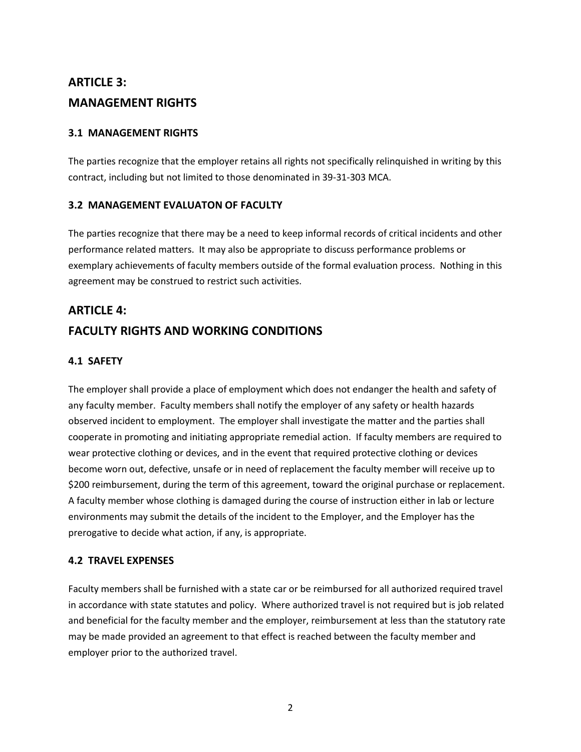## ARTICLE 3:
## MANAGEMENT RIGHTS

### 3.1 MANAGEMENT RIGHTS

The parties recognize that the employer retains all rights not specifically relinquished in writing by this contract, including but not limited to those denominated in 39-31-303 MCA.

### 3.2 MANAGEMENT EVALUATON OF FACULTY

The parties recognize that there may be a need to keep informal records of critical incidents and other performance related matters. It may also be appropriate to discuss performance problems or exemplary achievements of faculty members outside of the formal evaluation process. Nothing in this agreement may be construed to restrict such activities.

## ARTICLE 4:
## FACULTY RIGHTS AND WORKING CONDITIONS

### 4.1 SAFETY

The employer shall provide a place of employment which does not endanger the health and safety of any faculty member. Faculty members shall notify the employer of any safety or health hazards observed incident to employment. The employer shall investigate the matter and the parties shall cooperate in promoting and initiating appropriate remedial action. If faculty members are required to wear protective clothing or devices, and in the event that required protective clothing or devices become worn out, defective, unsafe or in need of replacement the faculty member will receive up to $200 reimbursement, during the term of this agreement, toward the original purchase or replacement. A faculty member whose clothing is damaged during the course of instruction either in lab or lecture environments may submit the details of the incident to the Employer, and the Employer has the prerogative to decide what action, if any, is appropriate.

### 4.2 TRAVEL EXPENSES

Faculty members shall be furnished with a state car or be reimbursed for all authorized required travel in accordance with state statutes and policy. Where authorized travel is not required but is job related and beneficial for the faculty member and the employer, reimbursement at less than the statutory rate may be made provided an agreement to that effect is reached between the faculty member and employer prior to the authorized travel.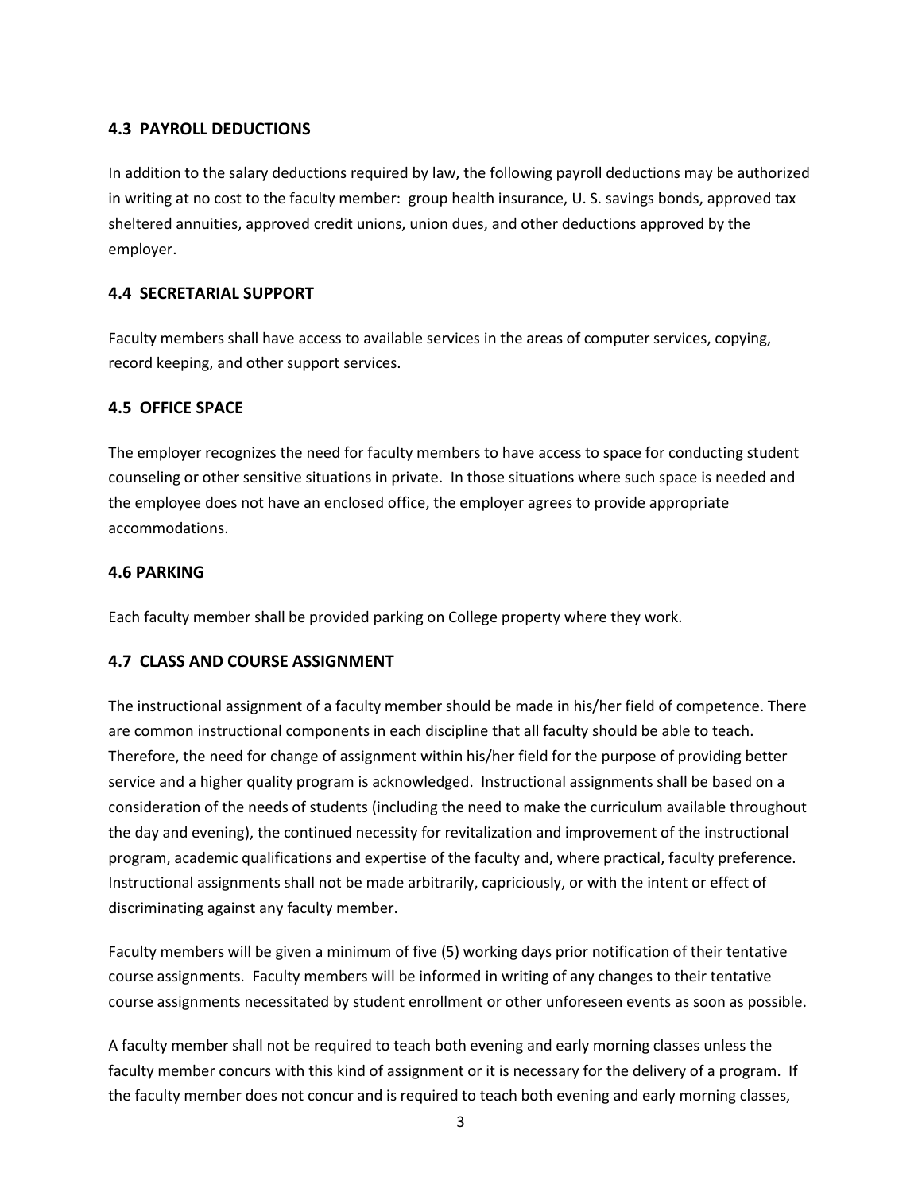### 4.3 PAYROLL DEDUCTIONS

In addition to the salary deductions required by law, the following payroll deductions may be authorized in writing at no cost to the faculty member: group health insurance, U. S. savings bonds, approved tax sheltered annuities, approved credit unions, union dues, and other deductions approved by the employer.

### 4.4 SECRETARIAL SUPPORT

Faculty members shall have access to available services in the areas of computer services, copying, record keeping, and other support services.

### 4.5 OFFICE SPACE

The employer recognizes the need for faculty members to have access to space for conducting student counseling or other sensitive situations in private. In those situations where such space is needed and the employee does not have an enclosed office, the employer agrees to provide appropriate accommodations.

### 4.6 PARKING

Each faculty member shall be provided parking on College property where they work.

### 4.7 CLASS AND COURSE ASSIGNMENT

The instructional assignment of a faculty member should be made in his/her field of competence. There are common instructional components in each discipline that all faculty should be able to teach. Therefore, the need for change of assignment within his/her field for the purpose of providing better service and a higher quality program is acknowledged. Instructional assignments shall be based on a consideration of the needs of students (including the need to make the curriculum available throughout the day and evening), the continued necessity for revitalization and improvement of the instructional program, academic qualifications and expertise of the faculty and, where practical, faculty preference. Instructional assignments shall not be made arbitrarily, capriciously, or with the intent or effect of discriminating against any faculty member.

Faculty members will be given a minimum of five (5) working days prior notification of their tentative course assignments. Faculty members will be informed in writing of any changes to their tentative course assignments necessitated by student enrollment or other unforeseen events as soon as possible.

A faculty member shall not be required to teach both evening and early morning classes unless the faculty member concurs with this kind of assignment or it is necessary for the delivery of a program. If the faculty member does not concur and is required to teach both evening and early morning classes,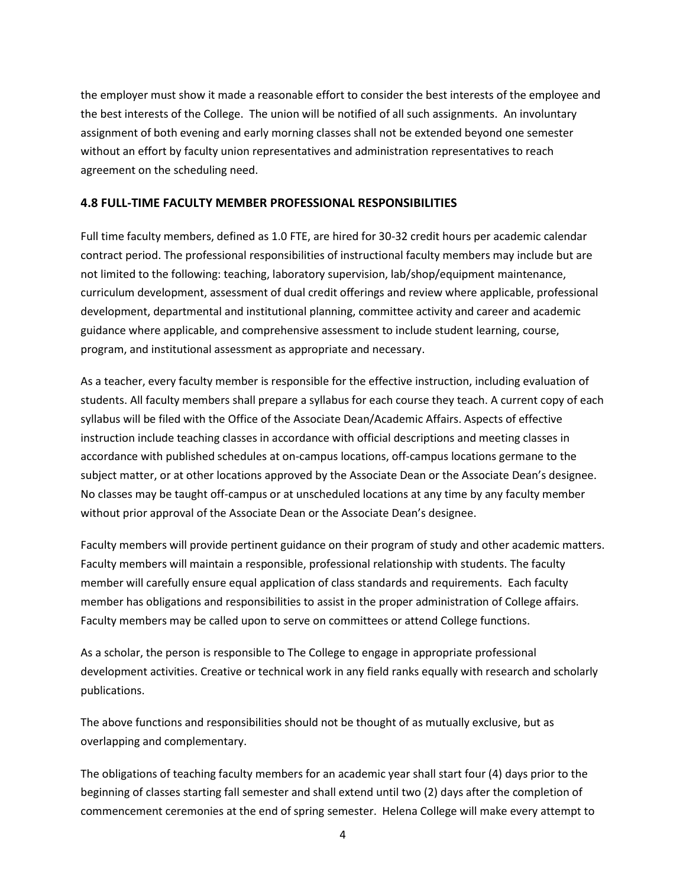the employer must show it made a reasonable effort to consider the best interests of the employee and the best interests of the College. The union will be notified of all such assignments. An involuntary assignment of both evening and early morning classes shall not be extended beyond one semester without an effort by faculty union representatives and administration representatives to reach agreement on the scheduling need.

## 4.8 FULL-TIME FACULTY MEMBER PROFESSIONAL RESPONSIBILITIES

Full time faculty members, defined as 1.0 FTE, are hired for 30-32 credit hours per academic calendar contract period. The professional responsibilities of instructional faculty members may include but are not limited to the following: teaching, laboratory supervision, lab/shop/equipment maintenance, curriculum development, assessment of dual credit offerings and review where applicable, professional development, departmental and institutional planning, committee activity and career and academic guidance where applicable, and comprehensive assessment to include student learning, course, program, and institutional assessment as appropriate and necessary.

As a teacher, every faculty member is responsible for the effective instruction, including evaluation of students. All faculty members shall prepare a syllabus for each course they teach. A current copy of each syllabus will be filed with the Office of the Associate Dean/Academic Affairs. Aspects of effective instruction include teaching classes in accordance with official descriptions and meeting classes in accordance with published schedules at on-campus locations, off-campus locations germane to the subject matter, or at other locations approved by the Associate Dean or the Associate Dean's designee. No classes may be taught off-campus or at unscheduled locations at any time by any faculty member without prior approval of the Associate Dean or the Associate Dean's designee.

Faculty members will provide pertinent guidance on their program of study and other academic matters. Faculty members will maintain a responsible, professional relationship with students. The faculty member will carefully ensure equal application of class standards and requirements. Each faculty member has obligations and responsibilities to assist in the proper administration of College affairs. Faculty members may be called upon to serve on committees or attend College functions.

As a scholar, the person is responsible to The College to engage in appropriate professional development activities. Creative or technical work in any field ranks equally with research and scholarly publications.

The above functions and responsibilities should not be thought of as mutually exclusive, but as overlapping and complementary.

The obligations of teaching faculty members for an academic year shall start four (4) days prior to the beginning of classes starting fall semester and shall extend until two (2) days after the completion of commencement ceremonies at the end of spring semester. Helena College will make every attempt to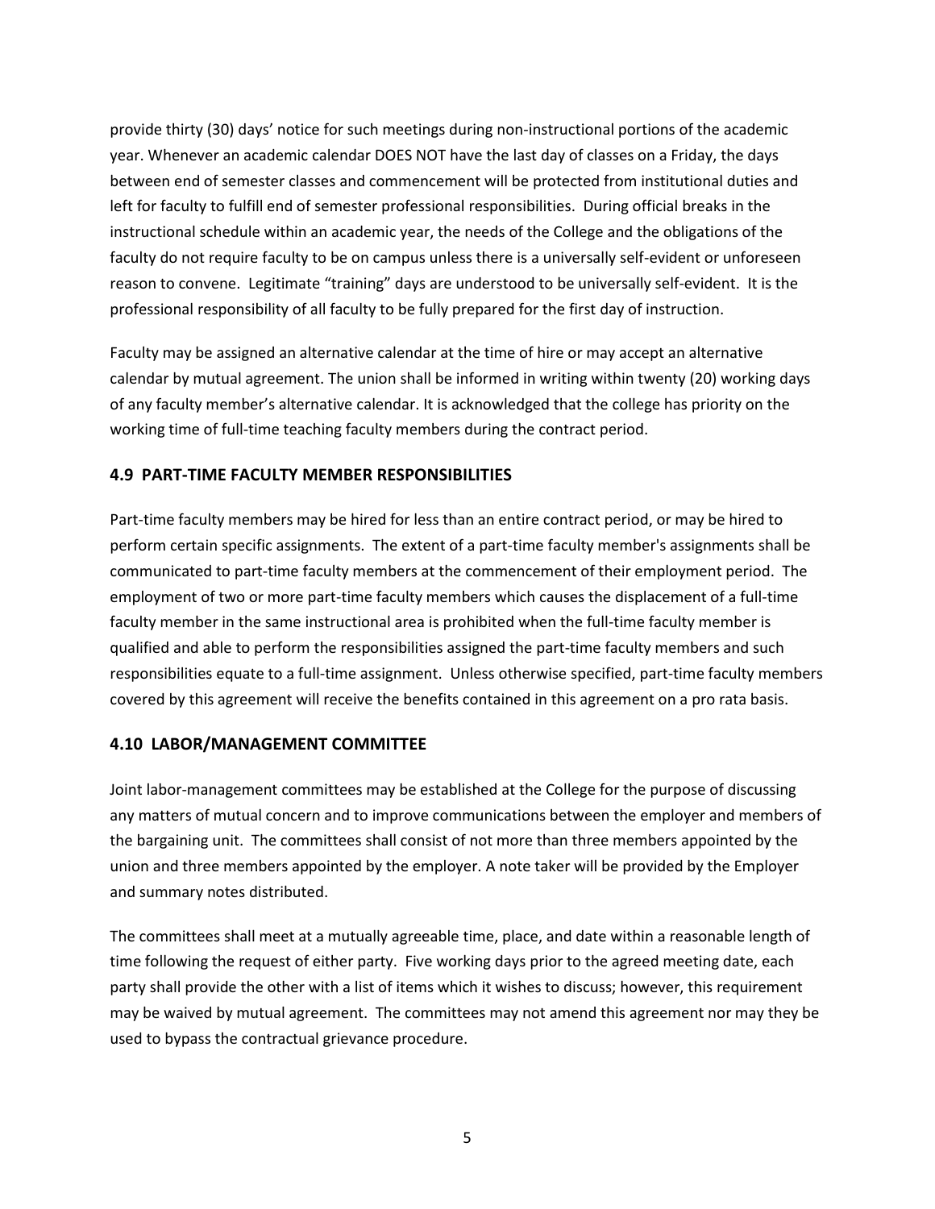provide thirty (30) days' notice for such meetings during non-instructional portions of the academic year. Whenever an academic calendar DOES NOT have the last day of classes on a Friday, the days between end of semester classes and commencement will be protected from institutional duties and left for faculty to fulfill end of semester professional responsibilities. During official breaks in the instructional schedule within an academic year, the needs of the College and the obligations of the faculty do not require faculty to be on campus unless there is a universally self-evident or unforeseen reason to convene. Legitimate "training" days are understood to be universally self-evident. It is the professional responsibility of all faculty to be fully prepared for the first day of instruction.

Faculty may be assigned an alternative calendar at the time of hire or may accept an alternative calendar by mutual agreement. The union shall be informed in writing within twenty (20) working days of any faculty member's alternative calendar. It is acknowledged that the college has priority on the working time of full-time teaching faculty members during the contract period.

### 4.9 PART-TIME FACULTY MEMBER RESPONSIBILITIES

Part-time faculty members may be hired for less than an entire contract period, or may be hired to perform certain specific assignments. The extent of a part-time faculty member's assignments shall be communicated to part-time faculty members at the commencement of their employment period. The employment of two or more part-time faculty members which causes the displacement of a full-time faculty member in the same instructional area is prohibited when the full-time faculty member is qualified and able to perform the responsibilities assigned the part-time faculty members and such responsibilities equate to a full-time assignment. Unless otherwise specified, part-time faculty members covered by this agreement will receive the benefits contained in this agreement on a pro rata basis.

### 4.10 LABOR/MANAGEMENT COMMITTEE

Joint labor-management committees may be established at the College for the purpose of discussing any matters of mutual concern and to improve communications between the employer and members of the bargaining unit. The committees shall consist of not more than three members appointed by the union and three members appointed by the employer. A note taker will be provided by the Employer and summary notes distributed.

The committees shall meet at a mutually agreeable time, place, and date within a reasonable length of time following the request of either party. Five working days prior to the agreed meeting date, each party shall provide the other with a list of items which it wishes to discuss; however, this requirement may be waived by mutual agreement. The committees may not amend this agreement nor may they be used to bypass the contractual grievance procedure.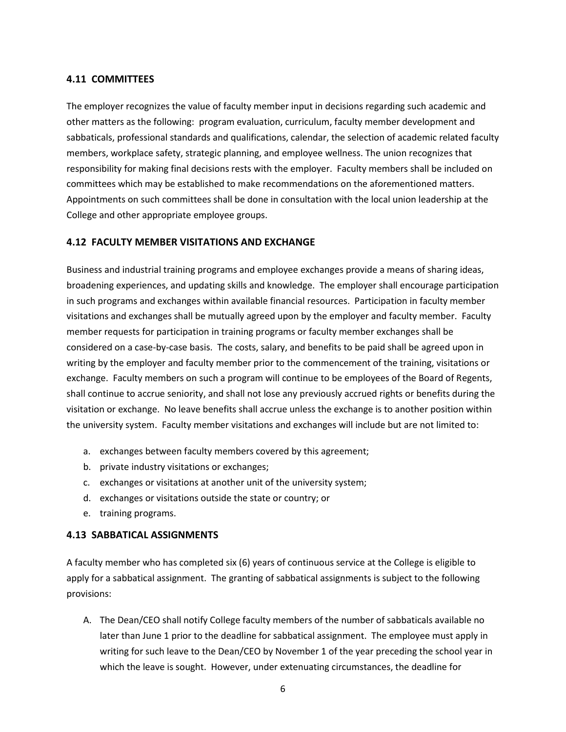### 4.11 COMMITTEES

The employer recognizes the value of faculty member input in decisions regarding such academic and other matters as the following: program evaluation, curriculum, faculty member development and sabbaticals, professional standards and qualifications, calendar, the selection of academic related faculty members, workplace safety, strategic planning, and employee wellness. The union recognizes that responsibility for making final decisions rests with the employer. Faculty members shall be included on committees which may be established to make recommendations on the aforementioned matters. Appointments on such committees shall be done in consultation with the local union leadership at the College and other appropriate employee groups.

### 4.12 FACULTY MEMBER VISITATIONS AND EXCHANGE

Business and industrial training programs and employee exchanges provide a means of sharing ideas, broadening experiences, and updating skills and knowledge. The employer shall encourage participation in such programs and exchanges within available financial resources. Participation in faculty member visitations and exchanges shall be mutually agreed upon by the employer and faculty member. Faculty member requests for participation in training programs or faculty member exchanges shall be considered on a case-by-case basis. The costs, salary, and benefits to be paid shall be agreed upon in writing by the employer and faculty member prior to the commencement of the training, visitations or exchange. Faculty members on such a program will continue to be employees of the Board of Regents, shall continue to accrue seniority, and shall not lose any previously accrued rights or benefits during the visitation or exchange. No leave benefits shall accrue unless the exchange is to another position within the university system. Faculty member visitations and exchanges will include but are not limited to:

a. exchanges between faculty members covered by this agreement;
b. private industry visitations or exchanges;
c. exchanges or visitations at another unit of the university system;
d. exchanges or visitations outside the state or country; or
e. training programs.

### 4.13 SABBATICAL ASSIGNMENTS

A faculty member who has completed six (6) years of continuous service at the College is eligible to apply for a sabbatical assignment. The granting of sabbatical assignments is subject to the following provisions:

A. The Dean/CEO shall notify College faculty members of the number of sabbaticals available no later than June 1 prior to the deadline for sabbatical assignment. The employee must apply in writing for such leave to the Dean/CEO by November 1 of the year preceding the school year in which the leave is sought. However, under extenuating circumstances, the deadline for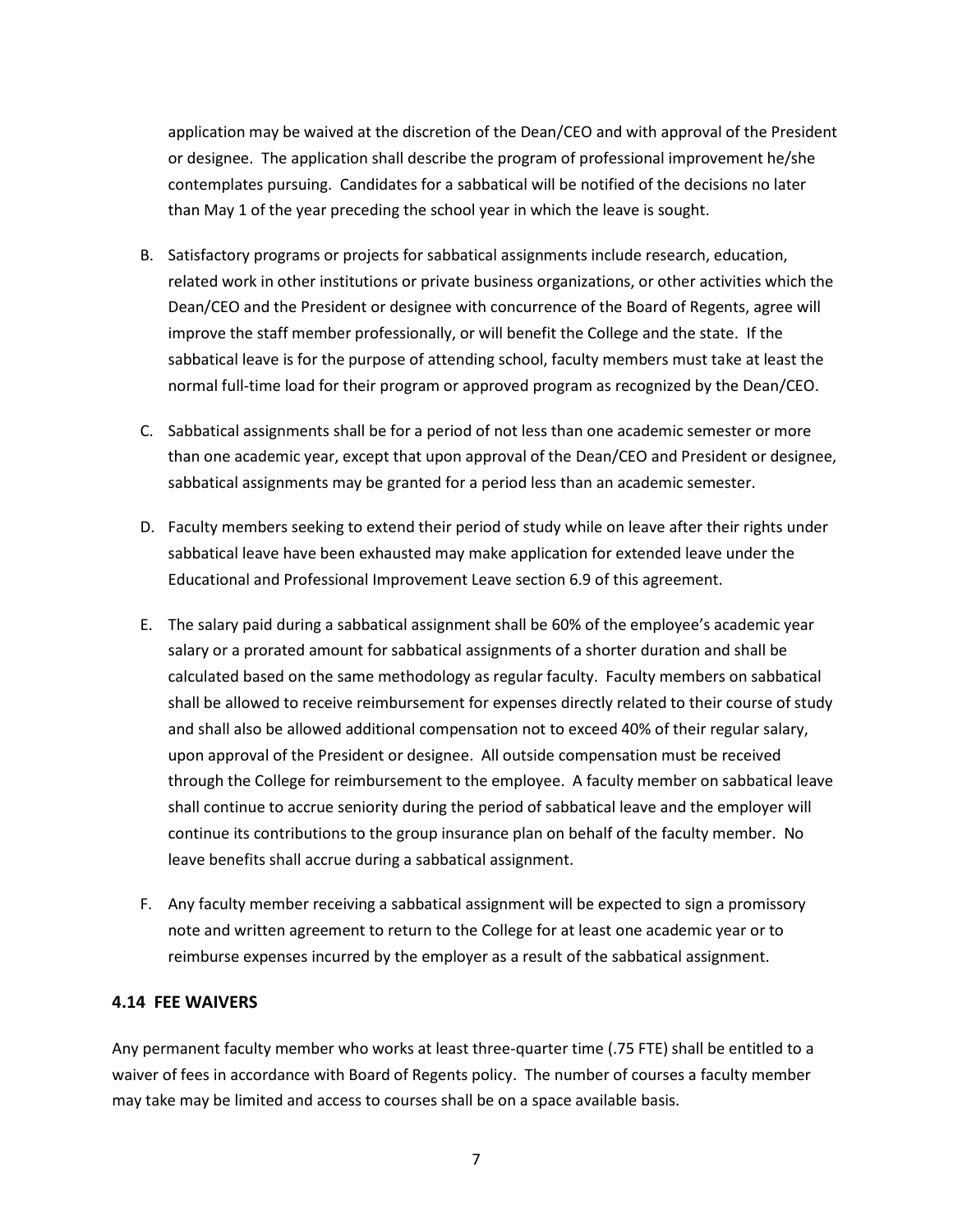application may be waived at the discretion of the Dean/CEO and with approval of the President or designee. The application shall describe the program of professional improvement he/she contemplates pursuing. Candidates for a sabbatical will be notified of the decisions no later than May 1 of the year preceding the school year in which the leave is sought.

B. Satisfactory programs or projects for sabbatical assignments include research, education, related work in other institutions or private business organizations, or other activities which the Dean/CEO and the President or designee with concurrence of the Board of Regents, agree will improve the staff member professionally, or will benefit the College and the state. If the sabbatical leave is for the purpose of attending school, faculty members must take at least the normal full-time load for their program or approved program as recognized by the Dean/CEO.

C. Sabbatical assignments shall be for a period of not less than one academic semester or more than one academic year, except that upon approval of the Dean/CEO and President or designee, sabbatical assignments may be granted for a period less than an academic semester.

D. Faculty members seeking to extend their period of study while on leave after their rights under sabbatical leave have been exhausted may make application for extended leave under the Educational and Professional Improvement Leave section 6.9 of this agreement.

E. The salary paid during a sabbatical assignment shall be 60% of the employee's academic year salary or a prorated amount for sabbatical assignments of a shorter duration and shall be calculated based on the same methodology as regular faculty. Faculty members on sabbatical shall be allowed to receive reimbursement for expenses directly related to their course of study and shall also be allowed additional compensation not to exceed 40% of their regular salary, upon approval of the President or designee. All outside compensation must be received through the College for reimbursement to the employee. A faculty member on sabbatical leave shall continue to accrue seniority during the period of sabbatical leave and the employer will continue its contributions to the group insurance plan on behalf of the faculty member. No leave benefits shall accrue during a sabbatical assignment.

F. Any faculty member receiving a sabbatical assignment will be expected to sign a promissory note and written agreement to return to the College for at least one academic year or to reimburse expenses incurred by the employer as a result of the sabbatical assignment.

### 4.14 FEE WAIVERS

Any permanent faculty member who works at least three-quarter time (.75 FTE) shall be entitled to a waiver of fees in accordance with Board of Regents policy. The number of courses a faculty member may take may be limited and access to courses shall be on a space available basis.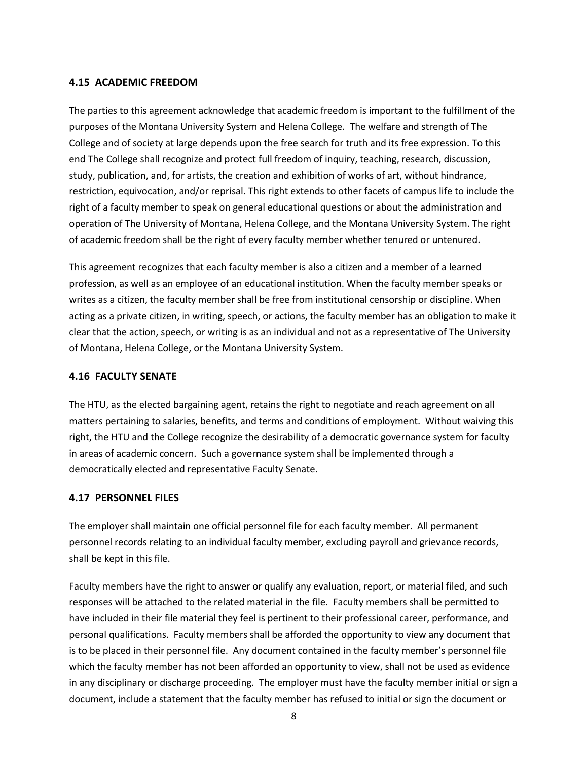### 4.15 ACADEMIC FREEDOM

The parties to this agreement acknowledge that academic freedom is important to the fulfillment of the purposes of the Montana University System and Helena College. The welfare and strength of The College and of society at large depends upon the free search for truth and its free expression. To this end The College shall recognize and protect full freedom of inquiry, teaching, research, discussion, study, publication, and, for artists, the creation and exhibition of works of art, without hindrance, restriction, equivocation, and/or reprisal. This right extends to other facets of campus life to include the right of a faculty member to speak on general educational questions or about the administration and operation of The University of Montana, Helena College, and the Montana University System. The right of academic freedom shall be the right of every faculty member whether tenured or untenured.

This agreement recognizes that each faculty member is also a citizen and a member of a learned profession, as well as an employee of an educational institution. When the faculty member speaks or writes as a citizen, the faculty member shall be free from institutional censorship or discipline. When acting as a private citizen, in writing, speech, or actions, the faculty member has an obligation to make it clear that the action, speech, or writing is as an individual and not as a representative of The University of Montana, Helena College, or the Montana University System.

### 4.16 FACULTY SENATE

The HTU, as the elected bargaining agent, retains the right to negotiate and reach agreement on all matters pertaining to salaries, benefits, and terms and conditions of employment. Without waiving this right, the HTU and the College recognize the desirability of a democratic governance system for faculty in areas of academic concern. Such a governance system shall be implemented through a democratically elected and representative Faculty Senate.

### 4.17 PERSONNEL FILES

The employer shall maintain one official personnel file for each faculty member. All permanent personnel records relating to an individual faculty member, excluding payroll and grievance records, shall be kept in this file.

Faculty members have the right to answer or qualify any evaluation, report, or material filed, and such responses will be attached to the related material in the file. Faculty members shall be permitted to have included in their file material they feel is pertinent to their professional career, performance, and personal qualifications. Faculty members shall be afforded the opportunity to view any document that is to be placed in their personnel file. Any document contained in the faculty member's personnel file which the faculty member has not been afforded an opportunity to view, shall not be used as evidence in any disciplinary or discharge proceeding. The employer must have the faculty member initial or sign a document, include a statement that the faculty member has refused to initial or sign the document or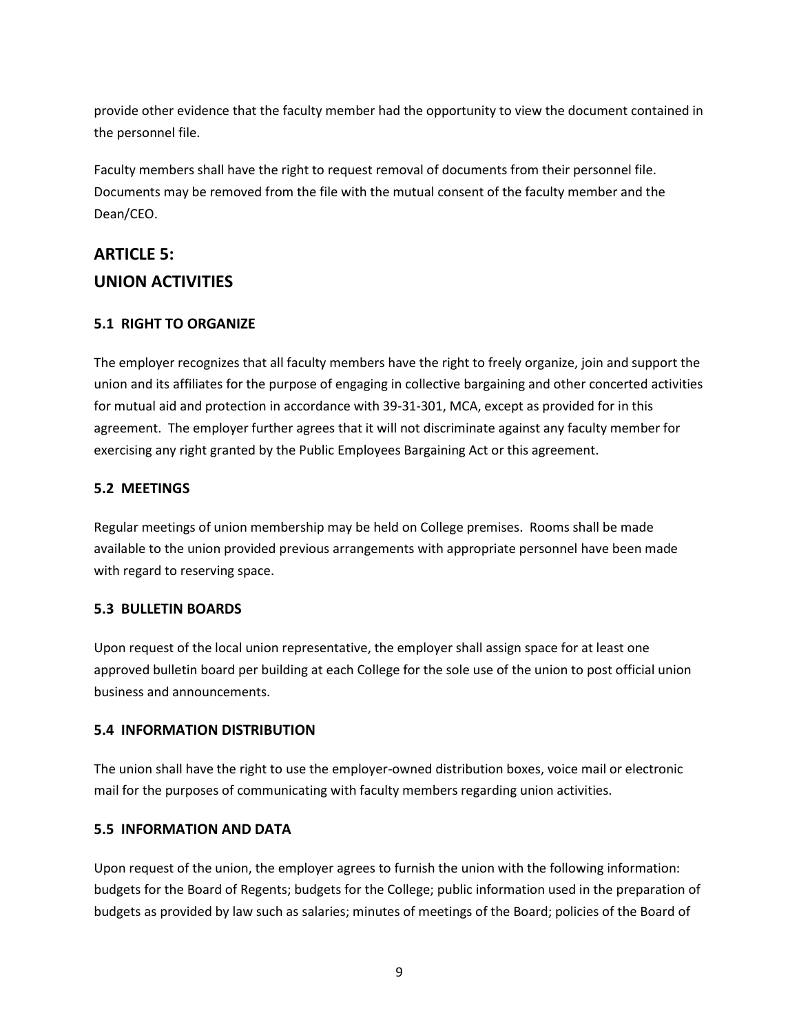provide other evidence that the faculty member had the opportunity to view the document contained in the personnel file.

Faculty members shall have the right to request removal of documents from their personnel file. Documents may be removed from the file with the mutual consent of the faculty member and the Dean/CEO.

## ARTICLE 5:
## UNION ACTIVITIES

### 5.1 RIGHT TO ORGANIZE

The employer recognizes that all faculty members have the right to freely organize, join and support the union and its affiliates for the purpose of engaging in collective bargaining and other concerted activities for mutual aid and protection in accordance with 39-31-301, MCA, except as provided for in this agreement. The employer further agrees that it will not discriminate against any faculty member for exercising any right granted by the Public Employees Bargaining Act or this agreement.

### 5.2 MEETINGS

Regular meetings of union membership may be held on College premises. Rooms shall be made available to the union provided previous arrangements with appropriate personnel have been made with regard to reserving space.

### 5.3 BULLETIN BOARDS

Upon request of the local union representative, the employer shall assign space for at least one approved bulletin board per building at each College for the sole use of the union to post official union business and announcements.

### 5.4 INFORMATION DISTRIBUTION

The union shall have the right to use the employer-owned distribution boxes, voice mail or electronic mail for the purposes of communicating with faculty members regarding union activities.

### 5.5 INFORMATION AND DATA

Upon request of the union, the employer agrees to furnish the union with the following information: budgets for the Board of Regents; budgets for the College; public information used in the preparation of budgets as provided by law such as salaries; minutes of meetings of the Board; policies of the Board of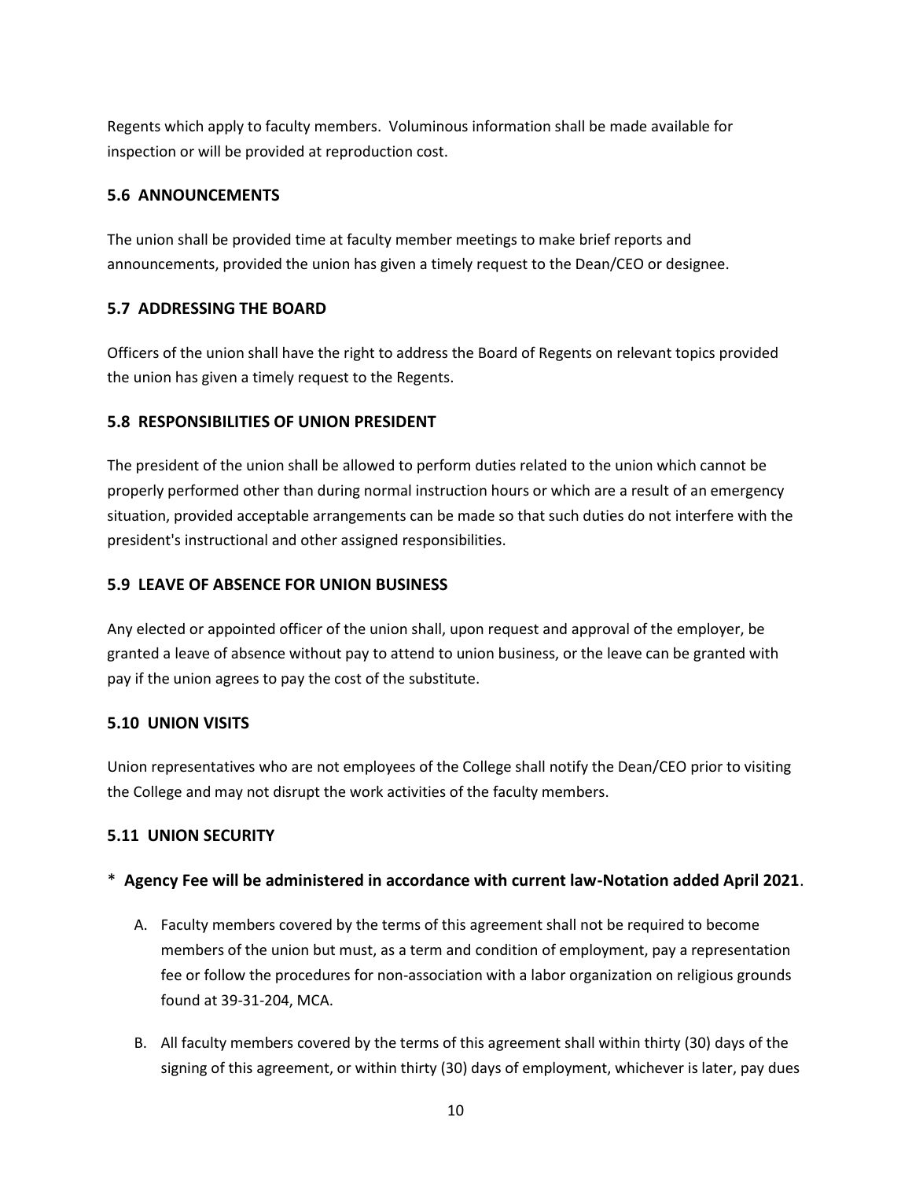Regents which apply to faculty members. Voluminous information shall be made available for inspection or will be provided at reproduction cost.

### 5.6 ANNOUNCEMENTS

The union shall be provided time at faculty member meetings to make brief reports and announcements, provided the union has given a timely request to the Dean/CEO or designee.

### 5.7 ADDRESSING THE BOARD

Officers of the union shall have the right to address the Board of Regents on relevant topics provided the union has given a timely request to the Regents.

### 5.8 RESPONSIBILITIES OF UNION PRESIDENT

The president of the union shall be allowed to perform duties related to the union which cannot be properly performed other than during normal instruction hours or which are a result of an emergency situation, provided acceptable arrangements can be made so that such duties do not interfere with the president's instructional and other assigned responsibilities.

### 5.9 LEAVE OF ABSENCE FOR UNION BUSINESS

Any elected or appointed officer of the union shall, upon request and approval of the employer, be granted a leave of absence without pay to attend to union business, or the leave can be granted with pay if the union agrees to pay the cost of the substitute.

### 5.10 UNION VISITS

Union representatives who are not employees of the College shall notify the Dean/CEO prior to visiting the College and may not disrupt the work activities of the faculty members.

### 5.11 UNION SECURITY

\* **Agency Fee will be administered in accordance with current law-Notation added April 2021**.

A. Faculty members covered by the terms of this agreement shall not be required to become members of the union but must, as a term and condition of employment, pay a representation fee or follow the procedures for non-association with a labor organization on religious grounds found at 39-31-204, MCA.

B. All faculty members covered by the terms of this agreement shall within thirty (30) days of the signing of this agreement, or within thirty (30) days of employment, whichever is later, pay dues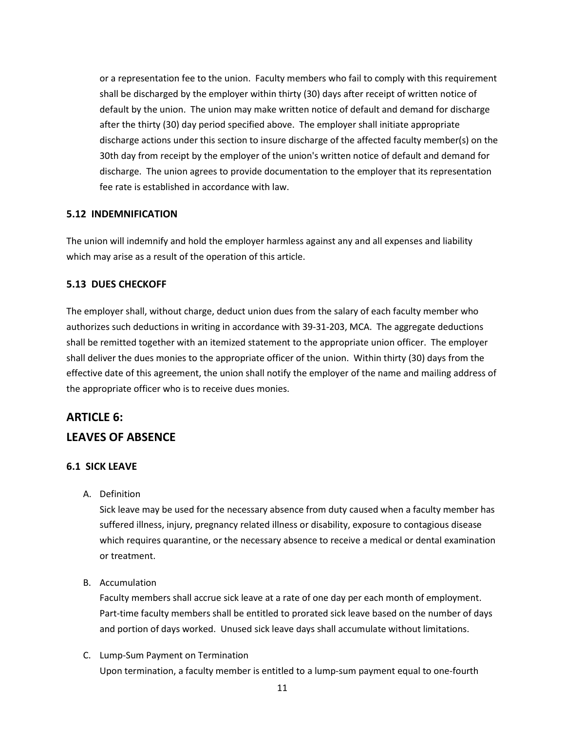or a representation fee to the union. Faculty members who fail to comply with this requirement shall be discharged by the employer within thirty (30) days after receipt of written notice of default by the union. The union may make written notice of default and demand for discharge after the thirty (30) day period specified above. The employer shall initiate appropriate discharge actions under this section to insure discharge of the affected faculty member(s) on the 30th day from receipt by the employer of the union's written notice of default and demand for discharge. The union agrees to provide documentation to the employer that its representation fee rate is established in accordance with law.

### 5.12 INDEMNIFICATION

The union will indemnify and hold the employer harmless against any and all expenses and liability which may arise as a result of the operation of this article.

### 5.13 DUES CHECKOFF

The employer shall, without charge, deduct union dues from the salary of each faculty member who authorizes such deductions in writing in accordance with 39-31-203, MCA. The aggregate deductions shall be remitted together with an itemized statement to the appropriate union officer. The employer shall deliver the dues monies to the appropriate officer of the union. Within thirty (30) days from the effective date of this agreement, the union shall notify the employer of the name and mailing address of the appropriate officer who is to receive dues monies.

## ARTICLE 6: LEAVES OF ABSENCE

### 6.1 SICK LEAVE

A. Definition

   Sick leave may be used for the necessary absence from duty caused when a faculty member has suffered illness, injury, pregnancy related illness or disability, exposure to contagious disease which requires quarantine, or the necessary absence to receive a medical or dental examination or treatment.

B. Accumulation

   Faculty members shall accrue sick leave at a rate of one day per each month of employment. Part-time faculty members shall be entitled to prorated sick leave based on the number of days and portion of days worked. Unused sick leave days shall accumulate without limitations.

C. Lump-Sum Payment on Termination

   Upon termination, a faculty member is entitled to a lump-sum payment equal to one-fourth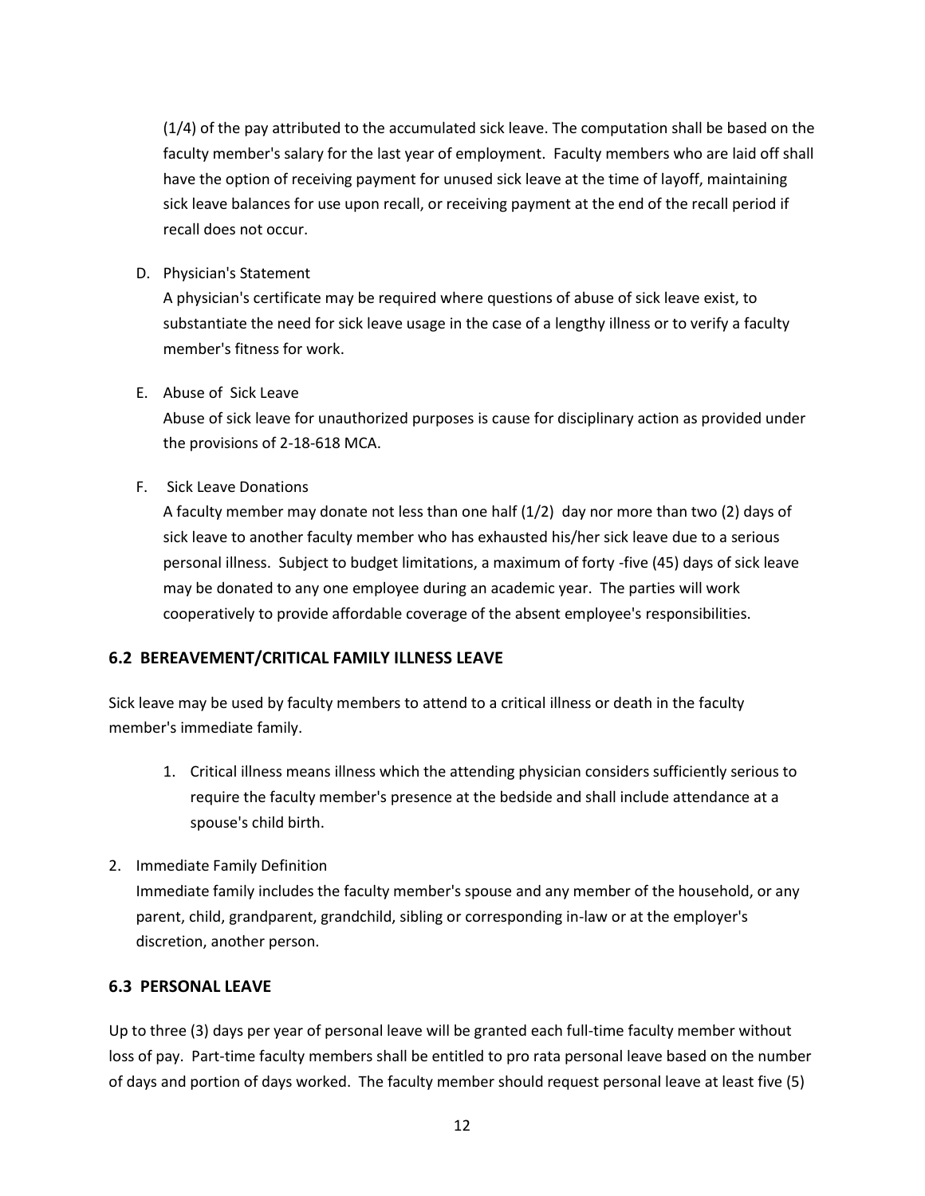(1/4) of the pay attributed to the accumulated sick leave. The computation shall be based on the faculty member's salary for the last year of employment. Faculty members who are laid off shall have the option of receiving payment for unused sick leave at the time of layoff, maintaining sick leave balances for use upon recall, or receiving payment at the end of the recall period if recall does not occur.

D. Physician's Statement

A physician's certificate may be required where questions of abuse of sick leave exist, to substantiate the need for sick leave usage in the case of a lengthy illness or to verify a faculty member's fitness for work.

E. Abuse of Sick Leave

Abuse of sick leave for unauthorized purposes is cause for disciplinary action as provided under the provisions of 2-18-618 MCA.

F. Sick Leave Donations

A faculty member may donate not less than one half (1/2) day nor more than two (2) days of sick leave to another faculty member who has exhausted his/her sick leave due to a serious personal illness. Subject to budget limitations, a maximum of forty -five (45) days of sick leave may be donated to any one employee during an academic year. The parties will work cooperatively to provide affordable coverage of the absent employee's responsibilities.

### 6.2 BEREAVEMENT/CRITICAL FAMILY ILLNESS LEAVE

Sick leave may be used by faculty members to attend to a critical illness or death in the faculty member's immediate family.

1. Critical illness means illness which the attending physician considers sufficiently serious to require the faculty member's presence at the bedside and shall include attendance at a spouse's child birth.

2. Immediate Family Definition

Immediate family includes the faculty member's spouse and any member of the household, or any parent, child, grandparent, grandchild, sibling or corresponding in-law or at the employer's discretion, another person.

### 6.3 PERSONAL LEAVE

Up to three (3) days per year of personal leave will be granted each full-time faculty member without loss of pay. Part-time faculty members shall be entitled to pro rata personal leave based on the number of days and portion of days worked. The faculty member should request personal leave at least five (5)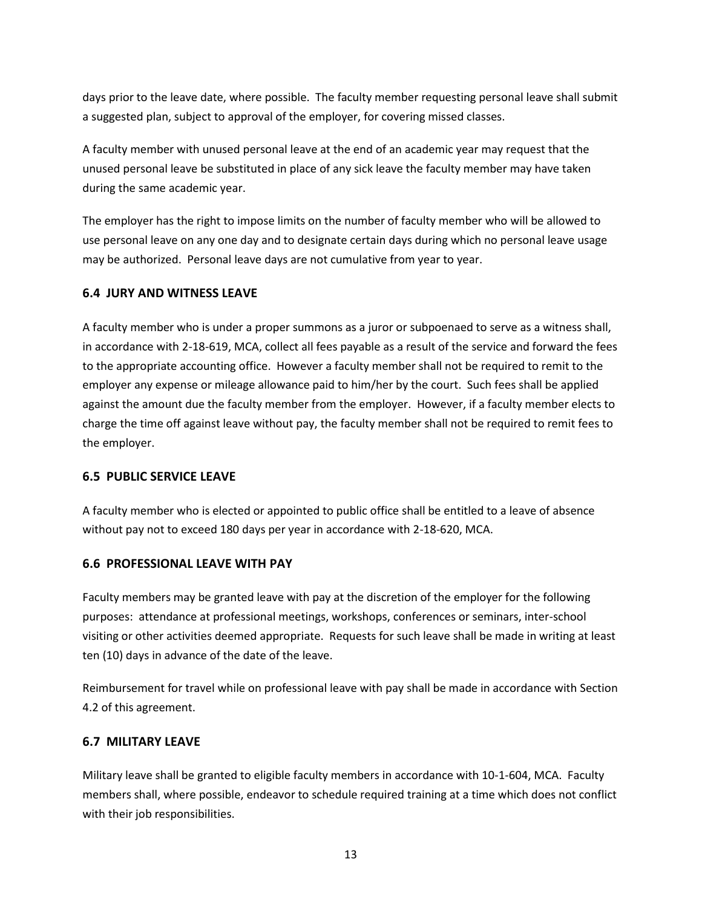days prior to the leave date, where possible. The faculty member requesting personal leave shall submit a suggested plan, subject to approval of the employer, for covering missed classes.

A faculty member with unused personal leave at the end of an academic year may request that the unused personal leave be substituted in place of any sick leave the faculty member may have taken during the same academic year.

The employer has the right to impose limits on the number of faculty member who will be allowed to use personal leave on any one day and to designate certain days during which no personal leave usage may be authorized. Personal leave days are not cumulative from year to year.

### 6.4 JURY AND WITNESS LEAVE

A faculty member who is under a proper summons as a juror or subpoenaed to serve as a witness shall, in accordance with 2-18-619, MCA, collect all fees payable as a result of the service and forward the fees to the appropriate accounting office. However a faculty member shall not be required to remit to the employer any expense or mileage allowance paid to him/her by the court. Such fees shall be applied against the amount due the faculty member from the employer. However, if a faculty member elects to charge the time off against leave without pay, the faculty member shall not be required to remit fees to the employer.

### 6.5 PUBLIC SERVICE LEAVE

A faculty member who is elected or appointed to public office shall be entitled to a leave of absence without pay not to exceed 180 days per year in accordance with 2-18-620, MCA.

### 6.6 PROFESSIONAL LEAVE WITH PAY

Faculty members may be granted leave with pay at the discretion of the employer for the following purposes: attendance at professional meetings, workshops, conferences or seminars, inter-school visiting or other activities deemed appropriate. Requests for such leave shall be made in writing at least ten (10) days in advance of the date of the leave.

Reimbursement for travel while on professional leave with pay shall be made in accordance with Section 4.2 of this agreement.

### 6.7 MILITARY LEAVE

Military leave shall be granted to eligible faculty members in accordance with 10-1-604, MCA. Faculty members shall, where possible, endeavor to schedule required training at a time which does not conflict with their job responsibilities.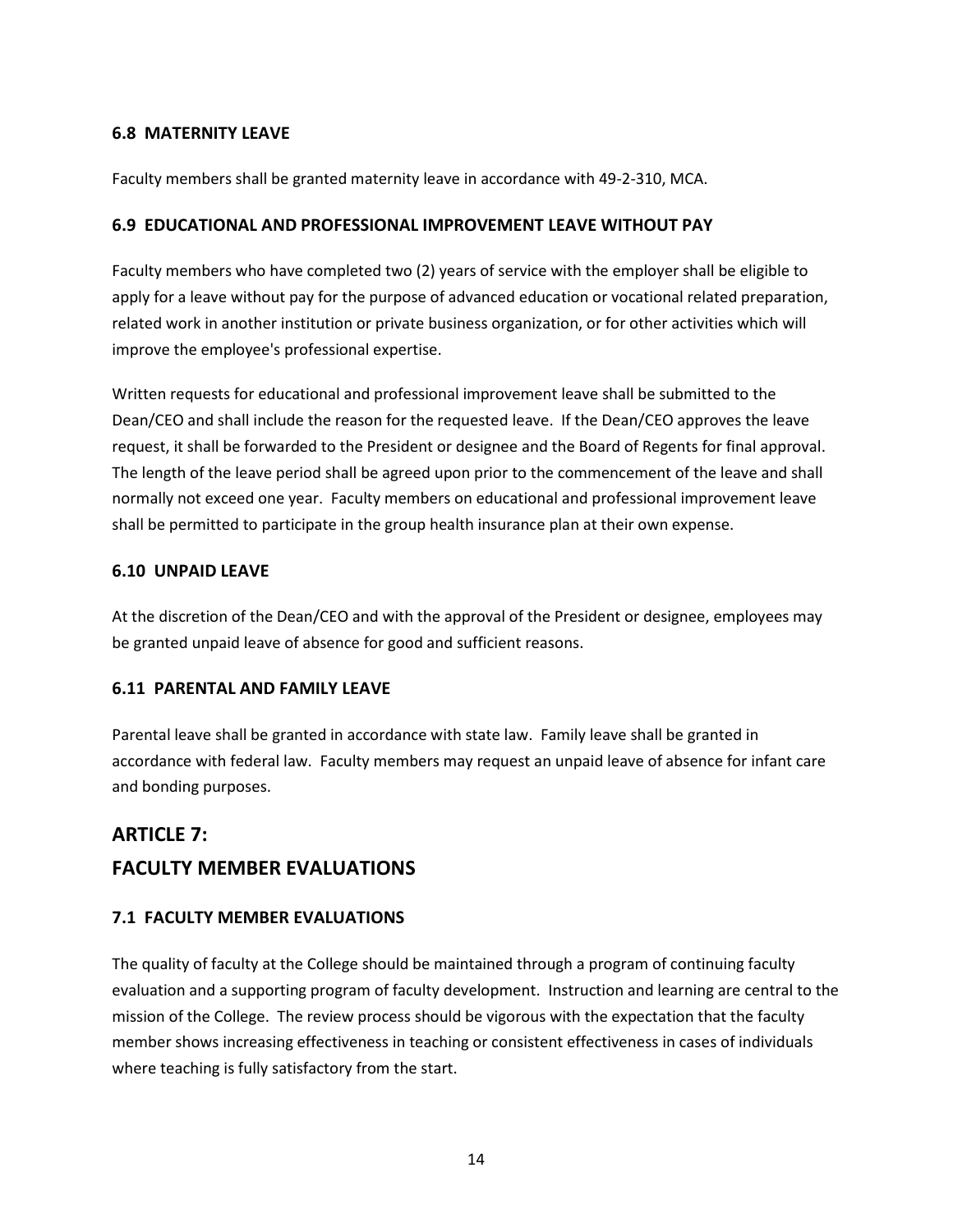### 6.8 MATERNITY LEAVE

Faculty members shall be granted maternity leave in accordance with 49-2-310, MCA.

### 6.9 EDUCATIONAL AND PROFESSIONAL IMPROVEMENT LEAVE WITHOUT PAY

Faculty members who have completed two (2) years of service with the employer shall be eligible to apply for a leave without pay for the purpose of advanced education or vocational related preparation, related work in another institution or private business organization, or for other activities which will improve the employee's professional expertise.

Written requests for educational and professional improvement leave shall be submitted to the Dean/CEO and shall include the reason for the requested leave. If the Dean/CEO approves the leave request, it shall be forwarded to the President or designee and the Board of Regents for final approval. The length of the leave period shall be agreed upon prior to the commencement of the leave and shall normally not exceed one year. Faculty members on educational and professional improvement leave shall be permitted to participate in the group health insurance plan at their own expense.

### 6.10 UNPAID LEAVE

At the discretion of the Dean/CEO and with the approval of the President or designee, employees may be granted unpaid leave of absence for good and sufficient reasons.

### 6.11 PARENTAL AND FAMILY LEAVE

Parental leave shall be granted in accordance with state law. Family leave shall be granted in accordance with federal law. Faculty members may request an unpaid leave of absence for infant care and bonding purposes.

## ARTICLE 7:
## FACULTY MEMBER EVALUATIONS

### 7.1 FACULTY MEMBER EVALUATIONS

The quality of faculty at the College should be maintained through a program of continuing faculty evaluation and a supporting program of faculty development. Instruction and learning are central to the mission of the College. The review process should be vigorous with the expectation that the faculty member shows increasing effectiveness in teaching or consistent effectiveness in cases of individuals where teaching is fully satisfactory from the start.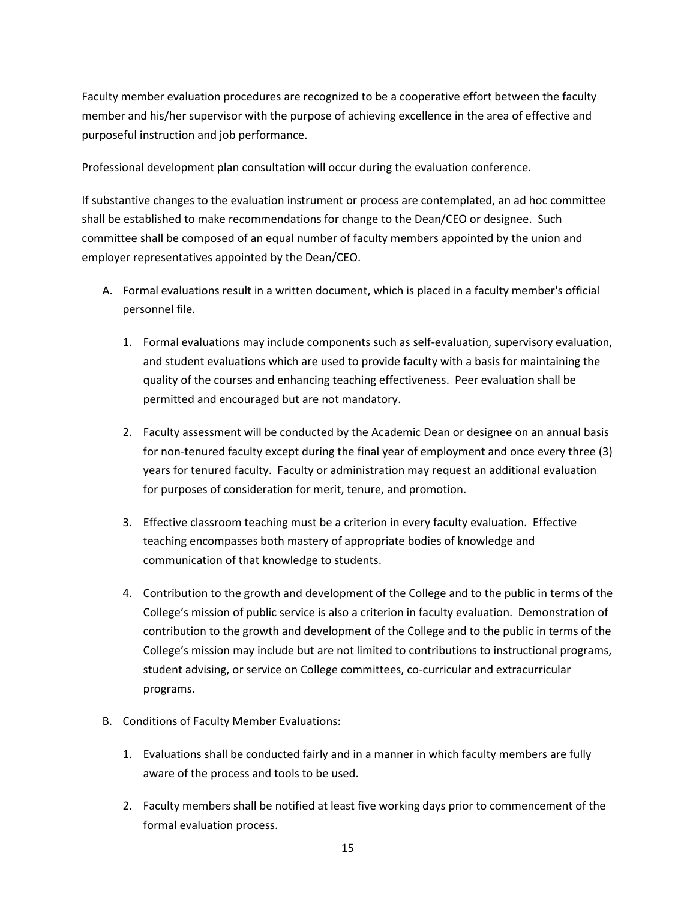Faculty member evaluation procedures are recognized to be a cooperative effort between the faculty member and his/her supervisor with the purpose of achieving excellence in the area of effective and purposeful instruction and job performance.

Professional development plan consultation will occur during the evaluation conference.

If substantive changes to the evaluation instrument or process are contemplated, an ad hoc committee shall be established to make recommendations for change to the Dean/CEO or designee. Such committee shall be composed of an equal number of faculty members appointed by the union and employer representatives appointed by the Dean/CEO.

A. Formal evaluations result in a written document, which is placed in a faculty member's official personnel file.

   1. Formal evaluations may include components such as self-evaluation, supervisory evaluation, and student evaluations which are used to provide faculty with a basis for maintaining the quality of the courses and enhancing teaching effectiveness. Peer evaluation shall be permitted and encouraged but are not mandatory.

   2. Faculty assessment will be conducted by the Academic Dean or designee on an annual basis for non-tenured faculty except during the final year of employment and once every three (3) years for tenured faculty. Faculty or administration may request an additional evaluation for purposes of consideration for merit, tenure, and promotion.

   3. Effective classroom teaching must be a criterion in every faculty evaluation. Effective teaching encompasses both mastery of appropriate bodies of knowledge and communication of that knowledge to students.

   4. Contribution to the growth and development of the College and to the public in terms of the College's mission of public service is also a criterion in faculty evaluation. Demonstration of contribution to the growth and development of the College and to the public in terms of the College's mission may include but are not limited to contributions to instructional programs, student advising, or service on College committees, co-curricular and extracurricular programs.

B. Conditions of Faculty Member Evaluations:

   1. Evaluations shall be conducted fairly and in a manner in which faculty members are fully aware of the process and tools to be used.

   2. Faculty members shall be notified at least five working days prior to commencement of the formal evaluation process.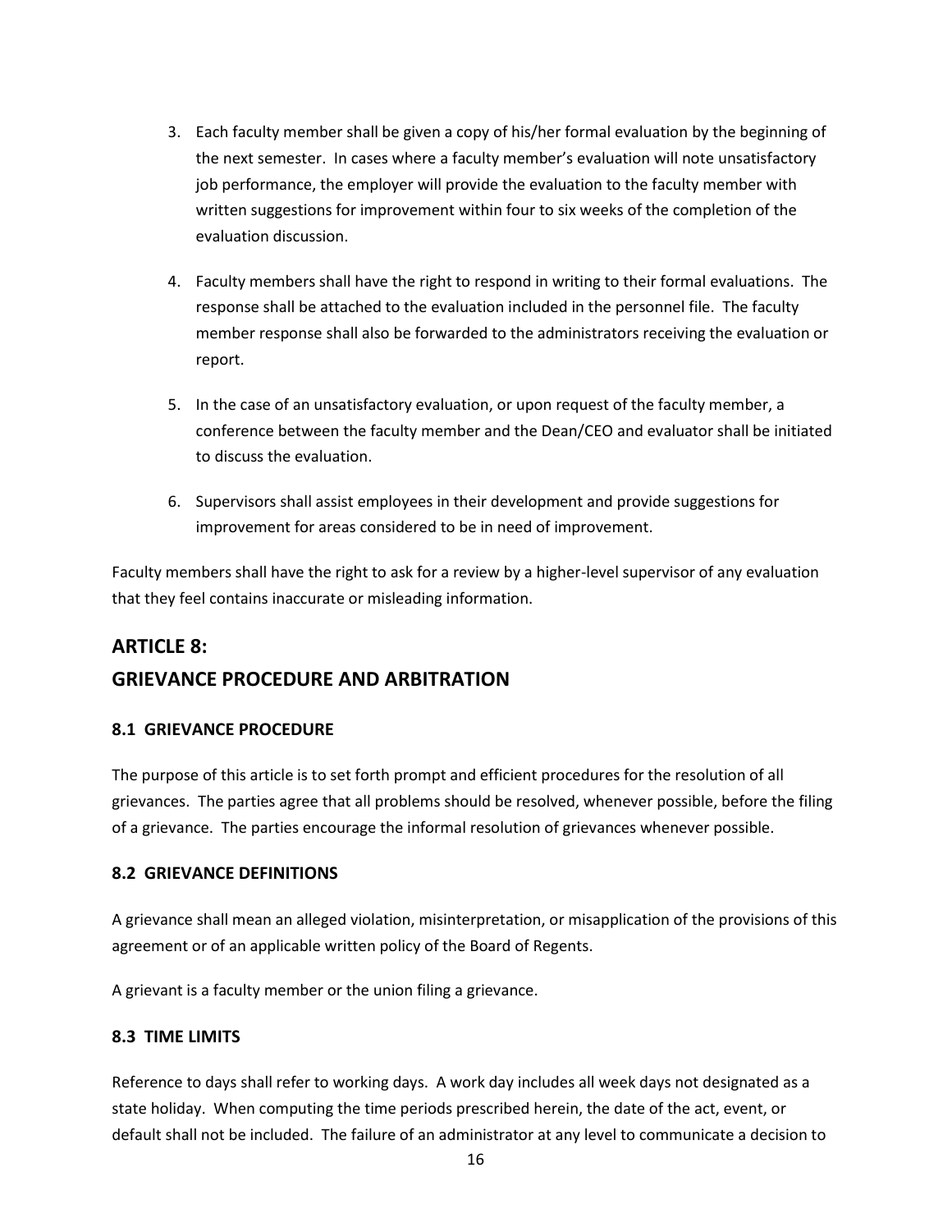3. Each faculty member shall be given a copy of his/her formal evaluation by the beginning of the next semester. In cases where a faculty member's evaluation will note unsatisfactory job performance, the employer will provide the evaluation to the faculty member with written suggestions for improvement within four to six weeks of the completion of the evaluation discussion.

4. Faculty members shall have the right to respond in writing to their formal evaluations. The response shall be attached to the evaluation included in the personnel file. The faculty member response shall also be forwarded to the administrators receiving the evaluation or report.

5. In the case of an unsatisfactory evaluation, or upon request of the faculty member, a conference between the faculty member and the Dean/CEO and evaluator shall be initiated to discuss the evaluation.

6. Supervisors shall assist employees in their development and provide suggestions for improvement for areas considered to be in need of improvement.

Faculty members shall have the right to ask for a review by a higher-level supervisor of any evaluation that they feel contains inaccurate or misleading information.

## ARTICLE 8:
## GRIEVANCE PROCEDURE AND ARBITRATION

### 8.1 GRIEVANCE PROCEDURE

The purpose of this article is to set forth prompt and efficient procedures for the resolution of all grievances. The parties agree that all problems should be resolved, whenever possible, before the filing of a grievance. The parties encourage the informal resolution of grievances whenever possible.

### 8.2 GRIEVANCE DEFINITIONS

A grievance shall mean an alleged violation, misinterpretation, or misapplication of the provisions of this agreement or of an applicable written policy of the Board of Regents.

A grievant is a faculty member or the union filing a grievance.

### 8.3 TIME LIMITS

Reference to days shall refer to working days. A work day includes all week days not designated as a state holiday. When computing the time periods prescribed herein, the date of the act, event, or default shall not be included. The failure of an administrator at any level to communicate a decision to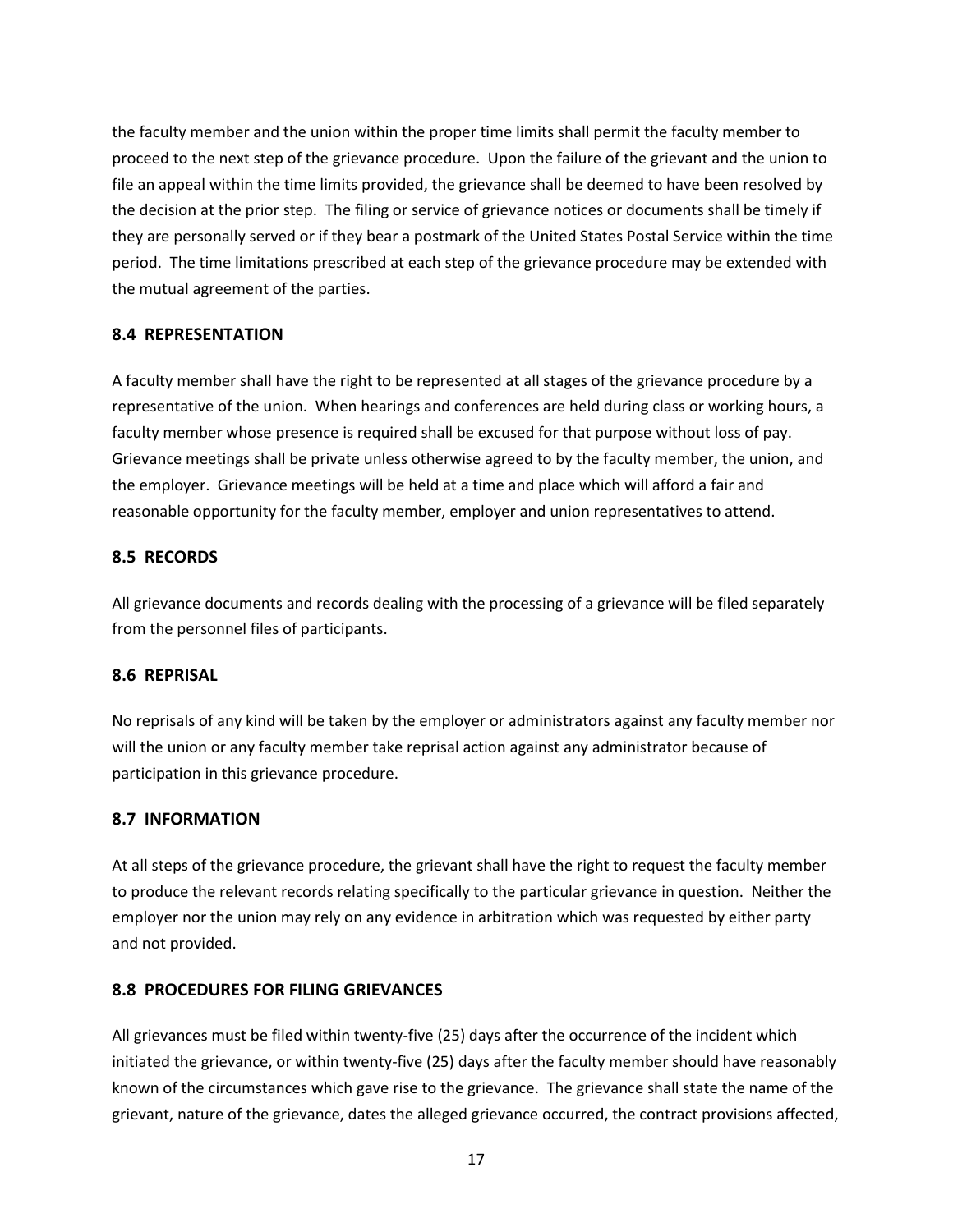the faculty member and the union within the proper time limits shall permit the faculty member to proceed to the next step of the grievance procedure. Upon the failure of the grievant and the union to file an appeal within the time limits provided, the grievance shall be deemed to have been resolved by the decision at the prior step. The filing or service of grievance notices or documents shall be timely if they are personally served or if they bear a postmark of the United States Postal Service within the time period. The time limitations prescribed at each step of the grievance procedure may be extended with the mutual agreement of the parties.

### 8.4 REPRESENTATION

A faculty member shall have the right to be represented at all stages of the grievance procedure by a representative of the union. When hearings and conferences are held during class or working hours, a faculty member whose presence is required shall be excused for that purpose without loss of pay. Grievance meetings shall be private unless otherwise agreed to by the faculty member, the union, and the employer. Grievance meetings will be held at a time and place which will afford a fair and reasonable opportunity for the faculty member, employer and union representatives to attend.

### 8.5 RECORDS

All grievance documents and records dealing with the processing of a grievance will be filed separately from the personnel files of participants.

### 8.6 REPRISAL

No reprisals of any kind will be taken by the employer or administrators against any faculty member nor will the union or any faculty member take reprisal action against any administrator because of participation in this grievance procedure.

### 8.7 INFORMATION

At all steps of the grievance procedure, the grievant shall have the right to request the faculty member to produce the relevant records relating specifically to the particular grievance in question. Neither the employer nor the union may rely on any evidence in arbitration which was requested by either party and not provided.

### 8.8 PROCEDURES FOR FILING GRIEVANCES

All grievances must be filed within twenty-five (25) days after the occurrence of the incident which initiated the grievance, or within twenty-five (25) days after the faculty member should have reasonably known of the circumstances which gave rise to the grievance. The grievance shall state the name of the grievant, nature of the grievance, dates the alleged grievance occurred, the contract provisions affected,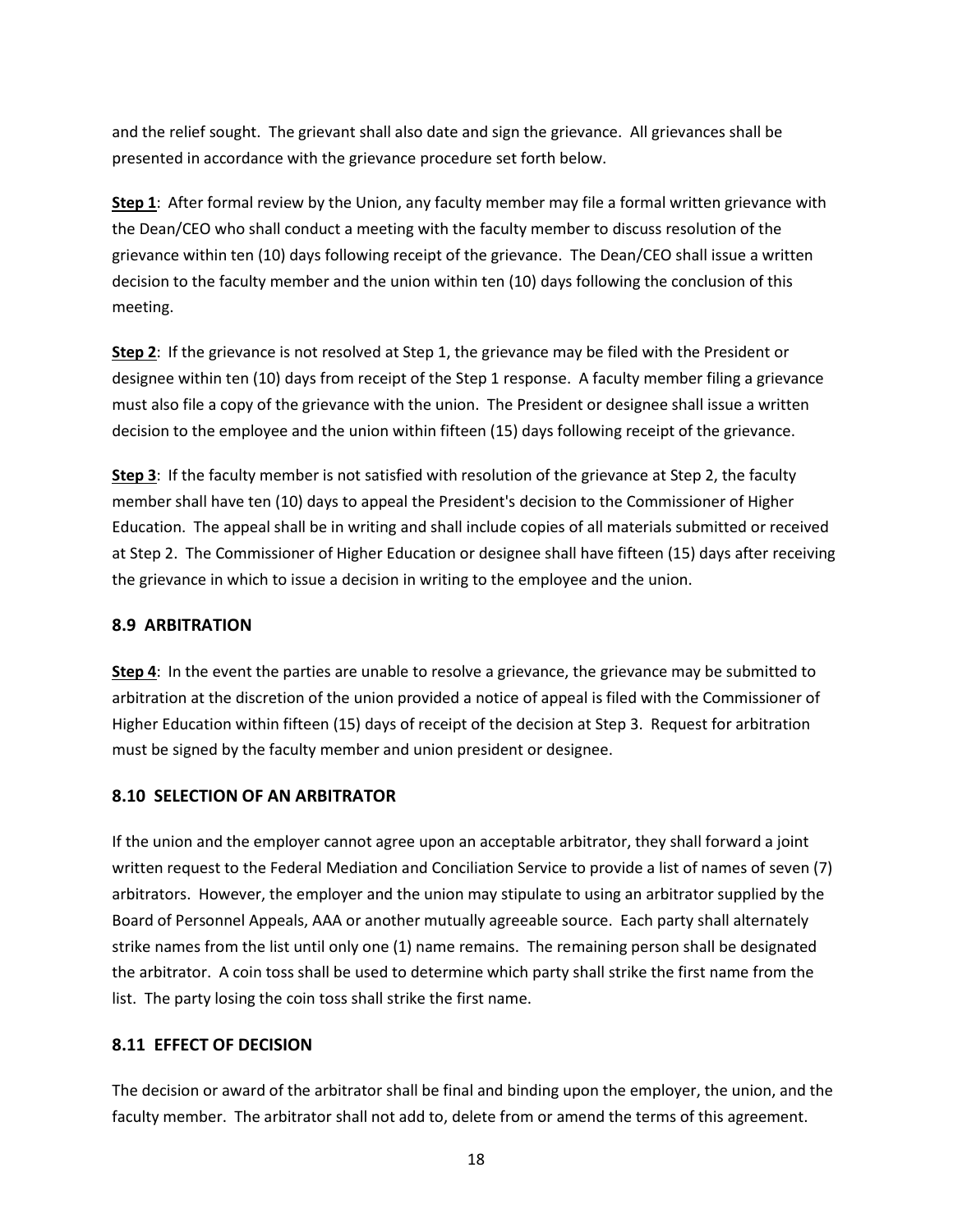and the relief sought. The grievant shall also date and sign the grievance. All grievances shall be presented in accordance with the grievance procedure set forth below.

**Step 1**: After formal review by the Union, any faculty member may file a formal written grievance with the Dean/CEO who shall conduct a meeting with the faculty member to discuss resolution of the grievance within ten (10) days following receipt of the grievance. The Dean/CEO shall issue a written decision to the faculty member and the union within ten (10) days following the conclusion of this meeting.

**Step 2**: If the grievance is not resolved at Step 1, the grievance may be filed with the President or designee within ten (10) days from receipt of the Step 1 response. A faculty member filing a grievance must also file a copy of the grievance with the union. The President or designee shall issue a written decision to the employee and the union within fifteen (15) days following receipt of the grievance.

**Step 3**: If the faculty member is not satisfied with resolution of the grievance at Step 2, the faculty member shall have ten (10) days to appeal the President's decision to the Commissioner of Higher Education. The appeal shall be in writing and shall include copies of all materials submitted or received at Step 2. The Commissioner of Higher Education or designee shall have fifteen (15) days after receiving the grievance in which to issue a decision in writing to the employee and the union.

### 8.9 ARBITRATION

**Step 4**: In the event the parties are unable to resolve a grievance, the grievance may be submitted to arbitration at the discretion of the union provided a notice of appeal is filed with the Commissioner of Higher Education within fifteen (15) days of receipt of the decision at Step 3. Request for arbitration must be signed by the faculty member and union president or designee.

### 8.10 SELECTION OF AN ARBITRATOR

If the union and the employer cannot agree upon an acceptable arbitrator, they shall forward a joint written request to the Federal Mediation and Conciliation Service to provide a list of names of seven (7) arbitrators. However, the employer and the union may stipulate to using an arbitrator supplied by the Board of Personnel Appeals, AAA or another mutually agreeable source. Each party shall alternately strike names from the list until only one (1) name remains. The remaining person shall be designated the arbitrator. A coin toss shall be used to determine which party shall strike the first name from the list. The party losing the coin toss shall strike the first name.

### 8.11 EFFECT OF DECISION

The decision or award of the arbitrator shall be final and binding upon the employer, the union, and the faculty member. The arbitrator shall not add to, delete from or amend the terms of this agreement.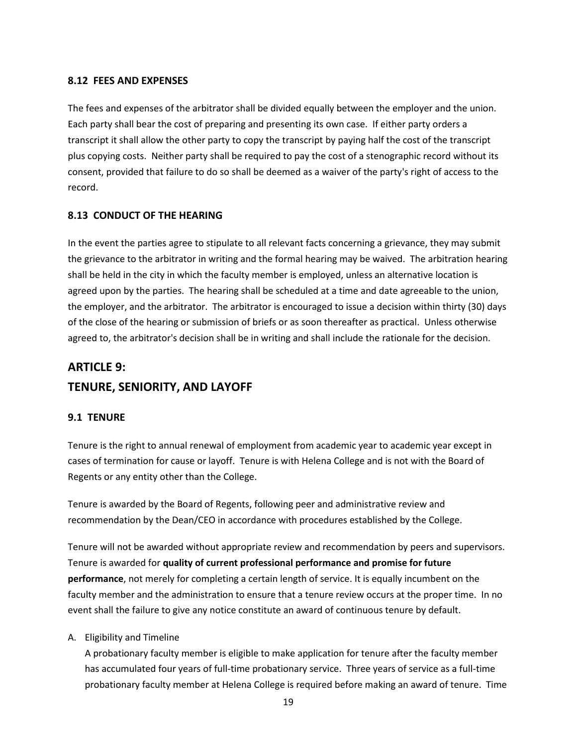### 8.12 FEES AND EXPENSES

The fees and expenses of the arbitrator shall be divided equally between the employer and the union. Each party shall bear the cost of preparing and presenting its own case. If either party orders a transcript it shall allow the other party to copy the transcript by paying half the cost of the transcript plus copying costs. Neither party shall be required to pay the cost of a stenographic record without its consent, provided that failure to do so shall be deemed as a waiver of the party's right of access to the record.

### 8.13 CONDUCT OF THE HEARING

In the event the parties agree to stipulate to all relevant facts concerning a grievance, they may submit the grievance to the arbitrator in writing and the formal hearing may be waived. The arbitration hearing shall be held in the city in which the faculty member is employed, unless an alternative location is agreed upon by the parties. The hearing shall be scheduled at a time and date agreeable to the union, the employer, and the arbitrator. The arbitrator is encouraged to issue a decision within thirty (30) days of the close of the hearing or submission of briefs or as soon thereafter as practical. Unless otherwise agreed to, the arbitrator's decision shall be in writing and shall include the rationale for the decision.

## ARTICLE 9: TENURE, SENIORITY, AND LAYOFF

### 9.1 TENURE

Tenure is the right to annual renewal of employment from academic year to academic year except in cases of termination for cause or layoff. Tenure is with Helena College and is not with the Board of Regents or any entity other than the College.

Tenure is awarded by the Board of Regents, following peer and administrative review and recommendation by the Dean/CEO in accordance with procedures established by the College.

Tenure will not be awarded without appropriate review and recommendation by peers and supervisors. Tenure is awarded for **quality of current professional performance and promise for future performance**, not merely for completing a certain length of service. It is equally incumbent on the faculty member and the administration to ensure that a tenure review occurs at the proper time. In no event shall the failure to give any notice constitute an award of continuous tenure by default.

A. Eligibility and Timeline
   A probationary faculty member is eligible to make application for tenure after the faculty member has accumulated four years of full-time probationary service. Three years of service as a full-time probationary faculty member at Helena College is required before making an award of tenure. Time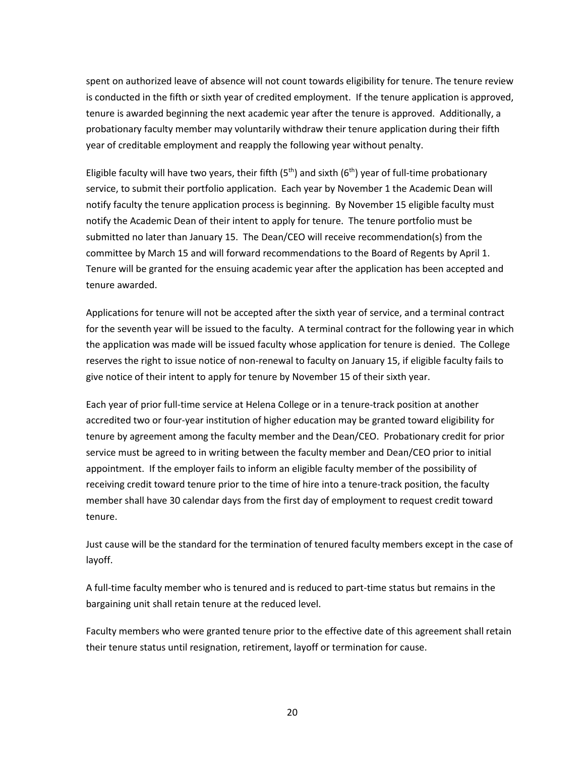spent on authorized leave of absence will not count towards eligibility for tenure. The tenure review is conducted in the fifth or sixth year of credited employment. If the tenure application is approved, tenure is awarded beginning the next academic year after the tenure is approved. Additionally, a probationary faculty member may voluntarily withdraw their tenure application during their fifth year of creditable employment and reapply the following year without penalty.

Eligible faculty will have two years, their fifth (5th) and sixth (6th) year of full-time probationary service, to submit their portfolio application. Each year by November 1 the Academic Dean will notify faculty the tenure application process is beginning. By November 15 eligible faculty must notify the Academic Dean of their intent to apply for tenure. The tenure portfolio must be submitted no later than January 15. The Dean/CEO will receive recommendation(s) from the committee by March 15 and will forward recommendations to the Board of Regents by April 1. Tenure will be granted for the ensuing academic year after the application has been accepted and tenure awarded.

Applications for tenure will not be accepted after the sixth year of service, and a terminal contract for the seventh year will be issued to the faculty. A terminal contract for the following year in which the application was made will be issued faculty whose application for tenure is denied. The College reserves the right to issue notice of non-renewal to faculty on January 15, if eligible faculty fails to give notice of their intent to apply for tenure by November 15 of their sixth year.

Each year of prior full-time service at Helena College or in a tenure-track position at another accredited two or four-year institution of higher education may be granted toward eligibility for tenure by agreement among the faculty member and the Dean/CEO. Probationary credit for prior service must be agreed to in writing between the faculty member and Dean/CEO prior to initial appointment. If the employer fails to inform an eligible faculty member of the possibility of receiving credit toward tenure prior to the time of hire into a tenure-track position, the faculty member shall have 30 calendar days from the first day of employment to request credit toward tenure.

Just cause will be the standard for the termination of tenured faculty members except in the case of layoff.

A full-time faculty member who is tenured and is reduced to part-time status but remains in the bargaining unit shall retain tenure at the reduced level.

Faculty members who were granted tenure prior to the effective date of this agreement shall retain their tenure status until resignation, retirement, layoff or termination for cause.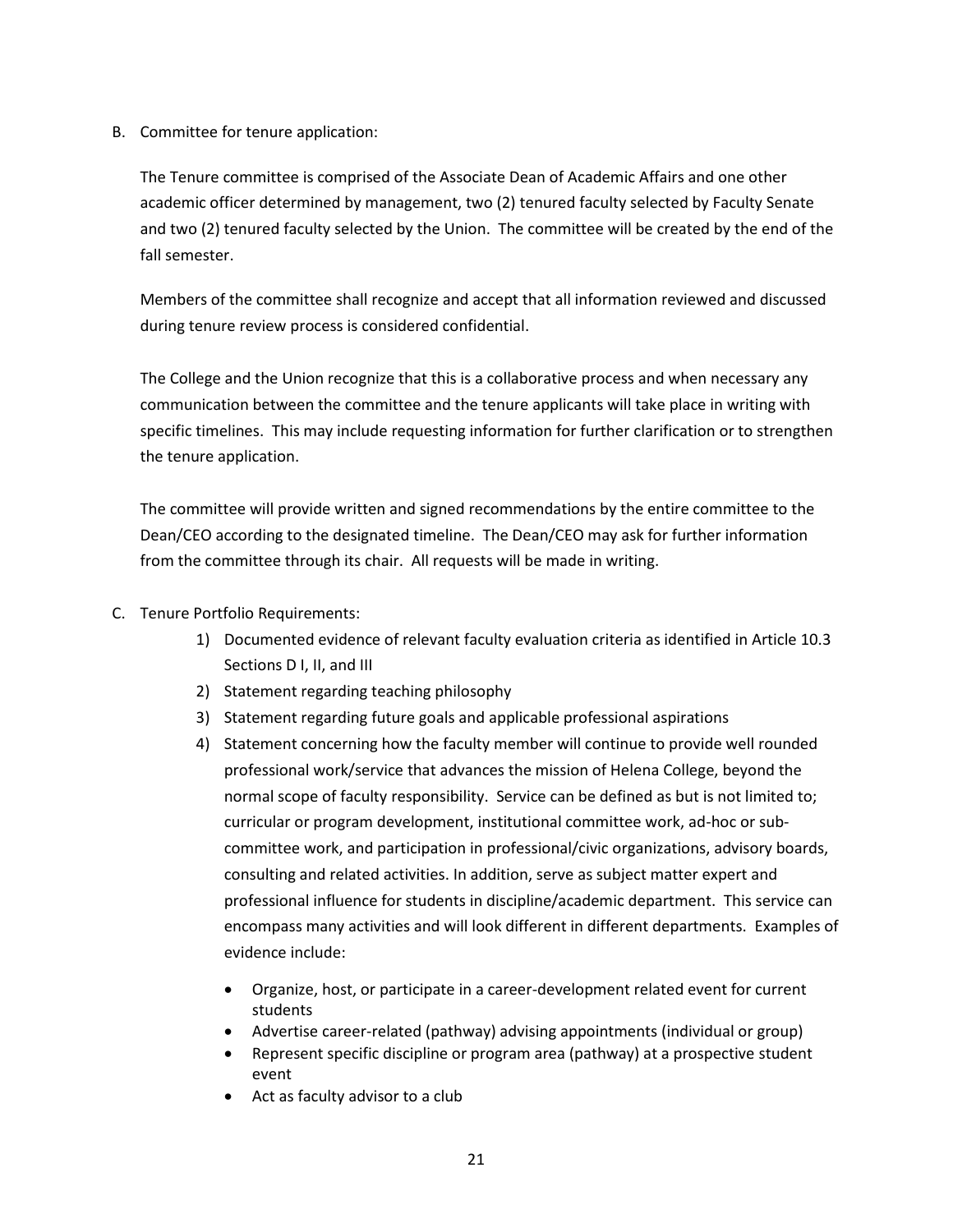B. Committee for tenure application:

The Tenure committee is comprised of the Associate Dean of Academic Affairs and one other academic officer determined by management, two (2) tenured faculty selected by Faculty Senate and two (2) tenured faculty selected by the Union. The committee will be created by the end of the fall semester.

Members of the committee shall recognize and accept that all information reviewed and discussed during tenure review process is considered confidential.

The College and the Union recognize that this is a collaborative process and when necessary any communication between the committee and the tenure applicants will take place in writing with specific timelines. This may include requesting information for further clarification or to strengthen the tenure application.

The committee will provide written and signed recommendations by the entire committee to the Dean/CEO according to the designated timeline. The Dean/CEO may ask for further information from the committee through its chair. All requests will be made in writing.

C. Tenure Portfolio Requirements:

1) Documented evidence of relevant faculty evaluation criteria as identified in Article 10.3 Sections D I, II, and III
2) Statement regarding teaching philosophy
3) Statement regarding future goals and applicable professional aspirations
4) Statement concerning how the faculty member will continue to provide well rounded professional work/service that advances the mission of Helena College, beyond the normal scope of faculty responsibility. Service can be defined as but is not limited to; curricular or program development, institutional committee work, ad-hoc or sub-committee work, and participation in professional/civic organizations, advisory boards, consulting and related activities. In addition, serve as subject matter expert and professional influence for students in discipline/academic department. This service can encompass many activities and will look different in different departments. Examples of evidence include:

   - Organize, host, or participate in a career-development related event for current students
   - Advertise career-related (pathway) advising appointments (individual or group)
   - Represent specific discipline or program area (pathway) at a prospective student event
   - Act as faculty advisor to a club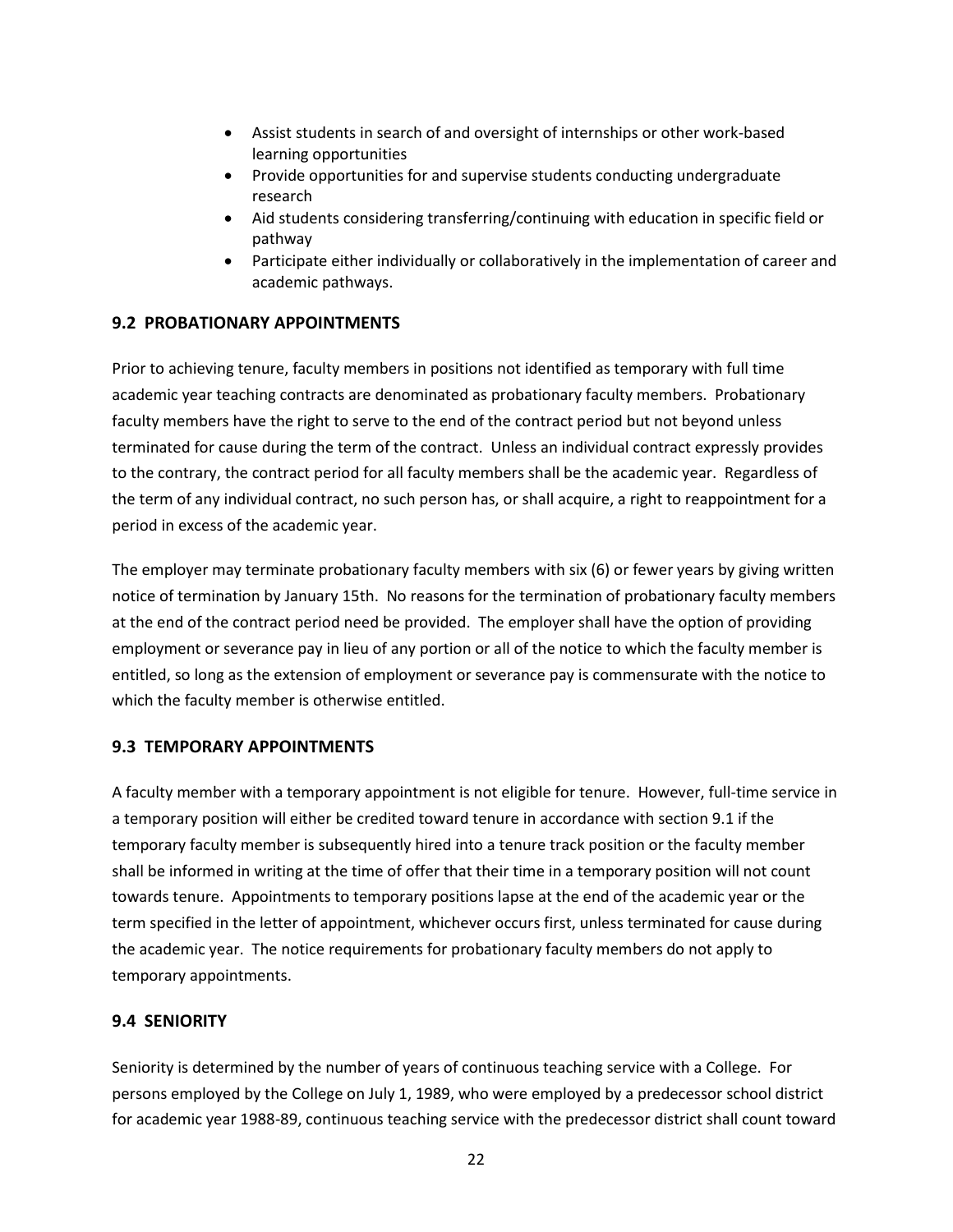- Assist students in search of and oversight of internships or other work-based learning opportunities
- Provide opportunities for and supervise students conducting undergraduate research
- Aid students considering transferring/continuing with education in specific field or pathway
- Participate either individually or collaboratively in the implementation of career and academic pathways.

### 9.2 PROBATIONARY APPOINTMENTS

Prior to achieving tenure, faculty members in positions not identified as temporary with full time academic year teaching contracts are denominated as probationary faculty members. Probationary faculty members have the right to serve to the end of the contract period but not beyond unless terminated for cause during the term of the contract. Unless an individual contract expressly provides to the contrary, the contract period for all faculty members shall be the academic year. Regardless of the term of any individual contract, no such person has, or shall acquire, a right to reappointment for a period in excess of the academic year.

The employer may terminate probationary faculty members with six (6) or fewer years by giving written notice of termination by January 15th. No reasons for the termination of probationary faculty members at the end of the contract period need be provided. The employer shall have the option of providing employment or severance pay in lieu of any portion or all of the notice to which the faculty member is entitled, so long as the extension of employment or severance pay is commensurate with the notice to which the faculty member is otherwise entitled.

### 9.3 TEMPORARY APPOINTMENTS

A faculty member with a temporary appointment is not eligible for tenure. However, full-time service in a temporary position will either be credited toward tenure in accordance with section 9.1 if the temporary faculty member is subsequently hired into a tenure track position or the faculty member shall be informed in writing at the time of offer that their time in a temporary position will not count towards tenure. Appointments to temporary positions lapse at the end of the academic year or the term specified in the letter of appointment, whichever occurs first, unless terminated for cause during the academic year. The notice requirements for probationary faculty members do not apply to temporary appointments.

### 9.4 SENIORITY

Seniority is determined by the number of years of continuous teaching service with a College. For persons employed by the College on July 1, 1989, who were employed by a predecessor school district for academic year 1988-89, continuous teaching service with the predecessor district shall count toward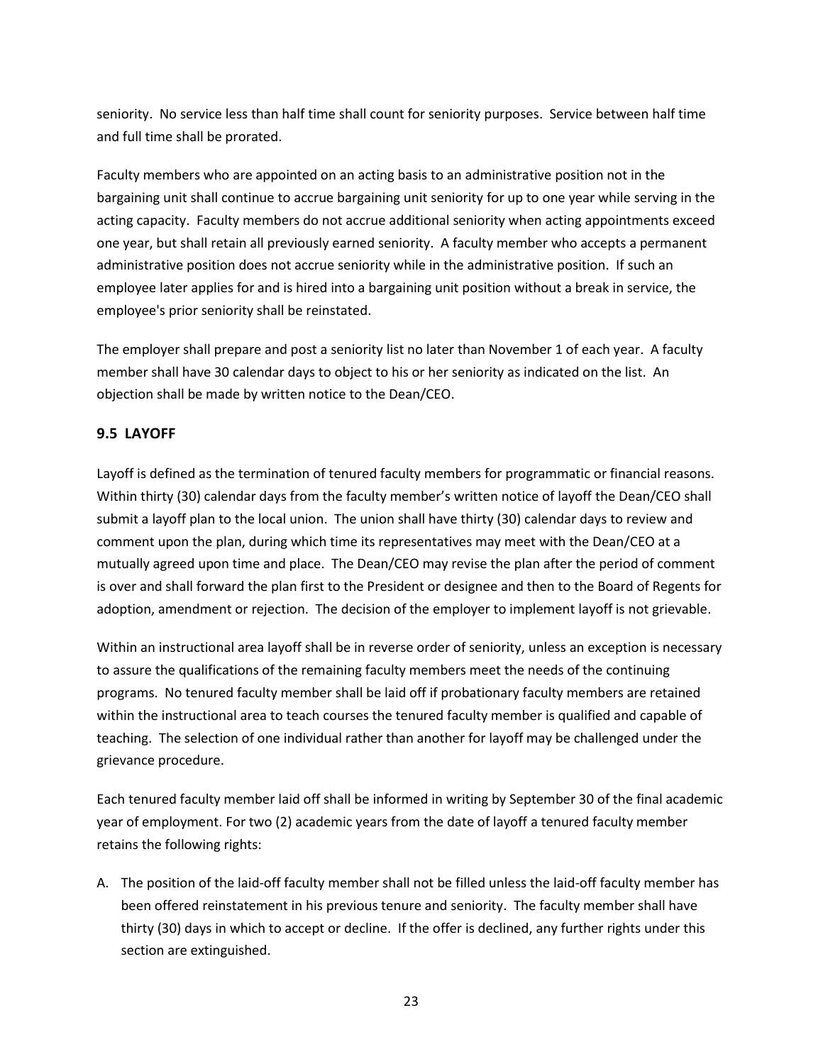seniority. No service less than half time shall count for seniority purposes. Service between half time and full time shall be prorated.

Faculty members who are appointed on an acting basis to an administrative position not in the bargaining unit shall continue to accrue bargaining unit seniority for up to one year while serving in the acting capacity. Faculty members do not accrue additional seniority when acting appointments exceed one year, but shall retain all previously earned seniority. A faculty member who accepts a permanent administrative position does not accrue seniority while in the administrative position. If such an employee later applies for and is hired into a bargaining unit position without a break in service, the employee's prior seniority shall be reinstated.

The employer shall prepare and post a seniority list no later than November 1 of each year. A faculty member shall have 30 calendar days to object to his or her seniority as indicated on the list. An objection shall be made by written notice to the Dean/CEO.

### 9.5 LAYOFF

Layoff is defined as the termination of tenured faculty members for programmatic or financial reasons. Within thirty (30) calendar days from the faculty member's written notice of layoff the Dean/CEO shall submit a layoff plan to the local union. The union shall have thirty (30) calendar days to review and comment upon the plan, during which time its representatives may meet with the Dean/CEO at a mutually agreed upon time and place. The Dean/CEO may revise the plan after the period of comment is over and shall forward the plan first to the President or designee and then to the Board of Regents for adoption, amendment or rejection. The decision of the employer to implement layoff is not grievable.

Within an instructional area layoff shall be in reverse order of seniority, unless an exception is necessary to assure the qualifications of the remaining faculty members meet the needs of the continuing programs. No tenured faculty member shall be laid off if probationary faculty members are retained within the instructional area to teach courses the tenured faculty member is qualified and capable of teaching. The selection of one individual rather than another for layoff may be challenged under the grievance procedure.

Each tenured faculty member laid off shall be informed in writing by September 30 of the final academic year of employment. For two (2) academic years from the date of layoff a tenured faculty member retains the following rights:

A. The position of the laid-off faculty member shall not be filled unless the laid-off faculty member has been offered reinstatement in his previous tenure and seniority. The faculty member shall have thirty (30) days in which to accept or decline. If the offer is declined, any further rights under this section are extinguished.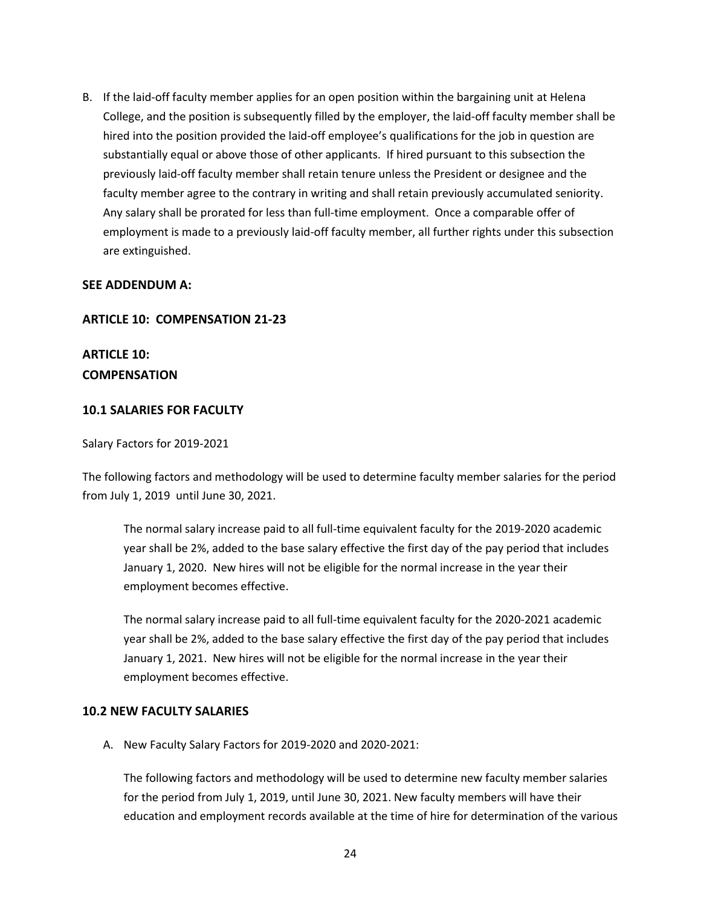B. If the laid-off faculty member applies for an open position within the bargaining unit at Helena College, and the position is subsequently filled by the employer, the laid-off faculty member shall be hired into the position provided the laid-off employee's qualifications for the job in question are substantially equal or above those of other applicants. If hired pursuant to this subsection the previously laid-off faculty member shall retain tenure unless the President or designee and the faculty member agree to the contrary in writing and shall retain previously accumulated seniority. Any salary shall be prorated for less than full-time employment. Once a comparable offer of employment is made to a previously laid-off faculty member, all further rights under this subsection are extinguished.

**SEE ADDENDUM A:**

**ARTICLE 10: COMPENSATION 21-23**

## ARTICLE 10: COMPENSATION

### 10.1 SALARIES FOR FACULTY

Salary Factors for 2019-2021

The following factors and methodology will be used to determine faculty member salaries for the period from July 1, 2019 until June 30, 2021.

> The normal salary increase paid to all full-time equivalent faculty for the 2019-2020 academic year shall be 2%, added to the base salary effective the first day of the pay period that includes January 1, 2020. New hires will not be eligible for the normal increase in the year their employment becomes effective.
>
> The normal salary increase paid to all full-time equivalent faculty for the 2020-2021 academic year shall be 2%, added to the base salary effective the first day of the pay period that includes January 1, 2021. New hires will not be eligible for the normal increase in the year their employment becomes effective.

### 10.2 NEW FACULTY SALARIES

A. New Faculty Salary Factors for 2019-2020 and 2020-2021:

   The following factors and methodology will be used to determine new faculty member salaries for the period from July 1, 2019, until June 30, 2021. New faculty members will have their education and employment records available at the time of hire for determination of the various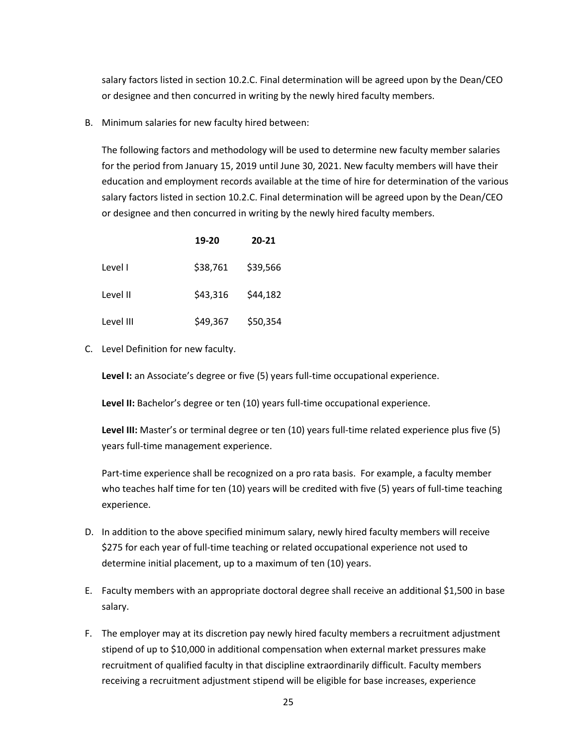salary factors listed in section 10.2.C. Final determination will be agreed upon by the Dean/CEO or designee and then concurred in writing by the newly hired faculty members.

B. Minimum salaries for new faculty hired between:

   The following factors and methodology will be used to determine new faculty member salaries for the period from January 15, 2019 until June 30, 2021. New faculty members will have their education and employment records available at the time of hire for determination of the various salary factors listed in section 10.2.C. Final determination will be agreed upon by the Dean/CEO or designee and then concurred in writing by the newly hired faculty members.

|  | **19-20** | **20-21** |
|---|---|---|
| Level I | $38,761 | $39,566 |
| Level II | $43,316 | $44,182 |
| Level III | $49,367 | $50,354 |

C. Level Definition for new faculty.

   **Level I:** an Associate's degree or five (5) years full-time occupational experience.

   **Level II:** Bachelor's degree or ten (10) years full-time occupational experience.

   **Level III:** Master's or terminal degree or ten (10) years full-time related experience plus five (5) years full-time management experience.

   Part-time experience shall be recognized on a pro rata basis. For example, a faculty member who teaches half time for ten (10) years will be credited with five (5) years of full-time teaching experience.

D. In addition to the above specified minimum salary, newly hired faculty members will receive $275 for each year of full-time teaching or related occupational experience not used to determine initial placement, up to a maximum of ten (10) years.

E. Faculty members with an appropriate doctoral degree shall receive an additional $1,500 in base salary.

F. The employer may at its discretion pay newly hired faculty members a recruitment adjustment stipend of up to $10,000 in additional compensation when external market pressures make recruitment of qualified faculty in that discipline extraordinarily difficult. Faculty members receiving a recruitment adjustment stipend will be eligible for base increases, experience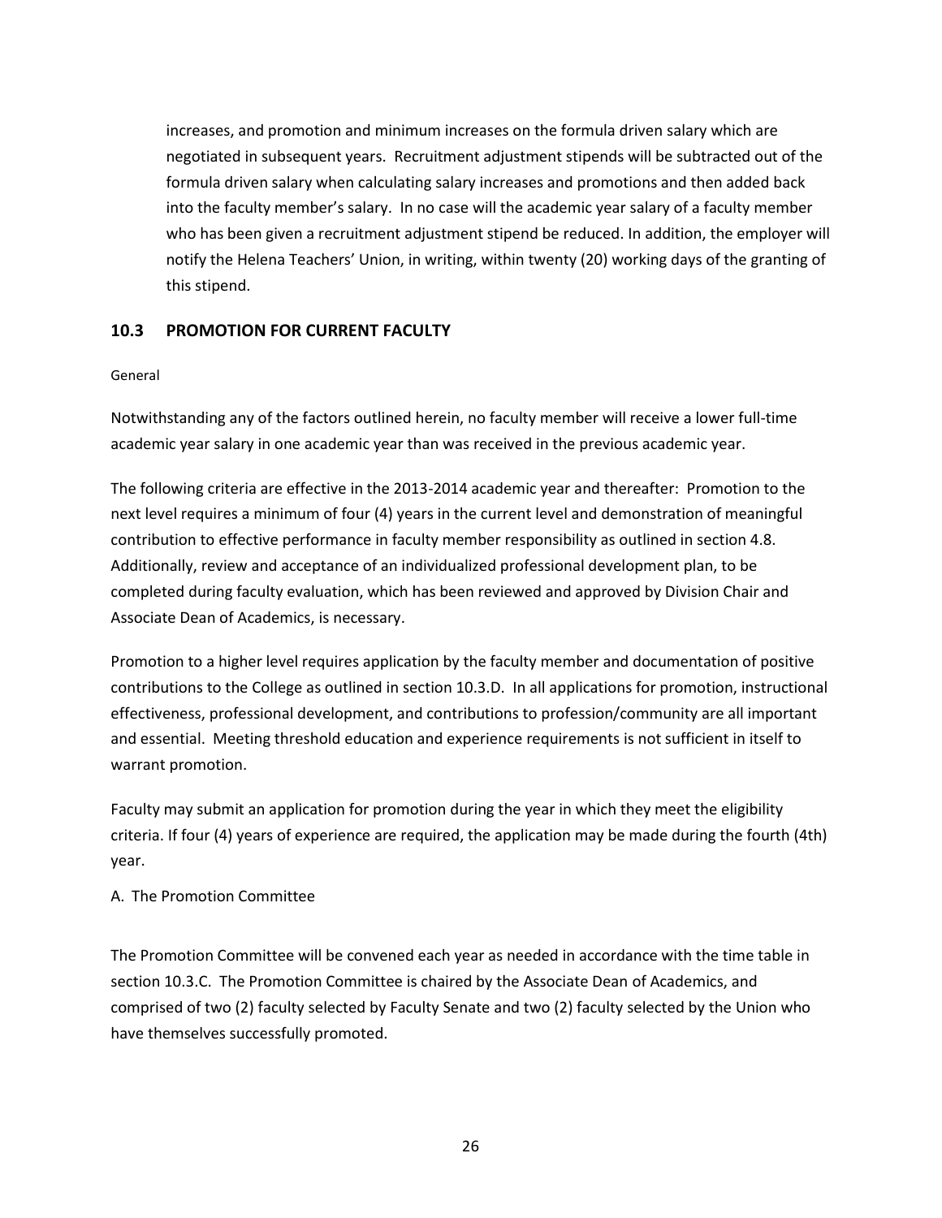increases, and promotion and minimum increases on the formula driven salary which are negotiated in subsequent years. Recruitment adjustment stipends will be subtracted out of the formula driven salary when calculating salary increases and promotions and then added back into the faculty member's salary. In no case will the academic year salary of a faculty member who has been given a recruitment adjustment stipend be reduced. In addition, the employer will notify the Helena Teachers' Union, in writing, within twenty (20) working days of the granting of this stipend.

## 10.3 PROMOTION FOR CURRENT FACULTY

General

Notwithstanding any of the factors outlined herein, no faculty member will receive a lower full-time academic year salary in one academic year than was received in the previous academic year.

The following criteria are effective in the 2013-2014 academic year and thereafter: Promotion to the next level requires a minimum of four (4) years in the current level and demonstration of meaningful contribution to effective performance in faculty member responsibility as outlined in section 4.8. Additionally, review and acceptance of an individualized professional development plan, to be completed during faculty evaluation, which has been reviewed and approved by Division Chair and Associate Dean of Academics, is necessary.

Promotion to a higher level requires application by the faculty member and documentation of positive contributions to the College as outlined in section 10.3.D. In all applications for promotion, instructional effectiveness, professional development, and contributions to profession/community are all important and essential. Meeting threshold education and experience requirements is not sufficient in itself to warrant promotion.

Faculty may submit an application for promotion during the year in which they meet the eligibility criteria. If four (4) years of experience are required, the application may be made during the fourth (4th) year.

A. The Promotion Committee

The Promotion Committee will be convened each year as needed in accordance with the time table in section 10.3.C. The Promotion Committee is chaired by the Associate Dean of Academics, and comprised of two (2) faculty selected by Faculty Senate and two (2) faculty selected by the Union who have themselves successfully promoted.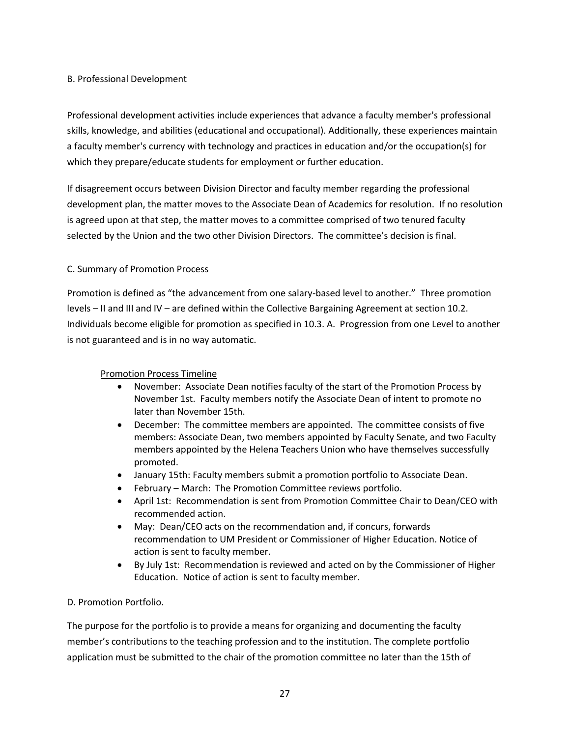B. Professional Development

Professional development activities include experiences that advance a faculty member's professional skills, knowledge, and abilities (educational and occupational). Additionally, these experiences maintain a faculty member's currency with technology and practices in education and/or the occupation(s) for which they prepare/educate students for employment or further education.

If disagreement occurs between Division Director and faculty member regarding the professional development plan, the matter moves to the Associate Dean of Academics for resolution. If no resolution is agreed upon at that step, the matter moves to a committee comprised of two tenured faculty selected by the Union and the two other Division Directors. The committee's decision is final.

C. Summary of Promotion Process

Promotion is defined as "the advancement from one salary-based level to another." Three promotion levels – II and III and IV – are defined within the Collective Bargaining Agreement at section 10.2. Individuals become eligible for promotion as specified in 10.3. A. Progression from one Level to another is not guaranteed and is in no way automatic.

Promotion Process Timeline

- November: Associate Dean notifies faculty of the start of the Promotion Process by November 1st. Faculty members notify the Associate Dean of intent to promote no later than November 15th.
- December: The committee members are appointed. The committee consists of five members: Associate Dean, two members appointed by Faculty Senate, and two Faculty members appointed by the Helena Teachers Union who have themselves successfully promoted.
- January 15th: Faculty members submit a promotion portfolio to Associate Dean.
- February – March: The Promotion Committee reviews portfolio.
- April 1st: Recommendation is sent from Promotion Committee Chair to Dean/CEO with recommended action.
- May: Dean/CEO acts on the recommendation and, if concurs, forwards recommendation to UM President or Commissioner of Higher Education. Notice of action is sent to faculty member.
- By July 1st: Recommendation is reviewed and acted on by the Commissioner of Higher Education. Notice of action is sent to faculty member.

D. Promotion Portfolio.

The purpose for the portfolio is to provide a means for organizing and documenting the faculty member's contributions to the teaching profession and to the institution. The complete portfolio application must be submitted to the chair of the promotion committee no later than the 15th of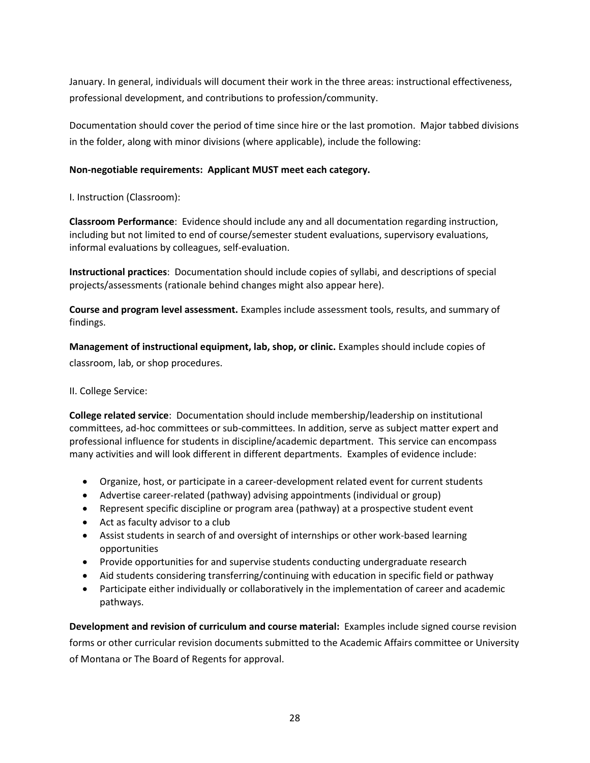January. In general, individuals will document their work in the three areas: instructional effectiveness, professional development, and contributions to profession/community.

Documentation should cover the period of time since hire or the last promotion. Major tabbed divisions in the folder, along with minor divisions (where applicable), include the following:

**Non-negotiable requirements: Applicant MUST meet each category.**

I. Instruction (Classroom):

**Classroom Performance**: Evidence should include any and all documentation regarding instruction, including but not limited to end of course/semester student evaluations, supervisory evaluations, informal evaluations by colleagues, self-evaluation.

**Instructional practices**: Documentation should include copies of syllabi, and descriptions of special projects/assessments (rationale behind changes might also appear here).

**Course and program level assessment.** Examples include assessment tools, results, and summary of findings.

**Management of instructional equipment, lab, shop, or clinic.** Examples should include copies of classroom, lab, or shop procedures.

II. College Service:

**College related service**: Documentation should include membership/leadership on institutional committees, ad-hoc committees or sub-committees. In addition, serve as subject matter expert and professional influence for students in discipline/academic department. This service can encompass many activities and will look different in different departments. Examples of evidence include:

- Organize, host, or participate in a career-development related event for current students
- Advertise career-related (pathway) advising appointments (individual or group)
- Represent specific discipline or program area (pathway) at a prospective student event
- Act as faculty advisor to a club
- Assist students in search of and oversight of internships or other work-based learning opportunities
- Provide opportunities for and supervise students conducting undergraduate research
- Aid students considering transferring/continuing with education in specific field or pathway
- Participate either individually or collaboratively in the implementation of career and academic pathways.

**Development and revision of curriculum and course material:** Examples include signed course revision forms or other curricular revision documents submitted to the Academic Affairs committee or University of Montana or The Board of Regents for approval.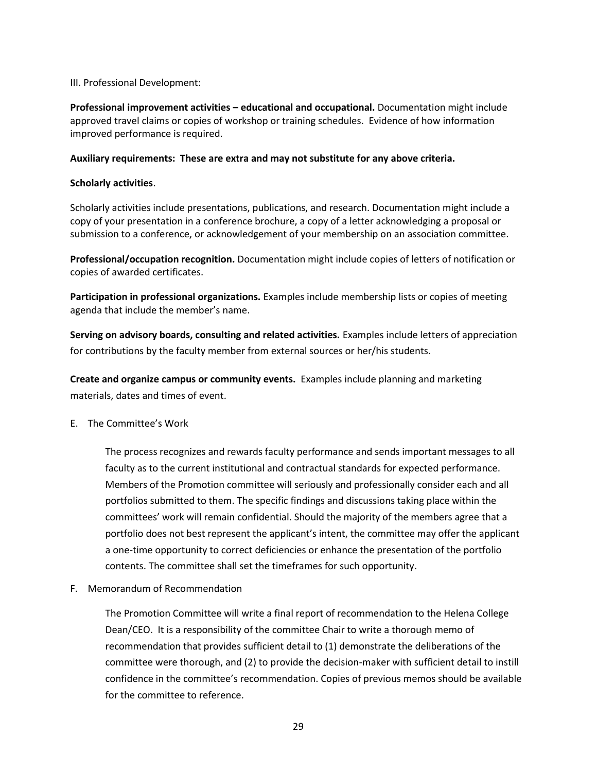III. Professional Development:

**Professional improvement activities – educational and occupational.** Documentation might include approved travel claims or copies of workshop or training schedules. Evidence of how information improved performance is required.

**Auxiliary requirements: These are extra and may not substitute for any above criteria.**

**Scholarly activities**.

Scholarly activities include presentations, publications, and research. Documentation might include a copy of your presentation in a conference brochure, a copy of a letter acknowledging a proposal or submission to a conference, or acknowledgement of your membership on an association committee.

**Professional/occupation recognition.** Documentation might include copies of letters of notification or copies of awarded certificates.

**Participation in professional organizations.** Examples include membership lists or copies of meeting agenda that include the member's name.

**Serving on advisory boards, consulting and related activities.** Examples include letters of appreciation for contributions by the faculty member from external sources or her/his students.

**Create and organize campus or community events.** Examples include planning and marketing materials, dates and times of event.

E. The Committee's Work

The process recognizes and rewards faculty performance and sends important messages to all faculty as to the current institutional and contractual standards for expected performance. Members of the Promotion committee will seriously and professionally consider each and all portfolios submitted to them. The specific findings and discussions taking place within the committees' work will remain confidential. Should the majority of the members agree that a portfolio does not best represent the applicant's intent, the committee may offer the applicant a one-time opportunity to correct deficiencies or enhance the presentation of the portfolio contents. The committee shall set the timeframes for such opportunity.

F. Memorandum of Recommendation

The Promotion Committee will write a final report of recommendation to the Helena College Dean/CEO. It is a responsibility of the committee Chair to write a thorough memo of recommendation that provides sufficient detail to (1) demonstrate the deliberations of the committee were thorough, and (2) to provide the decision-maker with sufficient detail to instill confidence in the committee's recommendation. Copies of previous memos should be available for the committee to reference.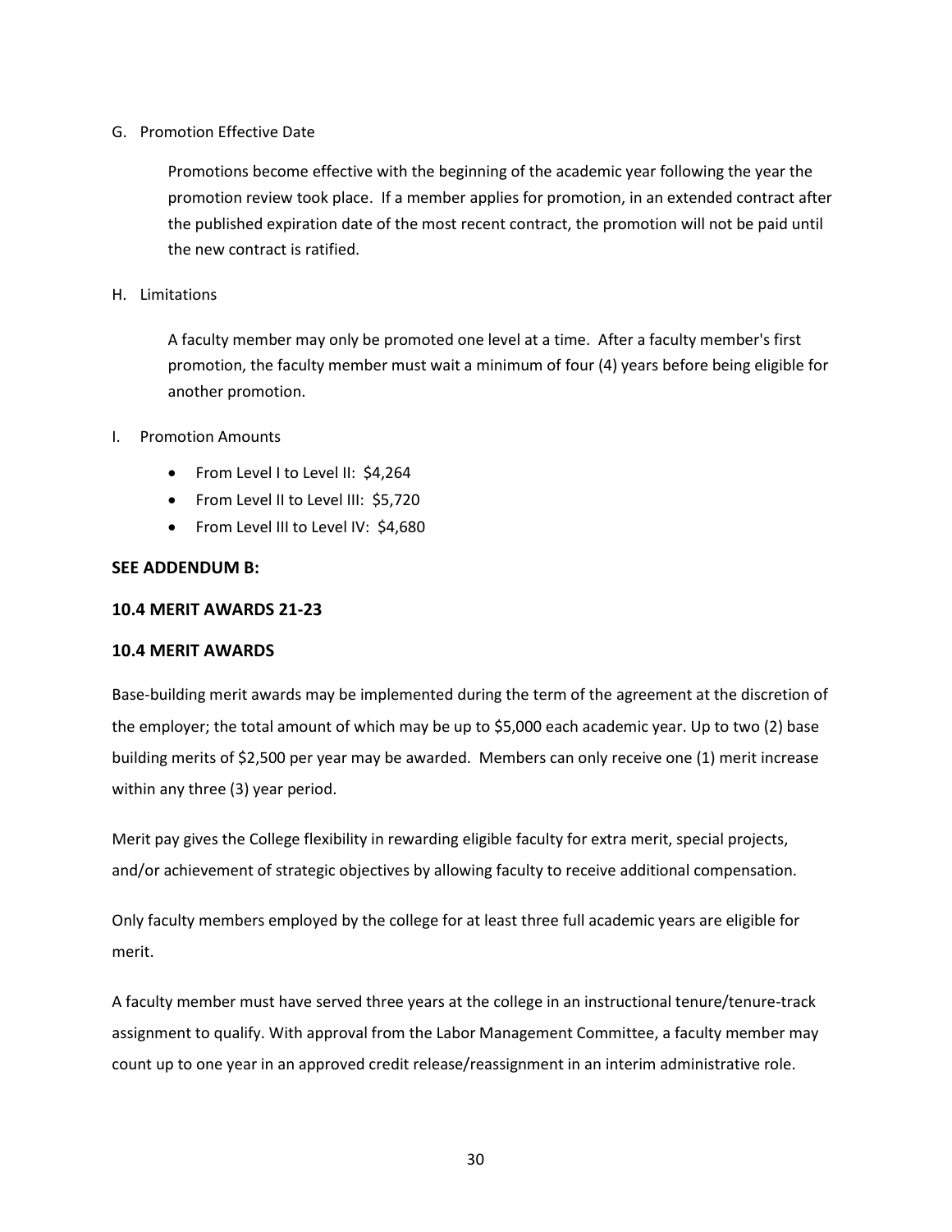G. Promotion Effective Date

Promotions become effective with the beginning of the academic year following the year the promotion review took place. If a member applies for promotion, in an extended contract after the published expiration date of the most recent contract, the promotion will not be paid until the new contract is ratified.

H. Limitations

A faculty member may only be promoted one level at a time. After a faculty member's first promotion, the faculty member must wait a minimum of four (4) years before being eligible for another promotion.

I. Promotion Amounts

- From Level I to Level II: $4,264
- From Level II to Level III: $5,720
- From Level III to Level IV: $4,680

**SEE ADDENDUM B:**

### 10.4 MERIT AWARDS 21-23

### 10.4 MERIT AWARDS

Base-building merit awards may be implemented during the term of the agreement at the discretion of the employer; the total amount of which may be up to $5,000 each academic year. Up to two (2) base building merits of $2,500 per year may be awarded. Members can only receive one (1) merit increase within any three (3) year period.

Merit pay gives the College flexibility in rewarding eligible faculty for extra merit, special projects, and/or achievement of strategic objectives by allowing faculty to receive additional compensation.

Only faculty members employed by the college for at least three full academic years are eligible for merit.

A faculty member must have served three years at the college in an instructional tenure/tenure-track assignment to qualify. With approval from the Labor Management Committee, a faculty member may count up to one year in an approved credit release/reassignment in an interim administrative role.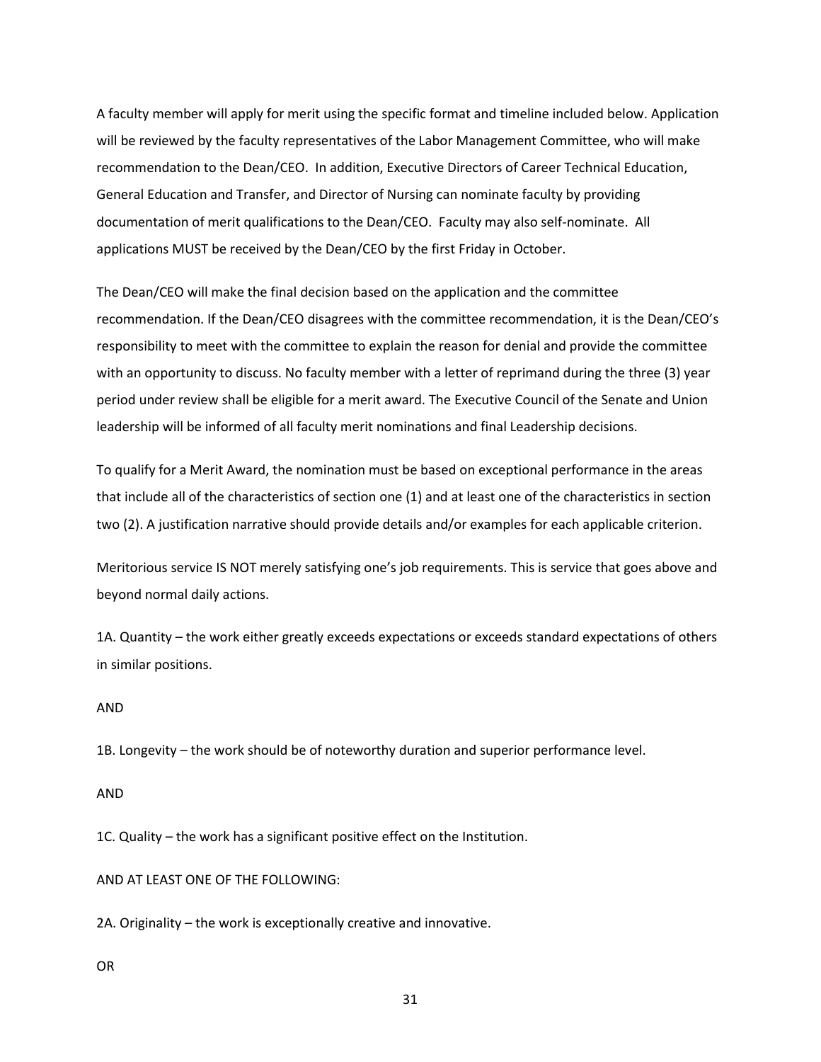A faculty member will apply for merit using the specific format and timeline included below. Application will be reviewed by the faculty representatives of the Labor Management Committee, who will make recommendation to the Dean/CEO. In addition, Executive Directors of Career Technical Education, General Education and Transfer, and Director of Nursing can nominate faculty by providing documentation of merit qualifications to the Dean/CEO. Faculty may also self-nominate. All applications MUST be received by the Dean/CEO by the first Friday in October.

The Dean/CEO will make the final decision based on the application and the committee recommendation. If the Dean/CEO disagrees with the committee recommendation, it is the Dean/CEO's responsibility to meet with the committee to explain the reason for denial and provide the committee with an opportunity to discuss. No faculty member with a letter of reprimand during the three (3) year period under review shall be eligible for a merit award. The Executive Council of the Senate and Union leadership will be informed of all faculty merit nominations and final Leadership decisions.

To qualify for a Merit Award, the nomination must be based on exceptional performance in the areas that include all of the characteristics of section one (1) and at least one of the characteristics in section two (2). A justification narrative should provide details and/or examples for each applicable criterion.

Meritorious service IS NOT merely satisfying one's job requirements. This is service that goes above and beyond normal daily actions.

1A. Quantity – the work either greatly exceeds expectations or exceeds standard expectations of others in similar positions.

AND

1B. Longevity – the work should be of noteworthy duration and superior performance level.

AND

1C. Quality – the work has a significant positive effect on the Institution.

AND AT LEAST ONE OF THE FOLLOWING:

2A. Originality – the work is exceptionally creative and innovative.

OR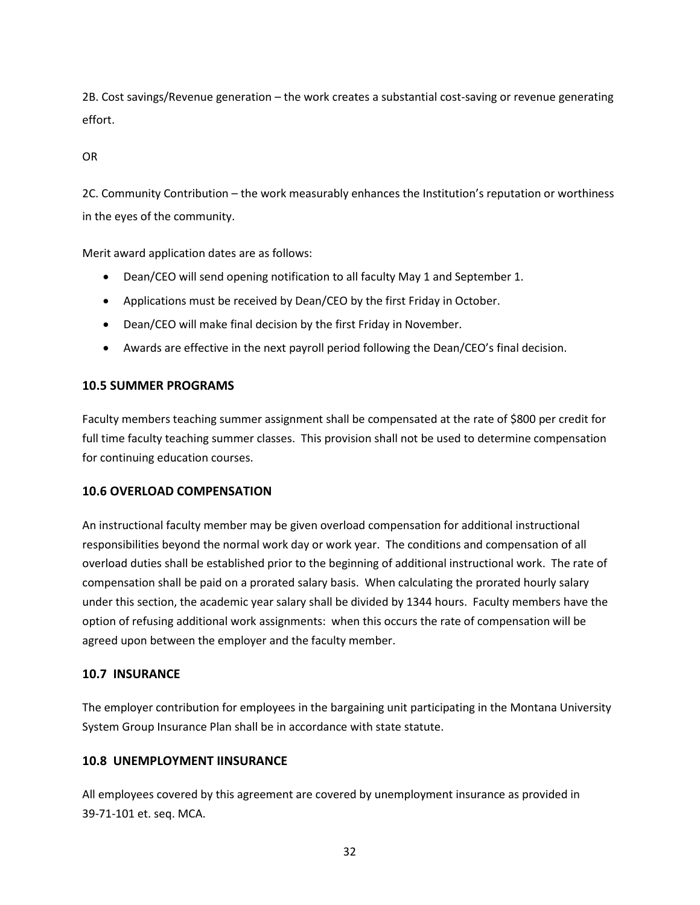2B. Cost savings/Revenue generation – the work creates a substantial cost-saving or revenue generating effort.

OR

2C. Community Contribution – the work measurably enhances the Institution's reputation or worthiness in the eyes of the community.

Merit award application dates are as follows:

- Dean/CEO will send opening notification to all faculty May 1 and September 1.
- Applications must be received by Dean/CEO by the first Friday in October.
- Dean/CEO will make final decision by the first Friday in November.
- Awards are effective in the next payroll period following the Dean/CEO's final decision.

### 10.5 SUMMER PROGRAMS

Faculty members teaching summer assignment shall be compensated at the rate of $800 per credit for full time faculty teaching summer classes. This provision shall not be used to determine compensation for continuing education courses.

### 10.6 OVERLOAD COMPENSATION

An instructional faculty member may be given overload compensation for additional instructional responsibilities beyond the normal work day or work year. The conditions and compensation of all overload duties shall be established prior to the beginning of additional instructional work. The rate of compensation shall be paid on a prorated salary basis. When calculating the prorated hourly salary under this section, the academic year salary shall be divided by 1344 hours. Faculty members have the option of refusing additional work assignments: when this occurs the rate of compensation will be agreed upon between the employer and the faculty member.

### 10.7 INSURANCE

The employer contribution for employees in the bargaining unit participating in the Montana University System Group Insurance Plan shall be in accordance with state statute.

### 10.8 UNEMPLOYMENT IINSURANCE

All employees covered by this agreement are covered by unemployment insurance as provided in 39-71-101 et. seq. MCA.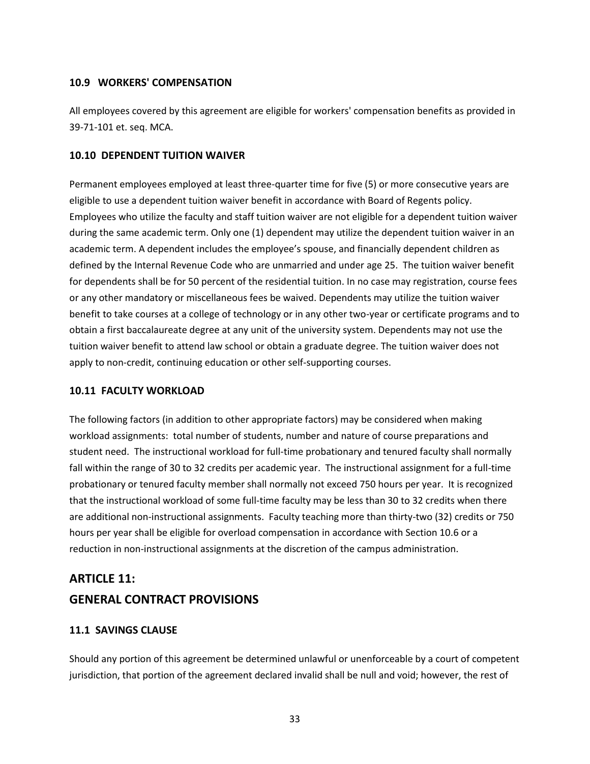### 10.9 WORKERS' COMPENSATION

All employees covered by this agreement are eligible for workers' compensation benefits as provided in 39-71-101 et. seq. MCA.

### 10.10 DEPENDENT TUITION WAIVER

Permanent employees employed at least three-quarter time for five (5) or more consecutive years are eligible to use a dependent tuition waiver benefit in accordance with Board of Regents policy. Employees who utilize the faculty and staff tuition waiver are not eligible for a dependent tuition waiver during the same academic term. Only one (1) dependent may utilize the dependent tuition waiver in an academic term. A dependent includes the employee's spouse, and financially dependent children as defined by the Internal Revenue Code who are unmarried and under age 25. The tuition waiver benefit for dependents shall be for 50 percent of the residential tuition. In no case may registration, course fees or any other mandatory or miscellaneous fees be waived. Dependents may utilize the tuition waiver benefit to take courses at a college of technology or in any other two-year or certificate programs and to obtain a first baccalaureate degree at any unit of the university system. Dependents may not use the tuition waiver benefit to attend law school or obtain a graduate degree. The tuition waiver does not apply to non-credit, continuing education or other self-supporting courses.

### 10.11 FACULTY WORKLOAD

The following factors (in addition to other appropriate factors) may be considered when making workload assignments: total number of students, number and nature of course preparations and student need. The instructional workload for full-time probationary and tenured faculty shall normally fall within the range of 30 to 32 credits per academic year. The instructional assignment for a full-time probationary or tenured faculty member shall normally not exceed 750 hours per year. It is recognized that the instructional workload of some full-time faculty may be less than 30 to 32 credits when there are additional non-instructional assignments. Faculty teaching more than thirty-two (32) credits or 750 hours per year shall be eligible for overload compensation in accordance with Section 10.6 or a reduction in non-instructional assignments at the discretion of the campus administration.

## ARTICLE 11:
## GENERAL CONTRACT PROVISIONS

### 11.1 SAVINGS CLAUSE

Should any portion of this agreement be determined unlawful or unenforceable by a court of competent jurisdiction, that portion of the agreement declared invalid shall be null and void; however, the rest of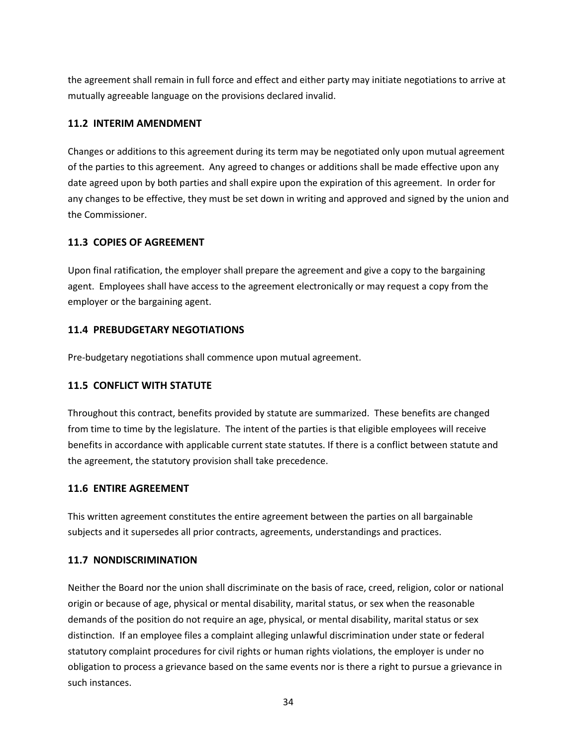the agreement shall remain in full force and effect and either party may initiate negotiations to arrive at mutually agreeable language on the provisions declared invalid.

### 11.2 INTERIM AMENDMENT

Changes or additions to this agreement during its term may be negotiated only upon mutual agreement of the parties to this agreement. Any agreed to changes or additions shall be made effective upon any date agreed upon by both parties and shall expire upon the expiration of this agreement. In order for any changes to be effective, they must be set down in writing and approved and signed by the union and the Commissioner.

### 11.3 COPIES OF AGREEMENT

Upon final ratification, the employer shall prepare the agreement and give a copy to the bargaining agent. Employees shall have access to the agreement electronically or may request a copy from the employer or the bargaining agent.

### 11.4 PREBUDGETARY NEGOTIATIONS

Pre-budgetary negotiations shall commence upon mutual agreement.

### 11.5 CONFLICT WITH STATUTE

Throughout this contract, benefits provided by statute are summarized. These benefits are changed from time to time by the legislature. The intent of the parties is that eligible employees will receive benefits in accordance with applicable current state statutes. If there is a conflict between statute and the agreement, the statutory provision shall take precedence.

### 11.6 ENTIRE AGREEMENT

This written agreement constitutes the entire agreement between the parties on all bargainable subjects and it supersedes all prior contracts, agreements, understandings and practices.

### 11.7 NONDISCRIMINATION

Neither the Board nor the union shall discriminate on the basis of race, creed, religion, color or national origin or because of age, physical or mental disability, marital status, or sex when the reasonable demands of the position do not require an age, physical, or mental disability, marital status or sex distinction. If an employee files a complaint alleging unlawful discrimination under state or federal statutory complaint procedures for civil rights or human rights violations, the employer is under no obligation to process a grievance based on the same events nor is there a right to pursue a grievance in such instances.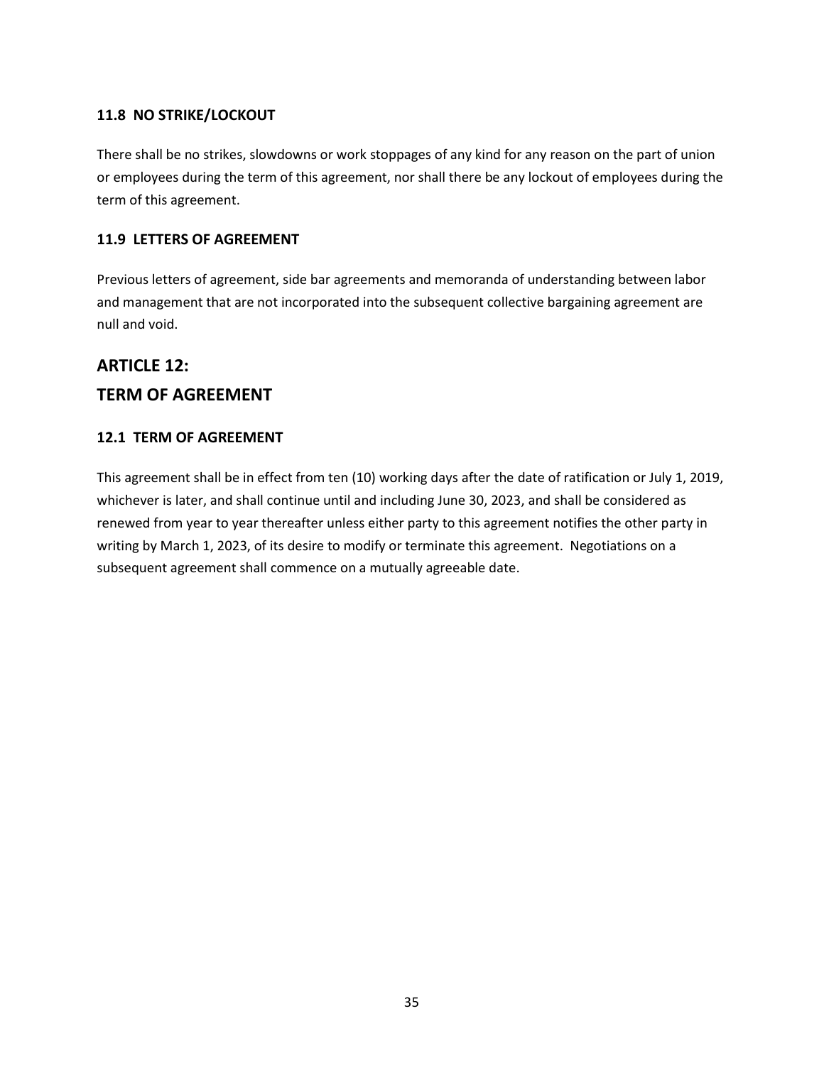### 11.8 NO STRIKE/LOCKOUT

There shall be no strikes, slowdowns or work stoppages of any kind for any reason on the part of union or employees during the term of this agreement, nor shall there be any lockout of employees during the term of this agreement.

### 11.9 LETTERS OF AGREEMENT

Previous letters of agreement, side bar agreements and memoranda of understanding between labor and management that are not incorporated into the subsequent collective bargaining agreement are null and void.

## ARTICLE 12:
## TERM OF AGREEMENT

### 12.1 TERM OF AGREEMENT

This agreement shall be in effect from ten (10) working days after the date of ratification or July 1, 2019, whichever is later, and shall continue until and including June 30, 2023, and shall be considered as renewed from year to year thereafter unless either party to this agreement notifies the other party in writing by March 1, 2023, of its desire to modify or terminate this agreement. Negotiations on a subsequent agreement shall commence on a mutually agreeable date.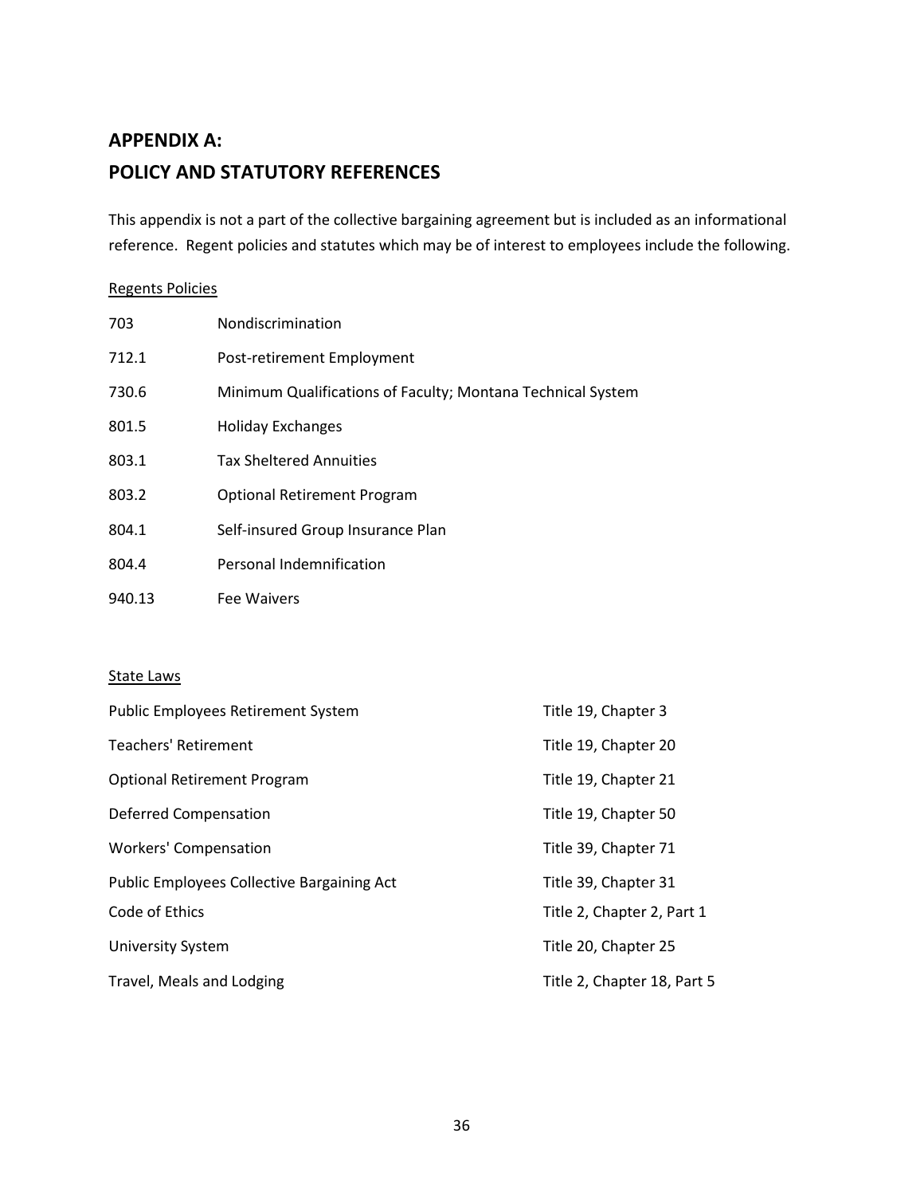## APPENDIX A:
## POLICY AND STATUTORY REFERENCES

This appendix is not a part of the collective bargaining agreement but is included as an informational reference. Regent policies and statutes which may be of interest to employees include the following.

<u>Regents Policies</u>

| | |
|---|---|
| 703 | Nondiscrimination |
| 712.1 | Post-retirement Employment |
| 730.6 | Minimum Qualifications of Faculty; Montana Technical System |
| 801.5 | Holiday Exchanges |
| 803.1 | Tax Sheltered Annuities |
| 803.2 | Optional Retirement Program |
| 804.1 | Self-insured Group Insurance Plan |
| 804.4 | Personal Indemnification |
| 940.13 | Fee Waivers |

<u>State Laws</u>

| | |
|---|---|
| Public Employees Retirement System | Title 19, Chapter 3 |
| Teachers' Retirement | Title 19, Chapter 20 |
| Optional Retirement Program | Title 19, Chapter 21 |
| Deferred Compensation | Title 19, Chapter 50 |
| Workers' Compensation | Title 39, Chapter 71 |
| Public Employees Collective Bargaining Act | Title 39, Chapter 31 |
| Code of Ethics | Title 2, Chapter 2, Part 1 |
| University System | Title 20, Chapter 25 |
| Travel, Meals and Lodging | Title 2, Chapter 18, Part 5 |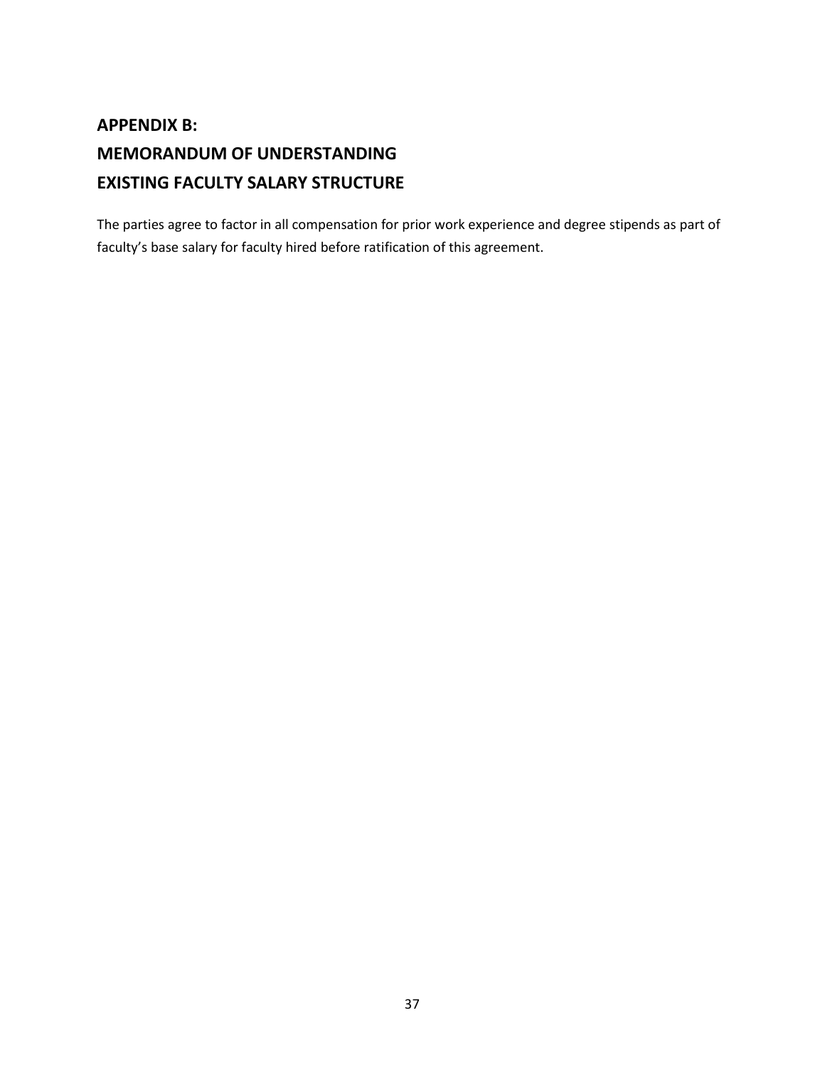# APPENDIX B:
# MEMORANDUM OF UNDERSTANDING
# EXISTING FACULTY SALARY STRUCTURE

The parties agree to factor in all compensation for prior work experience and degree stipends as part of faculty's base salary for faculty hired before ratification of this agreement.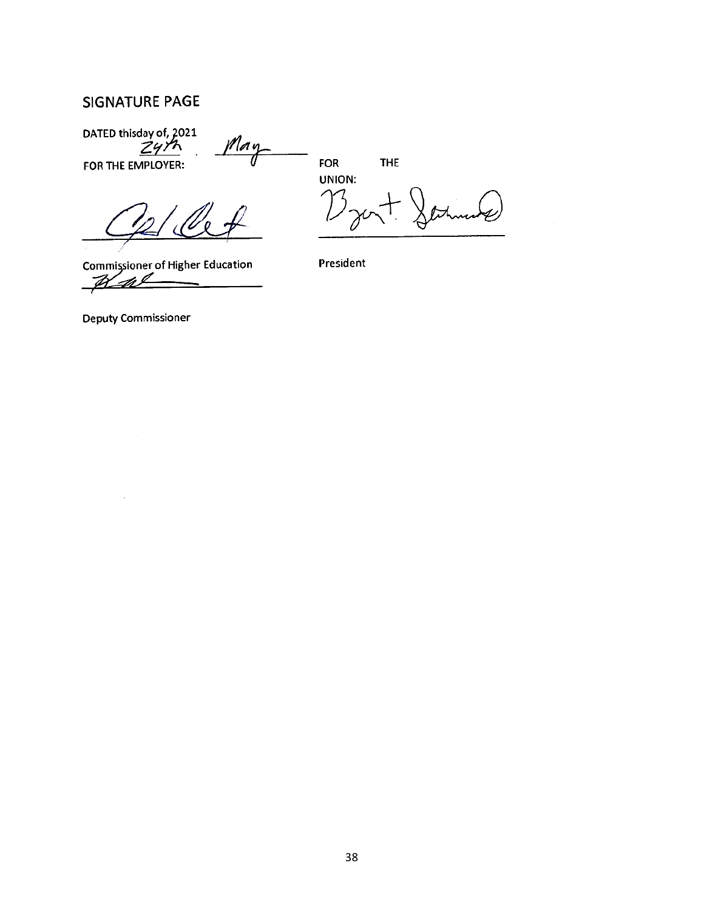## SIGNATURE PAGE

DATED thisday of, 2021
24th . May

FOR THE EMPLOYER:

FOR THE UNION:

_______________________

Commissioner of Higher Education

_______________________

Deputy Commissioner

_______________________

President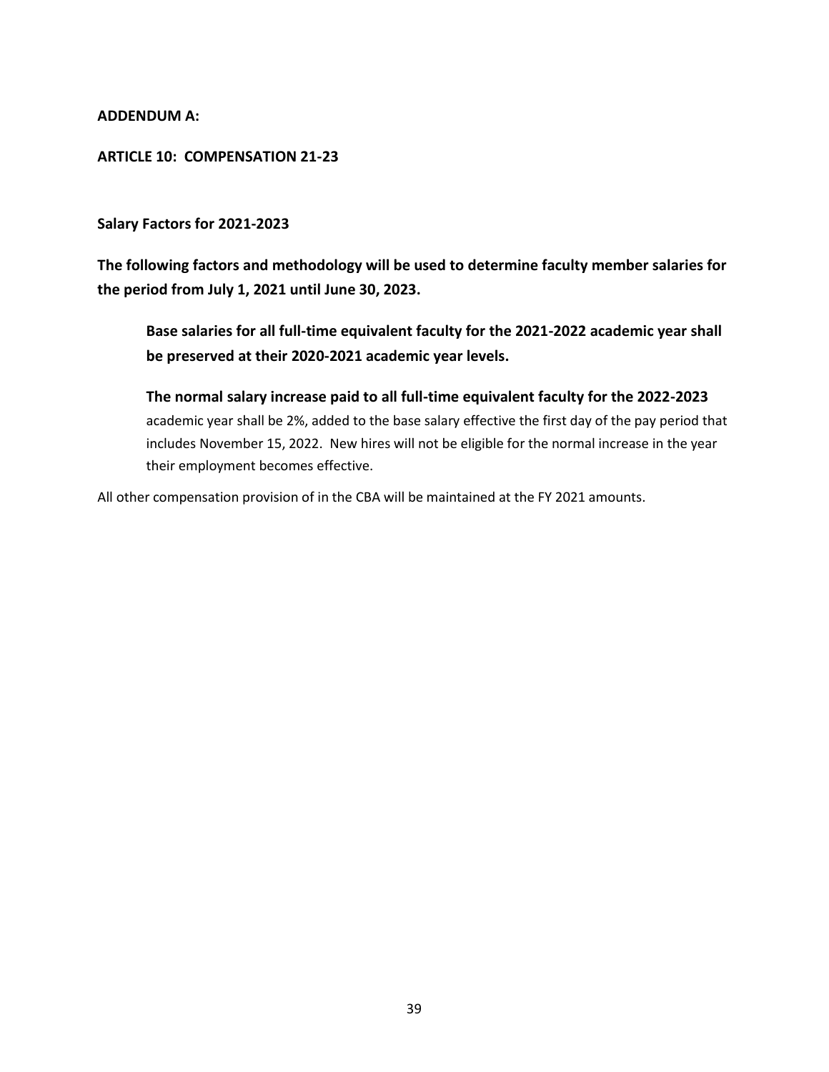**ADDENDUM A:**

**ARTICLE 10: COMPENSATION 21-23**

**Salary Factors for 2021-2023**

**The following factors and methodology will be used to determine faculty member salaries for the period from July 1, 2021 until June 30, 2023.**

> **Base salaries for all full-time equivalent faculty for the 2021-2022 academic year shall be preserved at their 2020-2021 academic year levels.**
>
> **The normal salary increase paid to all full-time equivalent faculty for the 2022-2023** academic year shall be 2%, added to the base salary effective the first day of the pay period that includes November 15, 2022. New hires will not be eligible for the normal increase in the year their employment becomes effective.

All other compensation provision of in the CBA will be maintained at the FY 2021 amounts.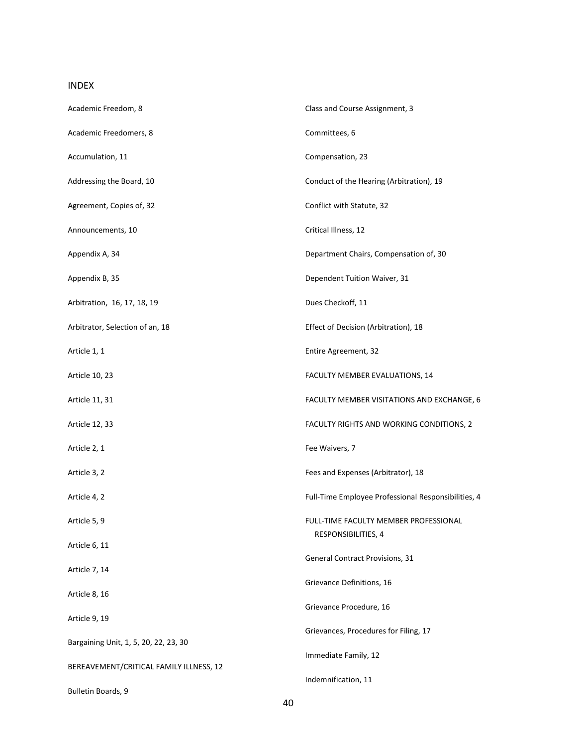## INDEX

Academic Freedom, 8

Academic Freedomers, 8

Accumulation, 11

Addressing the Board, 10

Agreement, Copies of, 32

Announcements, 10

Appendix A, 34

Appendix B, 35

Arbitration, 16, 17, 18, 19

Arbitrator, Selection of an, 18

Article 1, 1

Article 10, 23

Article 11, 31

Article 12, 33

Article 2, 1

Article 3, 2

Article 4, 2

Article 5, 9

Article 6, 11

Article 7, 14

Article 8, 16

Article 9, 19

Bargaining Unit, 1, 5, 20, 22, 23, 30

BEREAVEMENT/CRITICAL FAMILY ILLNESS, 12

Bulletin Boards, 9

Class and Course Assignment, 3

Committees, 6

Compensation, 23

Conduct of the Hearing (Arbitration), 19

Conflict with Statute, 32

Critical Illness, 12

Department Chairs, Compensation of, 30

Dependent Tuition Waiver, 31

Dues Checkoff, 11

Effect of Decision (Arbitration), 18

Entire Agreement, 32

FACULTY MEMBER EVALUATIONS, 14

FACULTY MEMBER VISITATIONS AND EXCHANGE, 6

FACULTY RIGHTS AND WORKING CONDITIONS, 2

Fee Waivers, 7

Fees and Expenses (Arbitrator), 18

Full-Time Employee Professional Responsibilities, 4

FULL-TIME FACULTY MEMBER PROFESSIONAL RESPONSIBILITIES, 4

General Contract Provisions, 31

Grievance Definitions, 16

Grievance Procedure, 16

Grievances, Procedures for Filing, 17

Immediate Family, 12

Indemnification, 11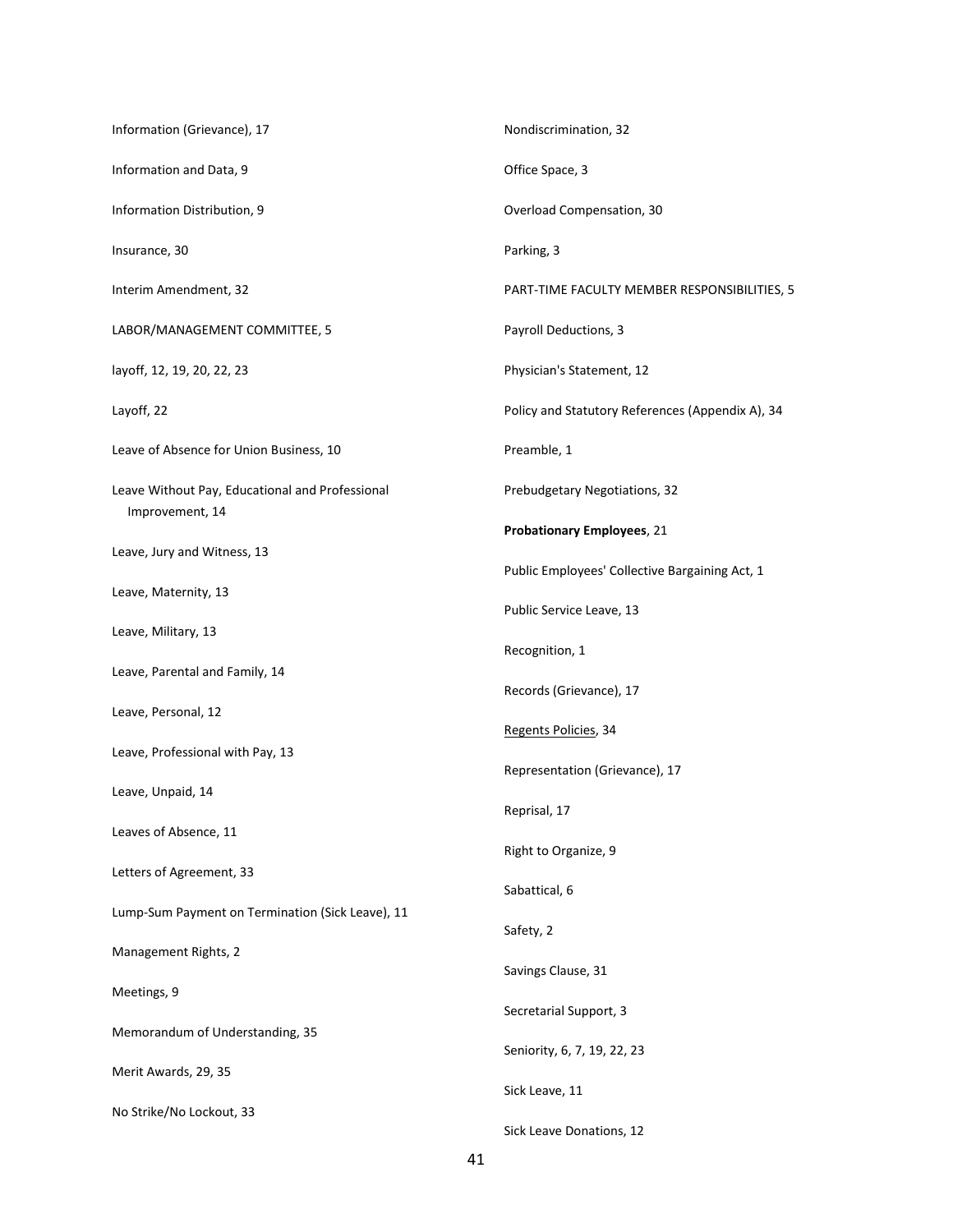Information (Grievance), 17

Information and Data, 9

Information Distribution, 9

Insurance, 30

Interim Amendment, 32

LABOR/MANAGEMENT COMMITTEE, 5

layoff, 12, 19, 20, 22, 23

Layoff, 22

Leave of Absence for Union Business, 10

Leave Without Pay, Educational and Professional Improvement, 14

Leave, Jury and Witness, 13

Leave, Maternity, 13

Leave, Military, 13

Leave, Parental and Family, 14

Leave, Personal, 12

Leave, Professional with Pay, 13

Leave, Unpaid, 14

Leaves of Absence, 11

Letters of Agreement, 33

Lump-Sum Payment on Termination (Sick Leave), 11

Management Rights, 2

Meetings, 9

Memorandum of Understanding, 35

Merit Awards, 29, 35

No Strike/No Lockout, 33

Nondiscrimination, 32

Office Space, 3

Overload Compensation, 30

Parking, 3

PART-TIME FACULTY MEMBER RESPONSIBILITIES, 5

Payroll Deductions, 3

Physician's Statement, 12

Policy and Statutory References (Appendix A), 34

Preamble, 1

Prebudgetary Negotiations, 32

**Probationary Employees**, 21

Public Employees' Collective Bargaining Act, 1

Public Service Leave, 13

Recognition, 1

Records (Grievance), 17

Regents Policies, 34

Representation (Grievance), 17

Reprisal, 17

Right to Organize, 9

Sabattical, 6

Safety, 2

Savings Clause, 31

Secretarial Support, 3

Seniority, 6, 7, 19, 22, 23

Sick Leave, 11

Sick Leave Donations, 12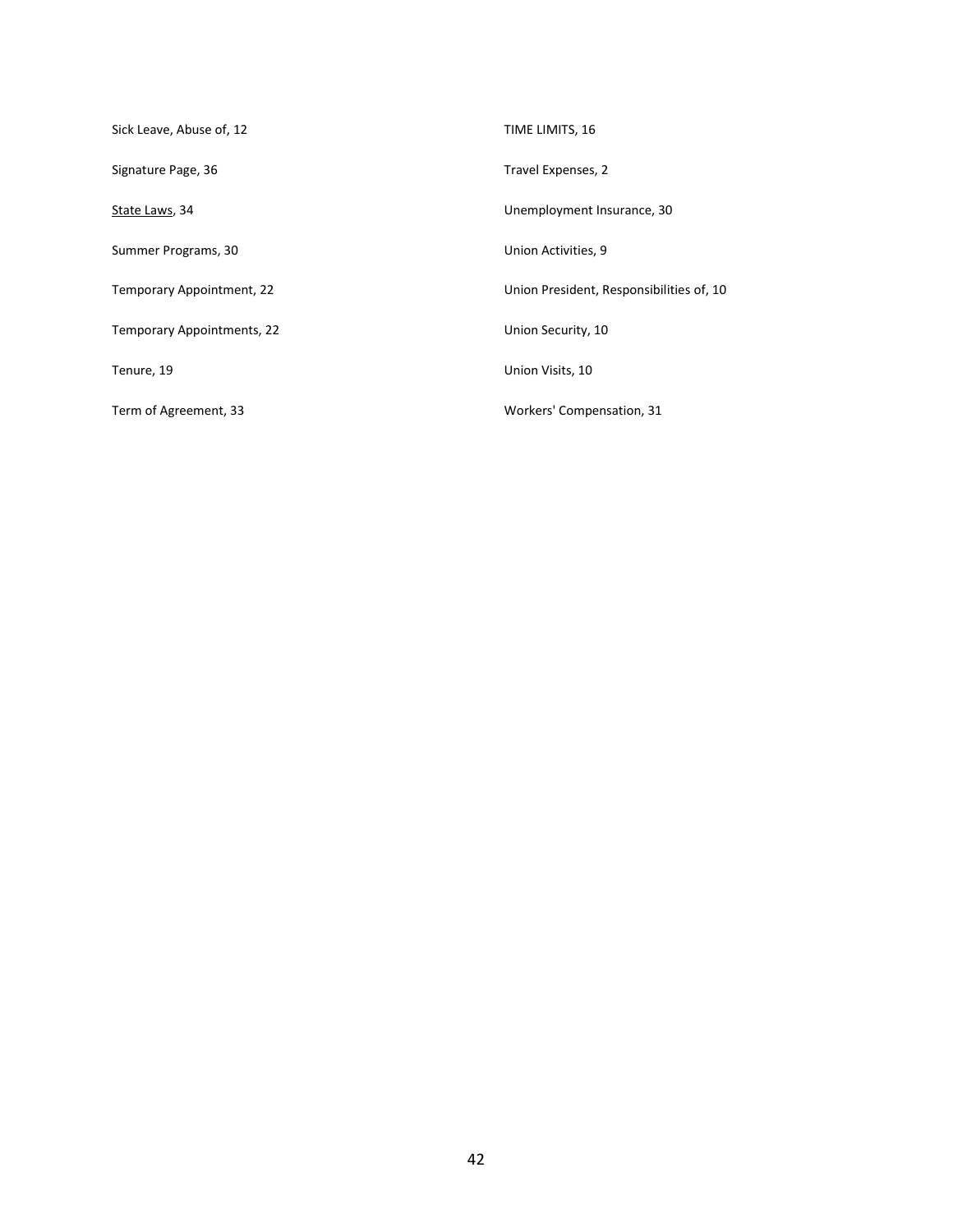Sick Leave, Abuse of, 12

Signature Page, 36

<u>State Laws</u>, 34

Summer Programs, 30

Temporary Appointment, 22

Temporary Appointments, 22

Tenure, 19

Term of Agreement, 33

TIME LIMITS, 16

Travel Expenses, 2

Unemployment Insurance, 30

Union Activities, 9

Union President, Responsibilities of, 10

Union Security, 10

Union Visits, 10

Workers' Compensation, 31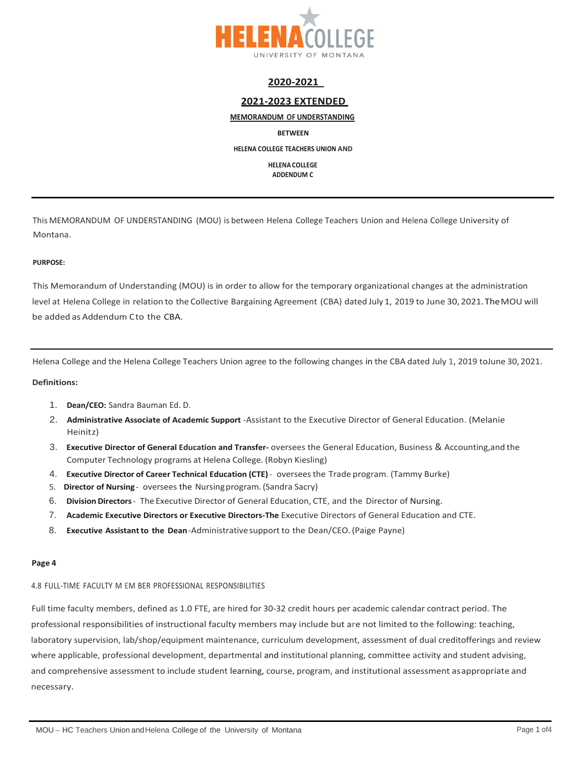HELENA COLLEGE
UNIVERSITY OF MONTANA

## 2020-2021

## 2021-2023 EXTENDED

**MEMORANDUM OF UNDERSTANDING**

**BETWEEN**

**HELENA COLLEGE TEACHERS UNION AND**

**HELENA COLLEGE**
**ADDENDUM C**

---

This MEMORANDUM OF UNDERSTANDING (MOU) is between Helena College Teachers Union and Helena College University of Montana.

**PURPOSE:**

This Memorandum of Understanding (MOU) is in order to allow for the temporary organizational changes at the administration level at Helena College in relation to the Collective Bargaining Agreement (CBA) dated July 1, 2019 to June 30, 2021. The MOU will be added as Addendum C to the CBA.

---

Helena College and the Helena College Teachers Union agree to the following changes in the CBA dated July 1, 2019 to June 30, 2021.

**Definitions:**

1. **Dean/CEO:** Sandra Bauman Ed. D.
2. **Administrative Associate of Academic Support** -Assistant to the Executive Director of General Education. (Melanie Heinitz)
3. **Executive Director of General Education and Transfer-** oversees the General Education, Business & Accounting, and the Computer Technology programs at Helena College. (Robyn Kiesling)
4. **Executive Director of Career Technical Education (CTE)** - oversees the Trade program. (Tammy Burke)
5. **Director of Nursing** - oversees the Nursing program. (Sandra Sacry)
6. **Division Directors** - The Executive Director of General Education, CTE, and the Director of Nursing.
7. **Academic Executive Directors or Executive Directors-The** Executive Directors of General Education and CTE.
8. **Executive Assistant to the Dean** -Administrative support to the Dean/CEO. (Paige Payne)

**Page 4**

4.8 FULL-TIME FACULTY MEMBER PROFESSIONAL RESPONSIBILITIES

Full time faculty members, defined as 1.0 FTE, are hired for 30-32 credit hours per academic calendar contract period. The professional responsibilities of instructional faculty members may include but are not limited to the following: teaching, laboratory supervision, lab/shop/equipment maintenance, curriculum development, assessment of dual credit offerings and review where applicable, professional development, departmental and institutional planning, committee activity and student advising, and comprehensive assessment to include student learning, course, program, and institutional assessment as appropriate and necessary.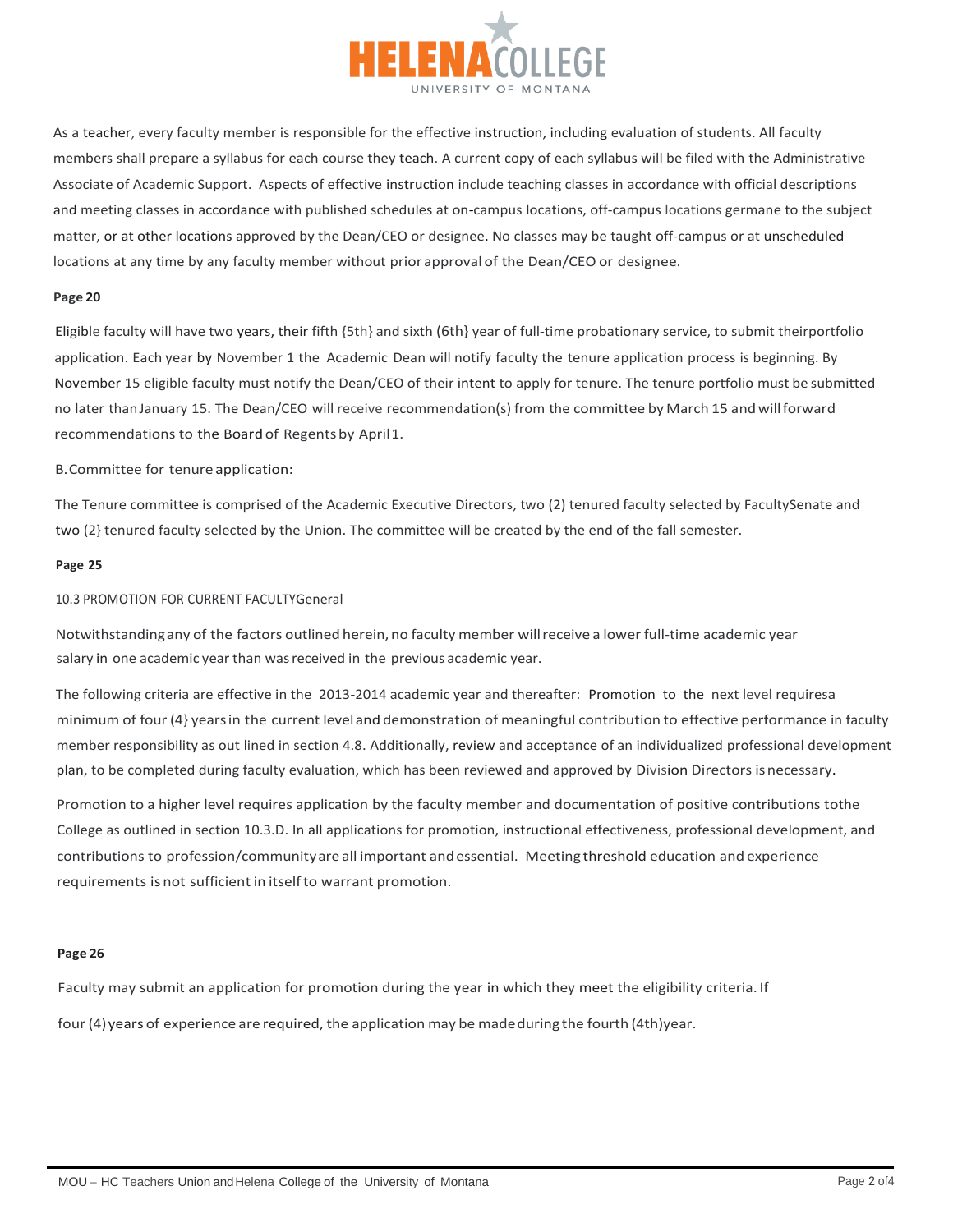As a teacher, every faculty member is responsible for the effective instruction, including evaluation of students. All faculty members shall prepare a syllabus for each course they teach. A current copy of each syllabus will be filed with the Administrative Associate of Academic Support. Aspects of effective instruction include teaching classes in accordance with official descriptions and meeting classes in accordance with published schedules at on-campus locations, off-campus locations germane to the subject matter, or at other locations approved by the Dean/CEO or designee. No classes may be taught off-campus or at unscheduled locations at any time by any faculty member without prior approval of the Dean/CEO or designee.

**Page 20**

Eligible faculty will have two years, their fifth {5th} and sixth (6th} year of full-time probationary service, to submit theirportfolio application. Each year by November 1 the Academic Dean will notify faculty the tenure application process is beginning. By November 15 eligible faculty must notify the Dean/CEO of their intent to apply for tenure. The tenure portfolio must be submitted no later than January 15. The Dean/CEO will receive recommendation(s) from the committee by March 15 and will forward recommendations to the Board of Regents by April 1.

B. Committee for tenure application:

The Tenure committee is comprised of the Academic Executive Directors, two (2) tenured faculty selected by FacultySenate and two (2} tenured faculty selected by the Union. The committee will be created by the end of the fall semester.

**Page 25**

10.3 PROMOTION FOR CURRENT FACULTYGeneral

Notwithstanding any of the factors outlined herein, no faculty member will receive a lower full-time academic year salary in one academic year than was received in the previous academic year.

The following criteria are effective in the 2013-2014 academic year and thereafter: Promotion to the next level requiresa minimum of four (4} years in the current level and demonstration of meaningful contribution to effective performance in faculty member responsibility as out lined in section 4.8. Additionally, review and acceptance of an individualized professional development plan, to be completed during faculty evaluation, which has been reviewed and approved by Division Directors is necessary.

Promotion to a higher level requires application by the faculty member and documentation of positive contributions tothe College as outlined in section 10.3.D. In all applications for promotion, instructional effectiveness, professional development, and contributions to profession/community are all important and essential. Meeting threshold education and experience requirements is not sufficient in itself to warrant promotion.

**Page 26**

Faculty may submit an application for promotion during the year in which they meet the eligibility criteria. If four (4) years of experience are required, the application may be made during the fourth (4th)year.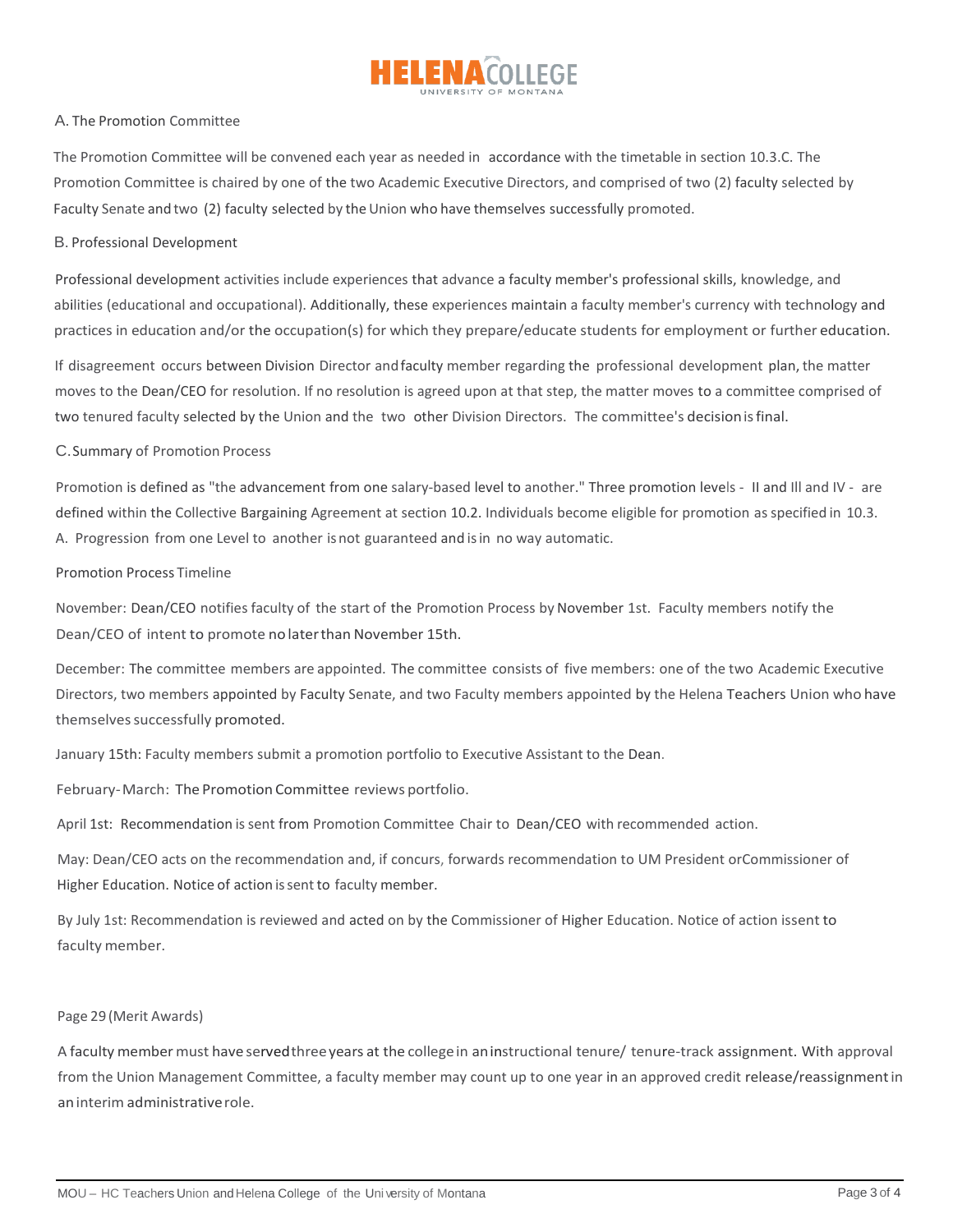### A. The Promotion Committee

The Promotion Committee will be convened each year as needed in accordance with the timetable in section 10.3.C. The Promotion Committee is chaired by one of the two Academic Executive Directors, and comprised of two (2) faculty selected by Faculty Senate and two (2) faculty selected by the Union who have themselves successfully promoted.

### B. Professional Development

Professional development activities include experiences that advance a faculty member's professional skills, knowledge, and abilities (educational and occupational). Additionally, these experiences maintain a faculty member's currency with technology and practices in education and/or the occupation(s) for which they prepare/educate students for employment or further education.

If disagreement occurs between Division Director and faculty member regarding the professional development plan, the matter moves to the Dean/CEO for resolution. If no resolution is agreed upon at that step, the matter moves to a committee comprised of two tenured faculty selected by the Union and the two other Division Directors. The committee's decision is final.

### C. Summary of Promotion Process

Promotion is defined as "the advancement from one salary-based level to another." Three promotion levels - II and Ill and IV - are defined within the Collective Bargaining Agreement at section 10.2. Individuals become eligible for promotion as specified in 10.3. A. Progression from one Level to another is not guaranteed and is in no way automatic.

Promotion Process Timeline

November: Dean/CEO notifies faculty of the start of the Promotion Process by November 1st. Faculty members notify the Dean/CEO of intent to promote no later than November 15th.

December: The committee members are appointed. The committee consists of five members: one of the two Academic Executive Directors, two members appointed by Faculty Senate, and two Faculty members appointed by the Helena Teachers Union who have themselves successfully promoted.

January 15th: Faculty members submit a promotion portfolio to Executive Assistant to the Dean.

February-March: The Promotion Committee reviews portfolio.

April 1st: Recommendation is sent from Promotion Committee Chair to Dean/CEO with recommended action.

May: Dean/CEO acts on the recommendation and, if concurs, forwards recommendation to UM President orCommissioner of Higher Education. Notice of action is sent to faculty member.

By July 1st: Recommendation is reviewed and acted on by the Commissioner of Higher Education. Notice of action issent to faculty member.

Page 29 (Merit Awards)

A faculty member must have served three years at the college in an instructional tenure/ tenure-track assignment. With approval from the Union Management Committee, a faculty member may count up to one year in an approved credit release/reassignment in an interim administrative role.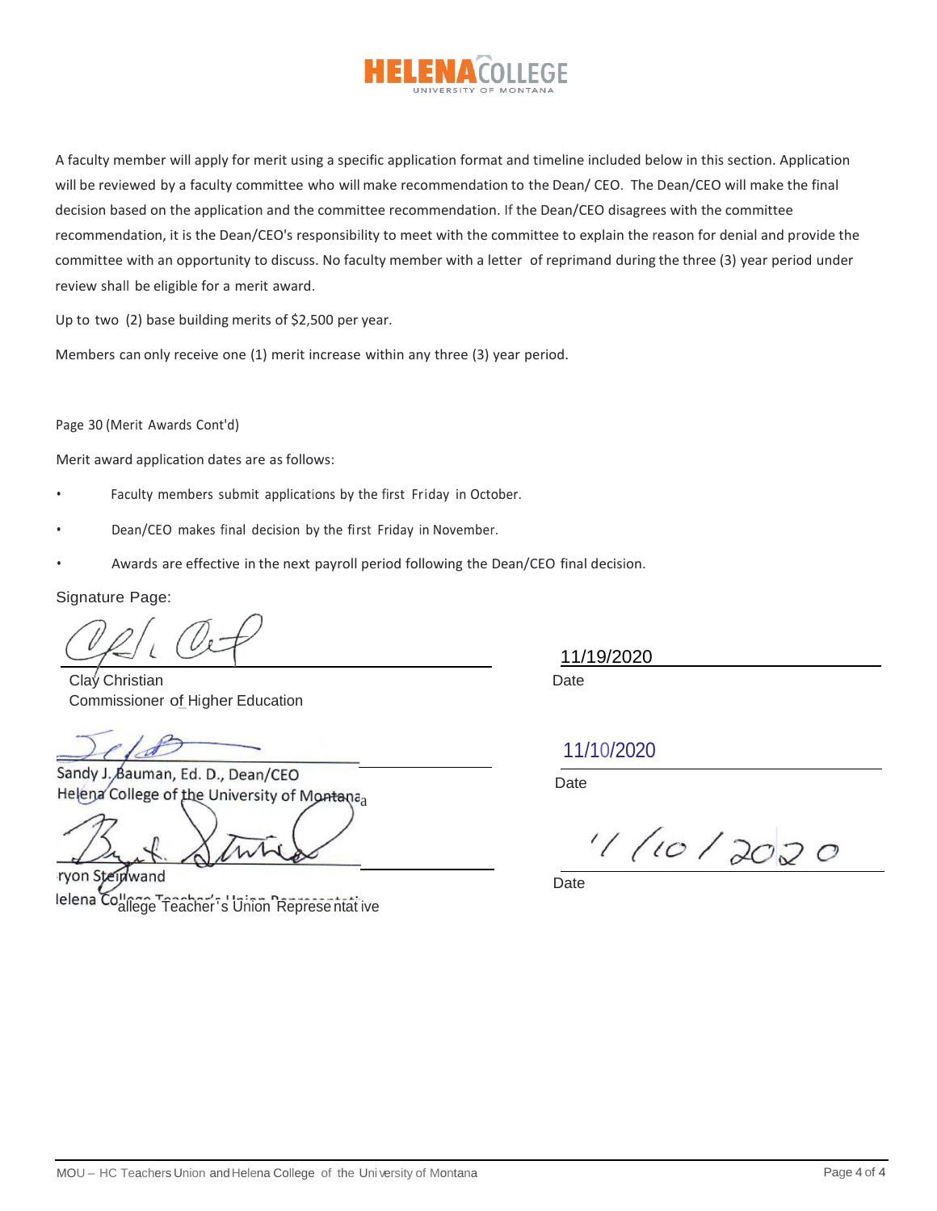A faculty member will apply for merit using a specific application format and timeline included below in this section. Application will be reviewed by a faculty committee who will make recommendation to the Dean/ CEO. The Dean/CEO will make the final decision based on the application and the committee recommendation. If the Dean/CEO disagrees with the committee recommendation, it is the Dean/CEO's responsibility to meet with the committee to explain the reason for denial and provide the committee with an opportunity to discuss. No faculty member with a letter of reprimand during the three (3) year period under review shall be eligible for a merit award.

Up to two (2) base building merits of $2,500 per year.

Members can only receive one (1) merit increase within any three (3) year period.

Page 30 (Merit Awards Cont'd)

Merit award application dates are as follows:

- Faculty members submit applications by the first Friday in October.
- Dean/CEO makes final decision by the first Friday in November.
- Awards are effective in the next payroll period following the Dean/CEO final decision.

Signature Page:

Clay Christian
Commissioner of Higher Education — Date: 11/19/2020

Sandy J. Bauman, Ed. D., Dean/CEO
Helena College of the University of Montana — Date: 11/10/2020

Bryon Steinwand
Helena College Teacher's Union Representative — Date: 11/10/2020